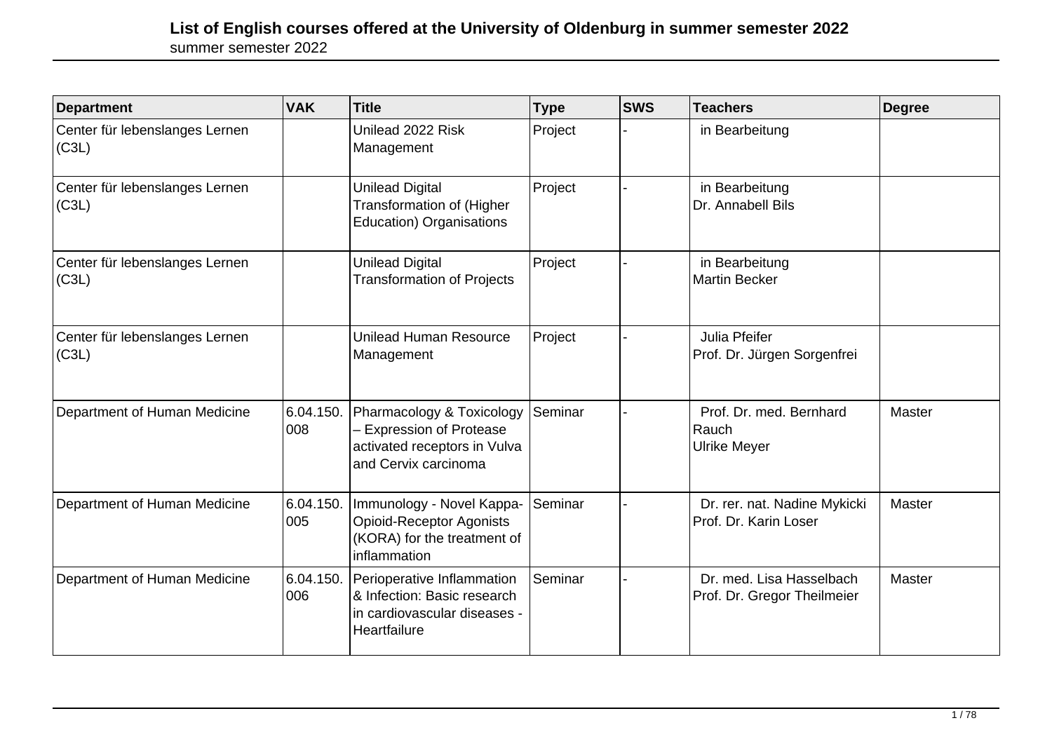# List of English courses offered at the University of Oldenburg in summer semester 2022

summer semester 2022

| Department | VAK | Title | Type | SWS | Teachers | Degree |
|---|---|---|---|---|---|---|
| Center für lebenslanges Lernen (C3L) | | Unilead 2022 Risk Management | Project | - | in Bearbeitung | |
| Center für lebenslanges Lernen (C3L) | | Unilead Digital Transformation of (Higher Education) Organisations | Project | - | in Bearbeitung<br>Dr. Annabell Bils | |
| Center für lebenslanges Lernen (C3L) | | Unilead Digital Transformation of Projects | Project | - | in Bearbeitung<br>Martin Becker | |
| Center für lebenslanges Lernen (C3L) | | Unilead Human Resource Management | Project | - | Julia Pfeifer<br>Prof. Dr. Jürgen Sorgenfrei | |
| Department of Human Medicine | 6.04.150.008 | Pharmacology & Toxicology – Expression of Protease activated receptors in Vulva and Cervix carcinoma | Seminar | - | Prof. Dr. med. Bernhard Rauch<br>Ulrike Meyer | Master |
| Department of Human Medicine | 6.04.150.005 | Immunology - Novel Kappa-Opioid-Receptor Agonists (KORA) for the treatment of inflammation | Seminar | - | Dr. rer. nat. Nadine Mykicki<br>Prof. Dr. Karin Loser | Master |
| Department of Human Medicine | 6.04.150.006 | Perioperative Inflammation & Infection: Basic research in cardiovascular diseases - Heartfailure | Seminar | - | Dr. med. Lisa Hasselbach<br>Prof. Dr. Gregor Theilmeier | Master |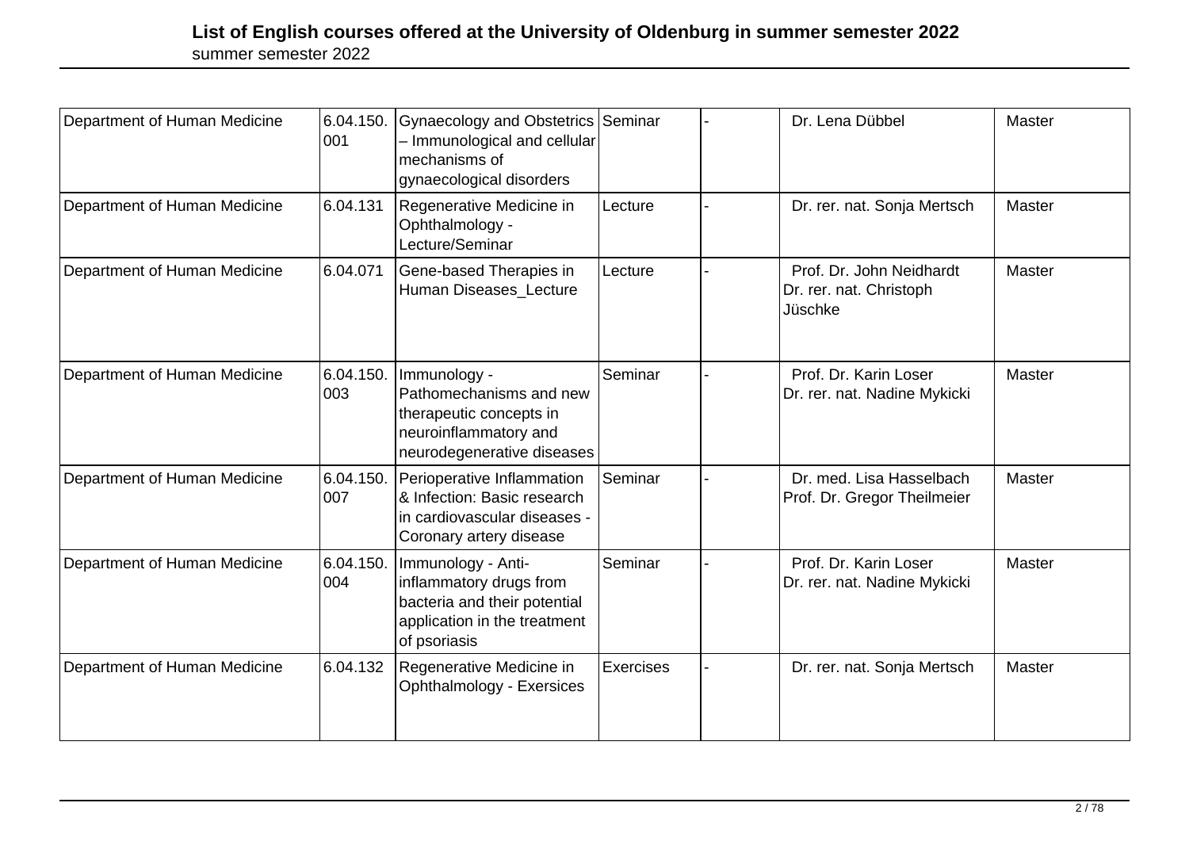# List of English courses offered at the University of Oldenburg in summer semester 2022

summer semester 2022

| | | | | | | |
|---|---|---|---|---|---|---|
| Department of Human Medicine | 6.04.150.001 | Gynaecology and Obstetrics – Immunological and cellular mechanisms of gynaecological disorders | Seminar | - | Dr. Lena Dübbel | Master |
| Department of Human Medicine | 6.04.131 | Regenerative Medicine in Ophthalmology - Lecture/Seminar | Lecture | - | Dr. rer. nat. Sonja Mertsch | Master |
| Department of Human Medicine | 6.04.071 | Gene-based Therapies in Human Diseases_Lecture | Lecture | - | Prof. Dr. John Neidhardt Dr. rer. nat. Christoph Jüschke | Master |
| Department of Human Medicine | 6.04.150.003 | Immunology - Pathomechanisms and new therapeutic concepts in neuroinflammatory and neurodegenerative diseases | Seminar | - | Prof. Dr. Karin Loser Dr. rer. nat. Nadine Mykicki | Master |
| Department of Human Medicine | 6.04.150.007 | Perioperative Inflammation & Infection: Basic research in cardiovascular diseases - Coronary artery disease | Seminar | - | Dr. med. Lisa Hasselbach Prof. Dr. Gregor Theilmeier | Master |
| Department of Human Medicine | 6.04.150.004 | Immunology - Anti-inflammatory drugs from bacteria and their potential application in the treatment of psoriasis | Seminar | - | Prof. Dr. Karin Loser Dr. rer. nat. Nadine Mykicki | Master |
| Department of Human Medicine | 6.04.132 | Regenerative Medicine in Ophthalmology - Exersices | Exercises | - | Dr. rer. nat. Sonja Mertsch | Master |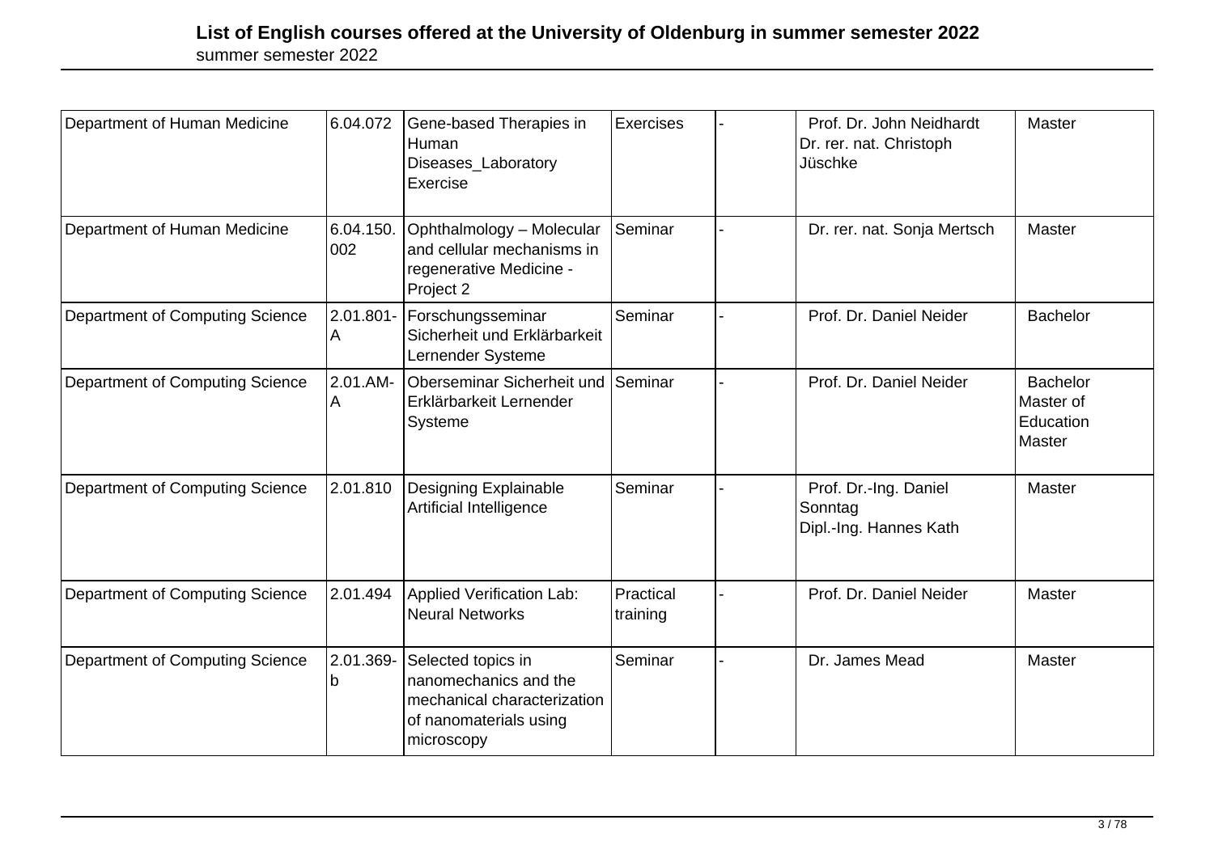| Department of Human Medicine | 6.04.072 | Gene-based Therapies in Human Diseases_Laboratory Exercise | Exercises | - | Prof. Dr. John Neidhardt<br>Dr. rer. nat. Christoph Jüschke | Master |
|---|---|---|---|---|---|---|
| Department of Human Medicine | 6.04.150.002 | Ophthalmology – Molecular and cellular mechanisms in regenerative Medicine - Project 2 | Seminar | - | Dr. rer. nat. Sonja Mertsch | Master |
| Department of Computing Science | 2.01.801-A | Forschungsseminar Sicherheit und Erklärbarkeit Lernender Systeme | Seminar | - | Prof. Dr. Daniel Neider | Bachelor |
| Department of Computing Science | 2.01.AM-A | Oberseminar Sicherheit und Erklärbarkeit Lernender Systeme | Seminar | - | Prof. Dr. Daniel Neider | Bachelor<br>Master of Education<br>Master |
| Department of Computing Science | 2.01.810 | Designing Explainable Artificial Intelligence | Seminar | - | Prof. Dr.-Ing. Daniel Sonntag<br>Dipl.-Ing. Hannes Kath | Master |
| Department of Computing Science | 2.01.494 | Applied Verification Lab: Neural Networks | Practical training | - | Prof. Dr. Daniel Neider | Master |
| Department of Computing Science | 2.01.369-b | Selected topics in nanomechanics and the mechanical characterization of nanomaterials using microscopy | Seminar | - | Dr. James Mead | Master |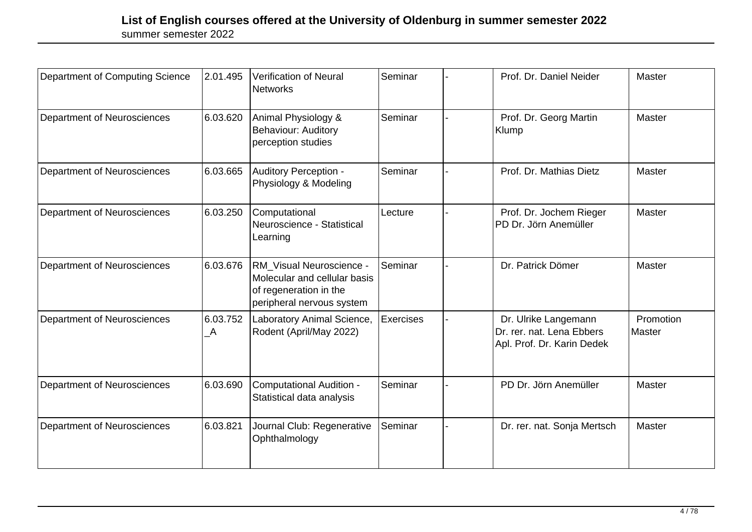| Department of Computing Science | 2.01.495 | Verification of Neural Networks | Seminar | - | Prof. Dr. Daniel Neider | Master |
|---|---|---|---|---|---|---|
| Department of Neurosciences | 6.03.620 | Animal Physiology & Behaviour: Auditory perception studies | Seminar | - | Prof. Dr. Georg Martin Klump | Master |
| Department of Neurosciences | 6.03.665 | Auditory Perception - Physiology & Modeling | Seminar | - | Prof. Dr. Mathias Dietz | Master |
| Department of Neurosciences | 6.03.250 | Computational Neuroscience - Statistical Learning | Lecture | - | Prof. Dr. Jochem Rieger<br>PD Dr. Jörn Anemüller | Master |
| Department of Neurosciences | 6.03.676 | RM_Visual Neuroscience - Molecular and cellular basis of regeneration in the peripheral nervous system | Seminar | - | Dr. Patrick Dömer | Master |
| Department of Neurosciences | 6.03.752_A | Laboratory Animal Science, Rodent (April/May 2022) | Exercises | - | Dr. Ulrike Langemann<br>Dr. rer. nat. Lena Ebbers<br>Apl. Prof. Dr. Karin Dedek | Promotion<br>Master |
| Department of Neurosciences | 6.03.690 | Computational Audition - Statistical data analysis | Seminar | - | PD Dr. Jörn Anemüller | Master |
| Department of Neurosciences | 6.03.821 | Journal Club: Regenerative Ophthalmology | Seminar | - | Dr. rer. nat. Sonja Mertsch | Master |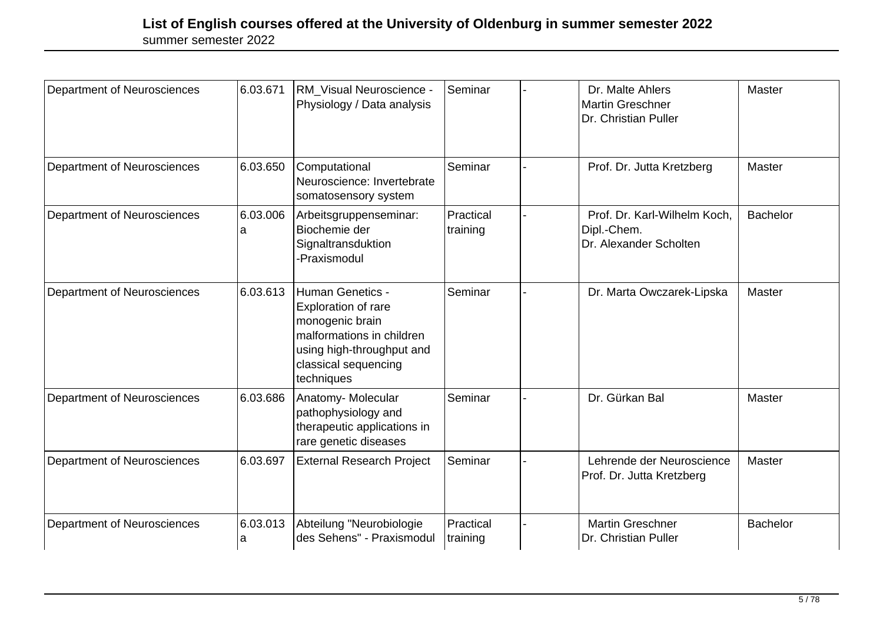# List of English courses offered at the University of Oldenburg in summer semester 2022

summer semester 2022

| | | | | | | |
|---|---|---|---|---|---|---|
| Department of Neurosciences | 6.03.671 | RM_Visual Neuroscience - Physiology / Data analysis | Seminar | - | Dr. Malte Ahlers<br>Martin Greschner<br>Dr. Christian Puller | Master |
| Department of Neurosciences | 6.03.650 | Computational Neuroscience: Invertebrate somatosensory system | Seminar | - | Prof. Dr. Jutta Kretzberg | Master |
| Department of Neurosciences | 6.03.006a | Arbeitsgruppenseminar: Biochemie der Signaltransduktion -Praxismodul | Practical training | - | Prof. Dr. Karl-Wilhelm Koch, Dipl.-Chem.<br>Dr. Alexander Scholten | Bachelor |
| Department of Neurosciences | 6.03.613 | Human Genetics - Exploration of rare monogenic brain malformations in children using high-throughput and classical sequencing techniques | Seminar | - | Dr. Marta Owczarek-Lipska | Master |
| Department of Neurosciences | 6.03.686 | Anatomy- Molecular pathophysiology and therapeutic applications in rare genetic diseases | Seminar | - | Dr. Gürkan Bal | Master |
| Department of Neurosciences | 6.03.697 | External Research Project | Seminar | - | Lehrende der Neuroscience<br>Prof. Dr. Jutta Kretzberg | Master |
| Department of Neurosciences | 6.03.013a | Abteilung "Neurobiologie des Sehens" - Praxismodul | Practical training | - | Martin Greschner<br>Dr. Christian Puller | Bachelor |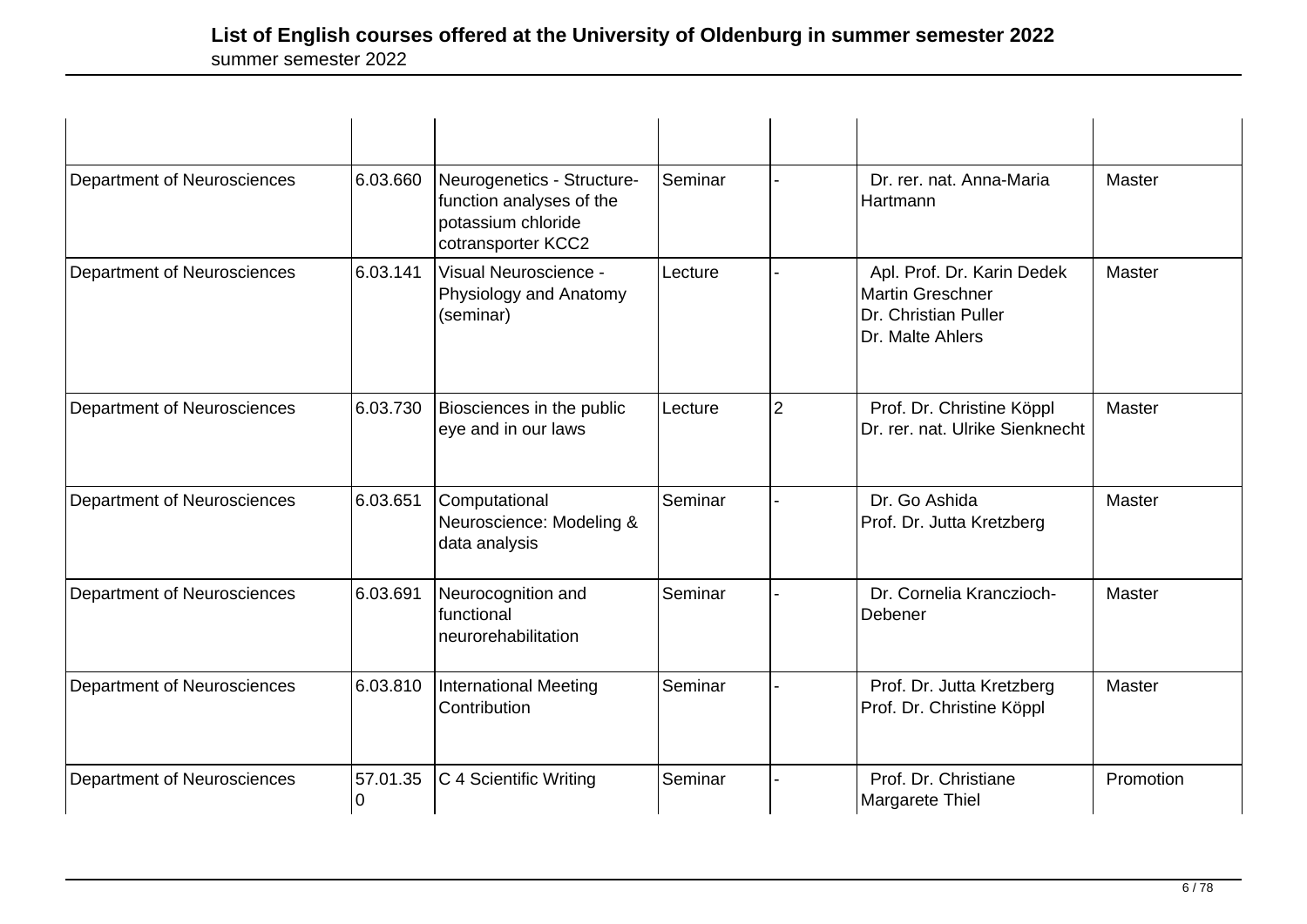# List of English courses offered at the University of Oldenburg in summer semester 2022

summer semester 2022

| | | | | | | |
|---|---|---|---|---|---|---|
| Department of Neurosciences | 6.03.660 | Neurogenetics - Structure-function analyses of the potassium chloride cotransporter KCC2 | Seminar | - | Dr. rer. nat. Anna-Maria Hartmann | Master |
| Department of Neurosciences | 6.03.141 | Visual Neuroscience - Physiology and Anatomy (seminar) | Lecture | - | Apl. Prof. Dr. Karin Dedek<br>Martin Greschner<br>Dr. Christian Puller<br>Dr. Malte Ahlers | Master |
| Department of Neurosciences | 6.03.730 | Biosciences in the public eye and in our laws | Lecture | 2 | Prof. Dr. Christine Köppl<br>Dr. rer. nat. Ulrike Sienknecht | Master |
| Department of Neurosciences | 6.03.651 | Computational Neuroscience: Modeling & data analysis | Seminar | - | Dr. Go Ashida<br>Prof. Dr. Jutta Kretzberg | Master |
| Department of Neurosciences | 6.03.691 | Neurocognition and functional neurorehabilitation | Seminar | - | Dr. Cornelia Kranczioch-Debener | Master |
| Department of Neurosciences | 6.03.810 | International Meeting Contribution | Seminar | - | Prof. Dr. Jutta Kretzberg<br>Prof. Dr. Christine Köppl | Master |
| Department of Neurosciences | 57.01.350 | C 4 Scientific Writing | Seminar | - | Prof. Dr. Christiane Margarete Thiel | Promotion |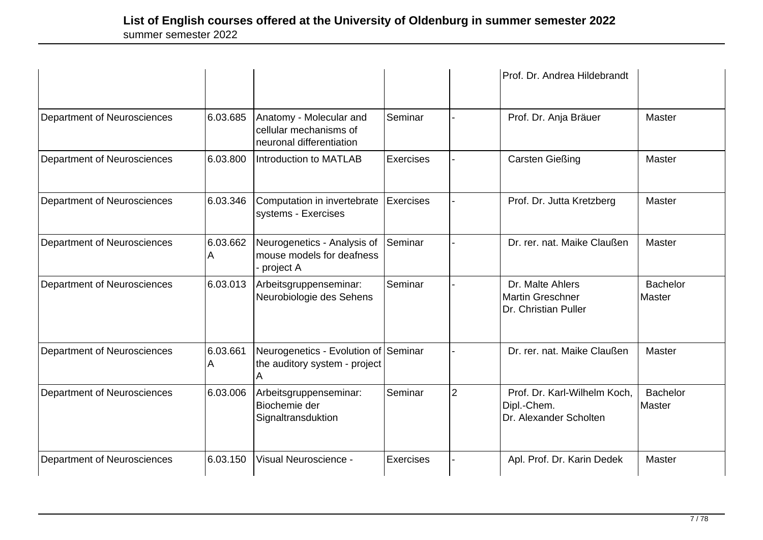# List of English courses offered at the University of Oldenburg in summer semester 2022

summer semester 2022

| | | | | | | |
|---|---|---|---|---|---|---|
| | | | | | Prof. Dr. Andrea Hildebrandt | |
| Department of Neurosciences | 6.03.685 | Anatomy - Molecular and cellular mechanisms of neuronal differentiation | Seminar | - | Prof. Dr. Anja Bräuer | Master |
| Department of Neurosciences | 6.03.800 | Introduction to MATLAB | Exercises | - | Carsten Gießing | Master |
| Department of Neurosciences | 6.03.346 | Computation in invertebrate systems - Exercises | Exercises | - | Prof. Dr. Jutta Kretzberg | Master |
| Department of Neurosciences | 6.03.662 A | Neurogenetics - Analysis of mouse models for deafness - project A | Seminar | - | Dr. rer. nat. Maike Claußen | Master |
| Department of Neurosciences | 6.03.013 | Arbeitsgruppenseminar: Neurobiologie des Sehens | Seminar | - | Dr. Malte Ahlers<br>Martin Greschner<br>Dr. Christian Puller | Bachelor<br>Master |
| Department of Neurosciences | 6.03.661 A | Neurogenetics - Evolution of the auditory system - project A | Seminar | - | Dr. rer. nat. Maike Claußen | Master |
| Department of Neurosciences | 6.03.006 | Arbeitsgruppenseminar: Biochemie der Signaltransduktion | Seminar | 2 | Prof. Dr. Karl-Wilhelm Koch, Dipl.-Chem.<br>Dr. Alexander Scholten | Bachelor<br>Master |
| Department of Neurosciences | 6.03.150 | Visual Neuroscience - | Exercises | - | Apl. Prof. Dr. Karin Dedek | Master |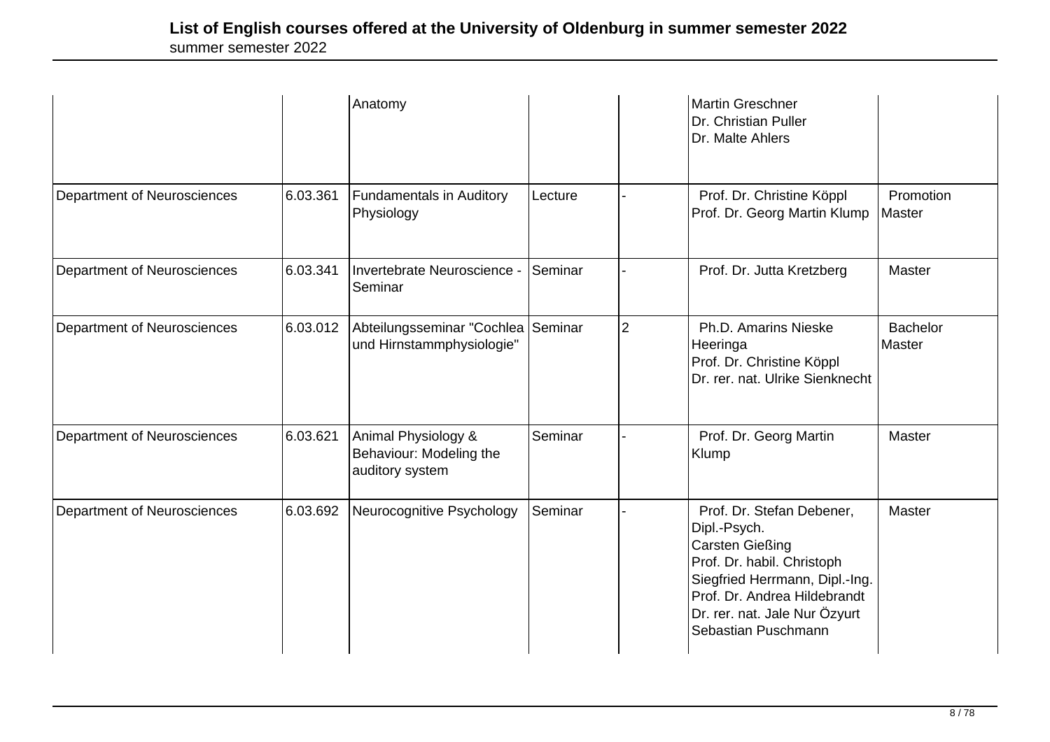| | | Anatomy | | | Martin Greschner<br>Dr. Christian Puller<br>Dr. Malte Ahlers | |
|---|---|---|---|---|---|---|
| Department of Neurosciences | 6.03.361 | Fundamentals in Auditory Physiology | Lecture | - | Prof. Dr. Christine Köppl<br>Prof. Dr. Georg Martin Klump | Promotion<br>Master |
| Department of Neurosciences | 6.03.341 | Invertebrate Neuroscience - Seminar | Seminar | - | Prof. Dr. Jutta Kretzberg | Master |
| Department of Neurosciences | 6.03.012 | Abteilungsseminar "Cochlea und Hirnstammphysiologie" | Seminar | 2 | Ph.D. Amarins Nieske Heeringa<br>Prof. Dr. Christine Köppl<br>Dr. rer. nat. Ulrike Sienknecht | Bachelor<br>Master |
| Department of Neurosciences | 6.03.621 | Animal Physiology & Behaviour: Modeling the auditory system | Seminar | - | Prof. Dr. Georg Martin Klump | Master |
| Department of Neurosciences | 6.03.692 | Neurocognitive Psychology | Seminar | - | Prof. Dr. Stefan Debener, Dipl.-Psych.<br>Carsten Gießing<br>Prof. Dr. habil. Christoph Siegfried Herrmann, Dipl.-Ing.<br>Prof. Dr. Andrea Hildebrandt<br>Dr. rer. nat. Jale Nur Özyurt<br>Sebastian Puschmann | Master |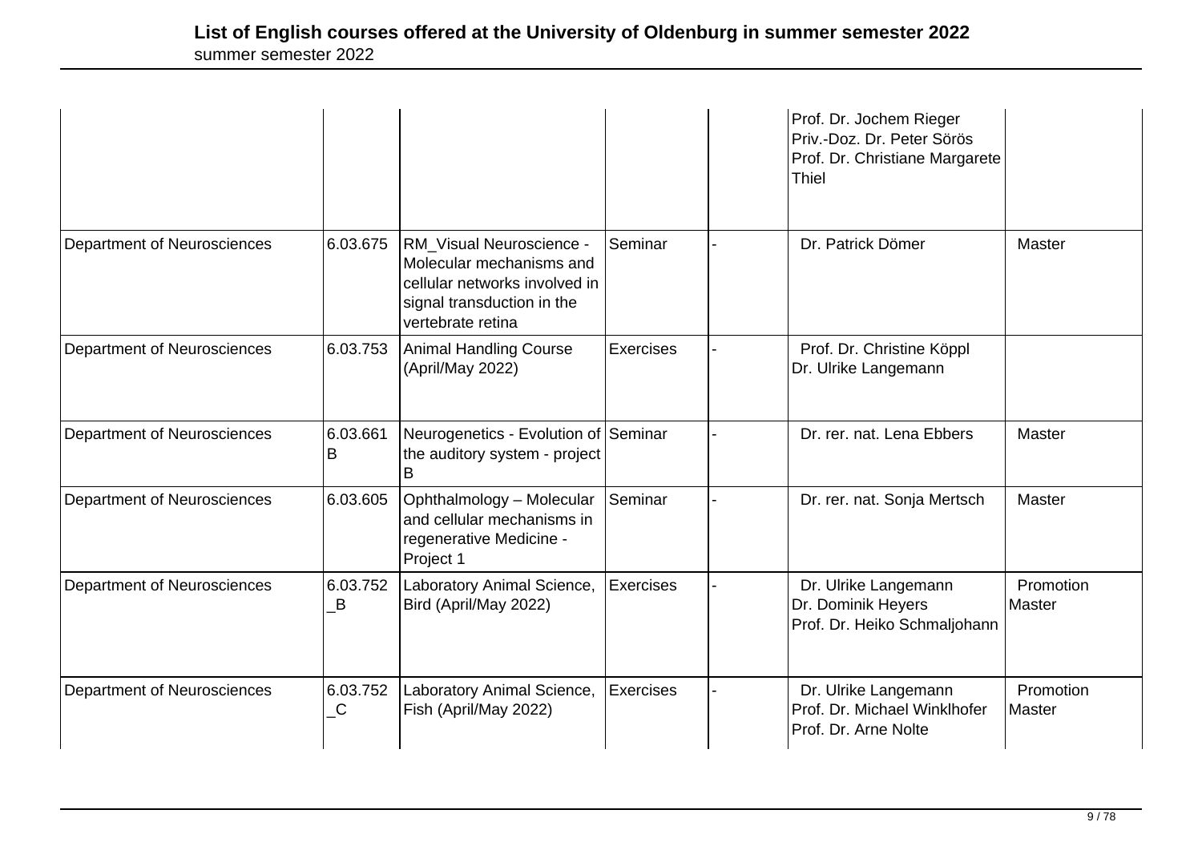| | | | | | | |
|---|---|---|---|---|---|---|
| | | | | | Prof. Dr. Jochem Rieger<br>Priv.-Doz. Dr. Peter Sörös<br>Prof. Dr. Christiane Margarete Thiel | |
| Department of Neurosciences | 6.03.675 | RM_Visual Neuroscience - Molecular mechanisms and cellular networks involved in signal transduction in the vertebrate retina | Seminar | - | Dr. Patrick Dömer | Master |
| Department of Neurosciences | 6.03.753 | Animal Handling Course (April/May 2022) | Exercises | - | Prof. Dr. Christine Köppl<br>Dr. Ulrike Langemann | |
| Department of Neurosciences | 6.03.661 B | Neurogenetics - Evolution of the auditory system - project B | Seminar | - | Dr. rer. nat. Lena Ebbers | Master |
| Department of Neurosciences | 6.03.605 | Ophthalmology – Molecular and cellular mechanisms in regenerative Medicine - Project 1 | Seminar | - | Dr. rer. nat. Sonja Mertsch | Master |
| Department of Neurosciences | 6.03.752 _B | Laboratory Animal Science, Bird (April/May 2022) | Exercises | - | Dr. Ulrike Langemann<br>Dr. Dominik Heyers<br>Prof. Dr. Heiko Schmaljohann | Promotion<br>Master |
| Department of Neurosciences | 6.03.752 _C | Laboratory Animal Science, Fish (April/May 2022) | Exercises | - | Dr. Ulrike Langemann<br>Prof. Dr. Michael Winklhofer<br>Prof. Dr. Arne Nolte | Promotion<br>Master |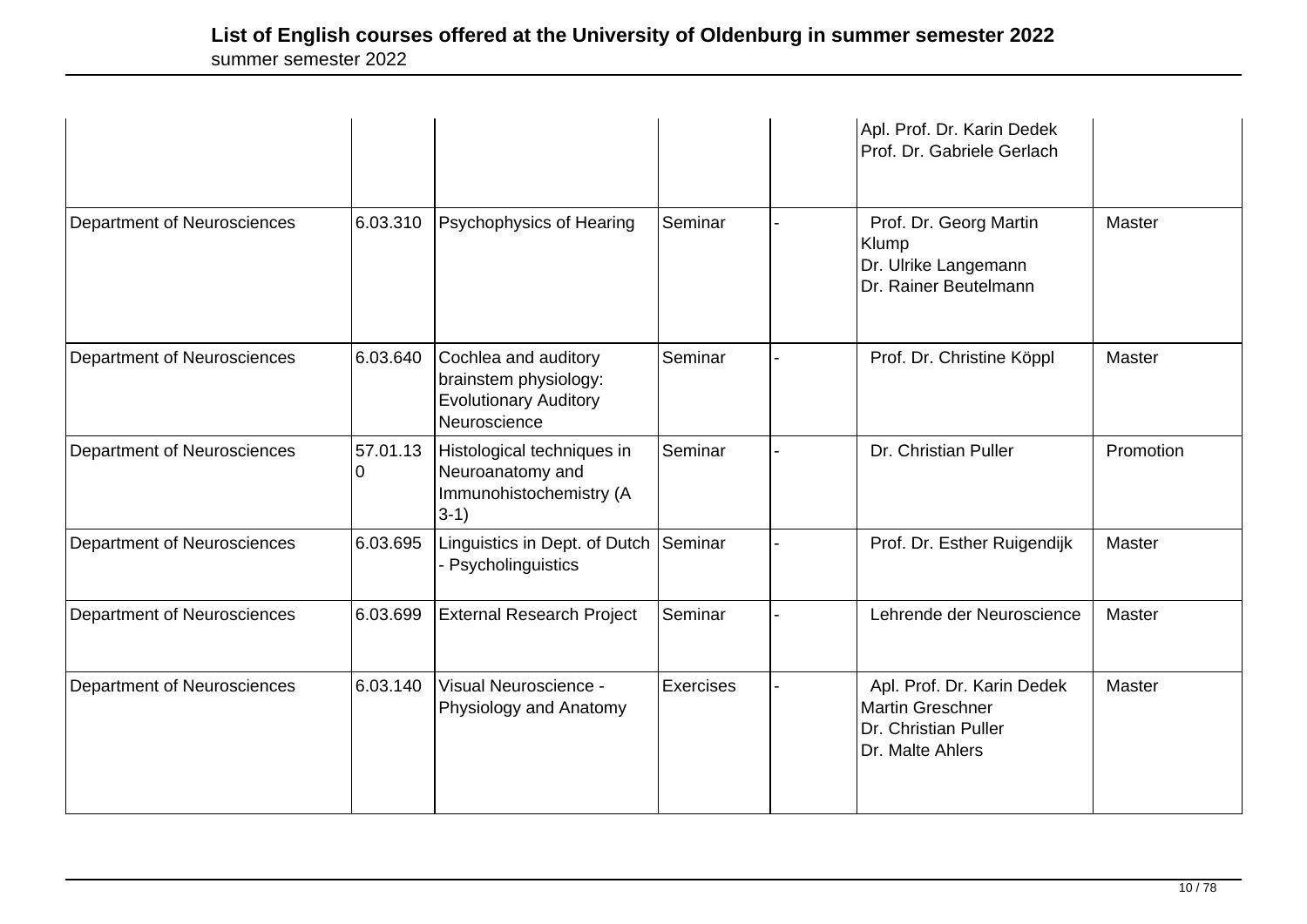| | | | | | | |
|---|---|---|---|---|---|---|
| | | | | | Apl. Prof. Dr. Karin Dedek<br>Prof. Dr. Gabriele Gerlach | |
| Department of Neurosciences | 6.03.310 | Psychophysics of Hearing | Seminar | - | Prof. Dr. Georg Martin Klump<br>Dr. Ulrike Langemann<br>Dr. Rainer Beutelmann | Master |
| Department of Neurosciences | 6.03.640 | Cochlea and auditory brainstem physiology: Evolutionary Auditory Neuroscience | Seminar | - | Prof. Dr. Christine Köppl | Master |
| Department of Neurosciences | 57.01.130 | Histological techniques in Neuroanatomy and Immunohistochemistry (A 3-1) | Seminar | - | Dr. Christian Puller | Promotion |
| Department of Neurosciences | 6.03.695 | Linguistics in Dept. of Dutch - Psycholinguistics | Seminar | - | Prof. Dr. Esther Ruigendijk | Master |
| Department of Neurosciences | 6.03.699 | External Research Project | Seminar | - | Lehrende der Neuroscience | Master |
| Department of Neurosciences | 6.03.140 | Visual Neuroscience - Physiology and Anatomy | Exercises | - | Apl. Prof. Dr. Karin Dedek<br>Martin Greschner<br>Dr. Christian Puller<br>Dr. Malte Ahlers | Master |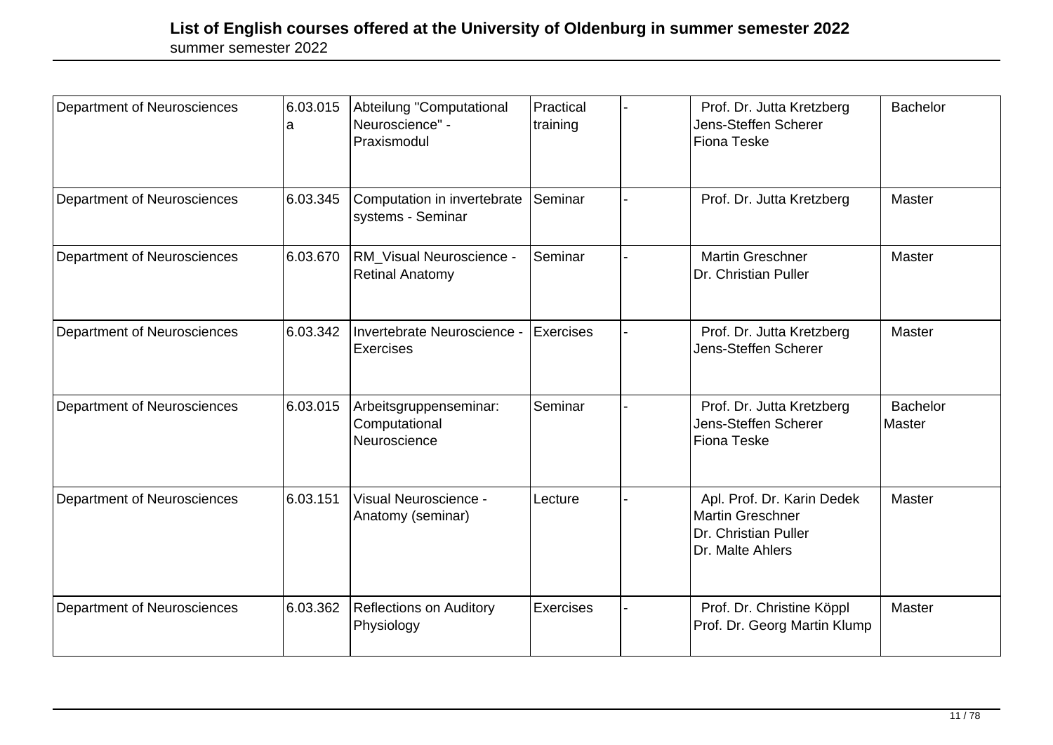# List of English courses offered at the University of Oldenburg in summer semester 2022

summer semester 2022

| | | | | | | |
|---|---|---|---|---|---|---|
| Department of Neurosciences | 6.03.015 a | Abteilung "Computational Neuroscience" - Praxismodul | Practical training | - | Prof. Dr. Jutta Kretzberg<br>Jens-Steffen Scherer<br>Fiona Teske | Bachelor |
| Department of Neurosciences | 6.03.345 | Computation in invertebrate systems - Seminar | Seminar | - | Prof. Dr. Jutta Kretzberg | Master |
| Department of Neurosciences | 6.03.670 | RM_Visual Neuroscience - Retinal Anatomy | Seminar | - | Martin Greschner<br>Dr. Christian Puller | Master |
| Department of Neurosciences | 6.03.342 | Invertebrate Neuroscience - Exercises | Exercises | - | Prof. Dr. Jutta Kretzberg<br>Jens-Steffen Scherer | Master |
| Department of Neurosciences | 6.03.015 | Arbeitsgruppenseminar: Computational Neuroscience | Seminar | - | Prof. Dr. Jutta Kretzberg<br>Jens-Steffen Scherer<br>Fiona Teske | Bachelor<br>Master |
| Department of Neurosciences | 6.03.151 | Visual Neuroscience - Anatomy (seminar) | Lecture | - | Apl. Prof. Dr. Karin Dedek<br>Martin Greschner<br>Dr. Christian Puller<br>Dr. Malte Ahlers | Master |
| Department of Neurosciences | 6.03.362 | Reflections on Auditory Physiology | Exercises | - | Prof. Dr. Christine Köppl<br>Prof. Dr. Georg Martin Klump | Master |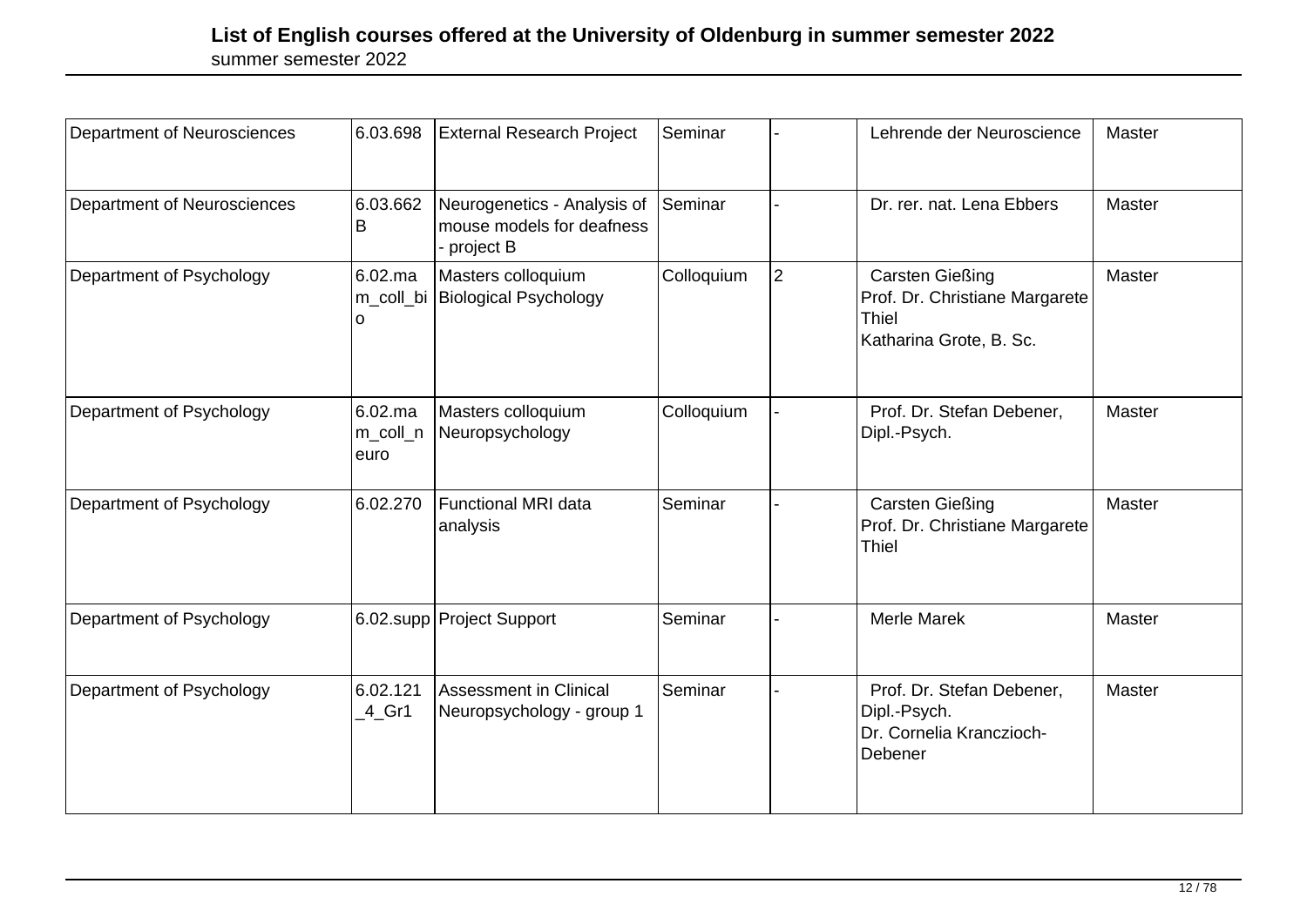# List of English courses offered at the University of Oldenburg in summer semester 2022

summer semester 2022

| | | | | | | |
|---|---|---|---|---|---|---|
| Department of Neurosciences | 6.03.698 | External Research Project | Seminar | - | Lehrende der Neuroscience | Master |
| Department of Neurosciences | 6.03.662 B | Neurogenetics - Analysis of mouse models for deafness - project B | Seminar | - | Dr. rer. nat. Lena Ebbers | Master |
| Department of Psychology | 6.02.mam_coll_bio | Masters colloquium Biological Psychology | Colloquium | 2 | Carsten Gießing<br>Prof. Dr. Christiane Margarete Thiel<br>Katharina Grote, B. Sc. | Master |
| Department of Psychology | 6.02.mam_coll_neuro | Masters colloquium Neuropsychology | Colloquium | - | Prof. Dr. Stefan Debener, Dipl.-Psych. | Master |
| Department of Psychology | 6.02.270 | Functional MRI data analysis | Seminar | - | Carsten Gießing<br>Prof. Dr. Christiane Margarete Thiel | Master |
| Department of Psychology | 6.02.supp | Project Support | Seminar | - | Merle Marek | Master |
| Department of Psychology | 6.02.121_4_Gr1 | Assessment in Clinical Neuropsychology - group 1 | Seminar | - | Prof. Dr. Stefan Debener, Dipl.-Psych.<br>Dr. Cornelia Kranczioch-Debener | Master |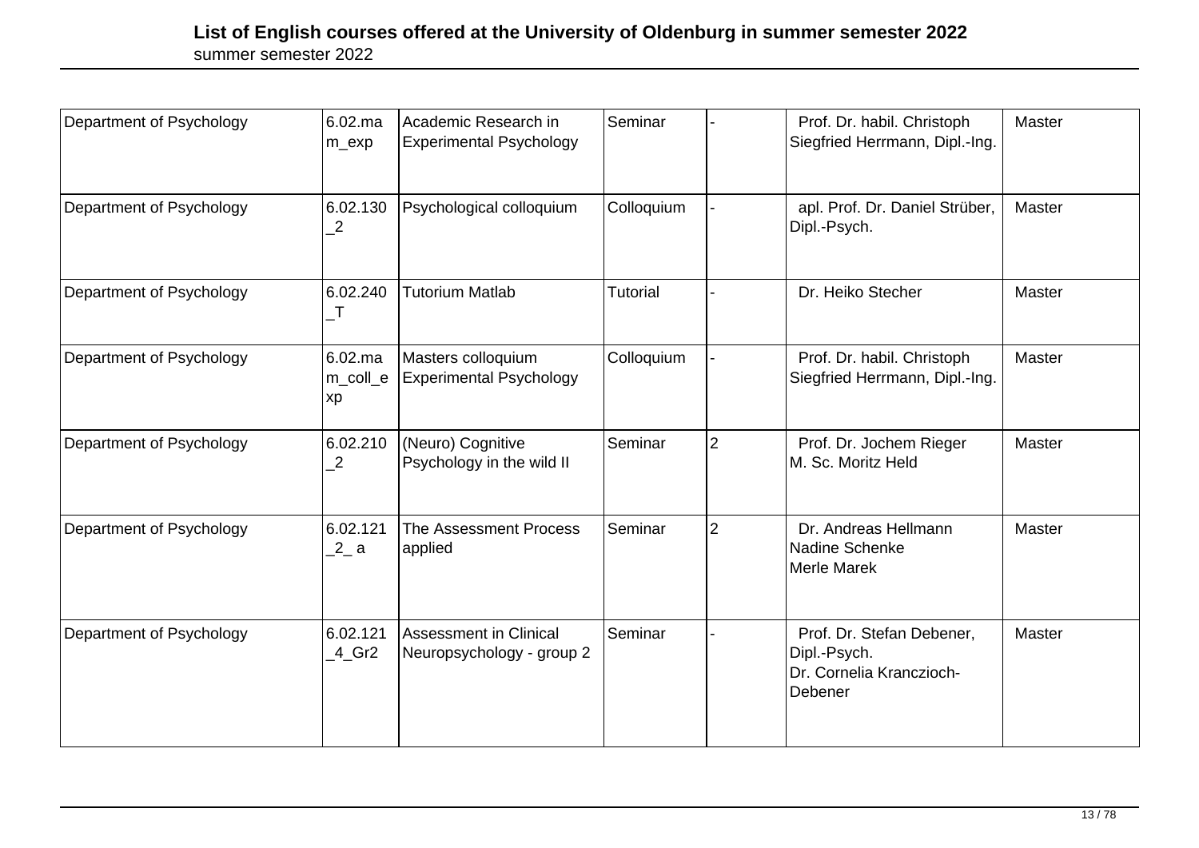# List of English courses offered at the University of Oldenburg in summer semester 2022

summer semester 2022

| | | | | | | |
|---|---|---|---|---|---|---|
| Department of Psychology | 6.02.mam_exp | Academic Research in Experimental Psychology | Seminar | - | Prof. Dr. habil. Christoph Siegfried Herrmann, Dipl.-Ing. | Master |
| Department of Psychology | 6.02.130_2 | Psychological colloquium | Colloquium | - | apl. Prof. Dr. Daniel Strüber, Dipl.-Psych. | Master |
| Department of Psychology | 6.02.240_T | Tutorium Matlab | Tutorial | - | Dr. Heiko Stecher | Master |
| Department of Psychology | 6.02.mam_coll_exp | Masters colloquium Experimental Psychology | Colloquium | - | Prof. Dr. habil. Christoph Siegfried Herrmann, Dipl.-Ing. | Master |
| Department of Psychology | 6.02.210_2 | (Neuro) Cognitive Psychology in the wild II | Seminar | 2 | Prof. Dr. Jochem Rieger<br>M. Sc. Moritz Held | Master |
| Department of Psychology | 6.02.121_2_ a | The Assessment Process applied | Seminar | 2 | Dr. Andreas Hellmann<br>Nadine Schenke<br>Merle Marek | Master |
| Department of Psychology | 6.02.121_4_Gr2 | Assessment in Clinical Neuropsychology - group 2 | Seminar | - | Prof. Dr. Stefan Debener, Dipl.-Psych.<br>Dr. Cornelia Kranczioch-Debener | Master |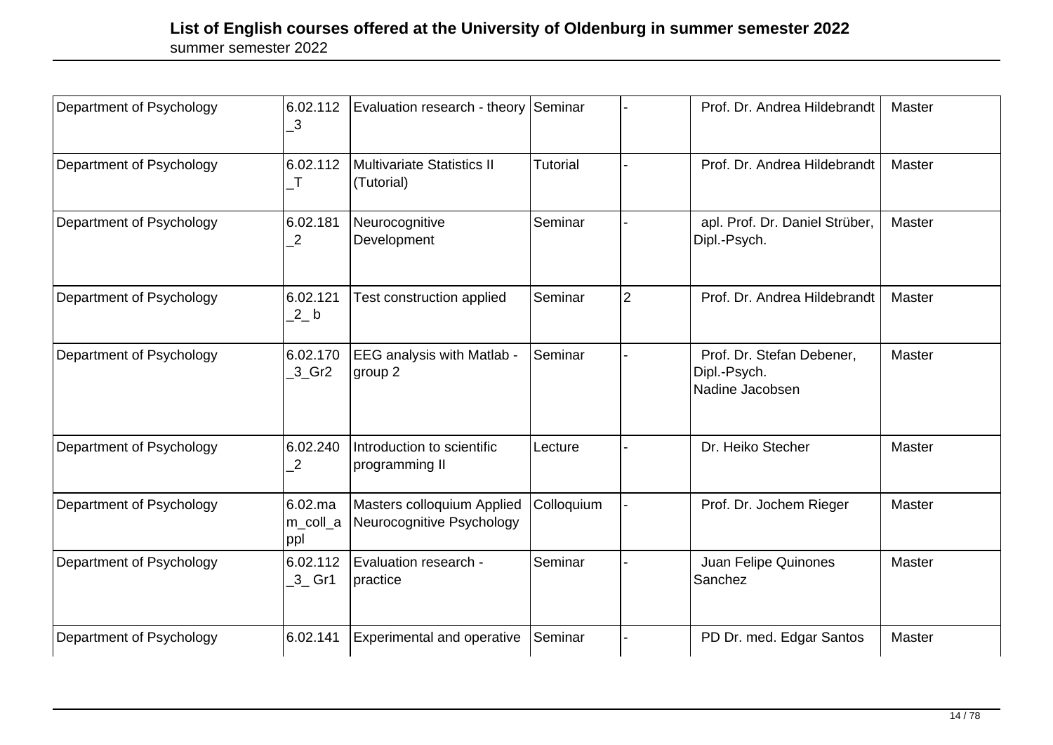# List of English courses offered at the University of Oldenburg in summer semester 2022

summer semester 2022

| Department of Psychology | 6.02.112_3 | Evaluation research - theory | Seminar | - | Prof. Dr. Andrea Hildebrandt | Master |
|---|---|---|---|---|---|---|
| Department of Psychology | 6.02.112_T | Multivariate Statistics II (Tutorial) | Tutorial | - | Prof. Dr. Andrea Hildebrandt | Master |
| Department of Psychology | 6.02.181_2 | Neurocognitive Development | Seminar | - | apl. Prof. Dr. Daniel Strüber, Dipl.-Psych. | Master |
| Department of Psychology | 6.02.121_2_ b | Test construction applied | Seminar | 2 | Prof. Dr. Andrea Hildebrandt | Master |
| Department of Psychology | 6.02.170_3_Gr2 | EEG analysis with Matlab - group 2 | Seminar | - | Prof. Dr. Stefan Debener, Dipl.-Psych. Nadine Jacobsen | Master |
| Department of Psychology | 6.02.240_2 | Introduction to scientific programming II | Lecture | - | Dr. Heiko Stecher | Master |
| Department of Psychology | 6.02.mam_coll_appl | Masters colloquium Applied Neurocognitive Psychology | Colloquium | - | Prof. Dr. Jochem Rieger | Master |
| Department of Psychology | 6.02.112_3_ Gr1 | Evaluation research - practice | Seminar | - | Juan Felipe Quinones Sanchez | Master |
| Department of Psychology | 6.02.141 | Experimental and operative | Seminar | - | PD Dr. med. Edgar Santos | Master |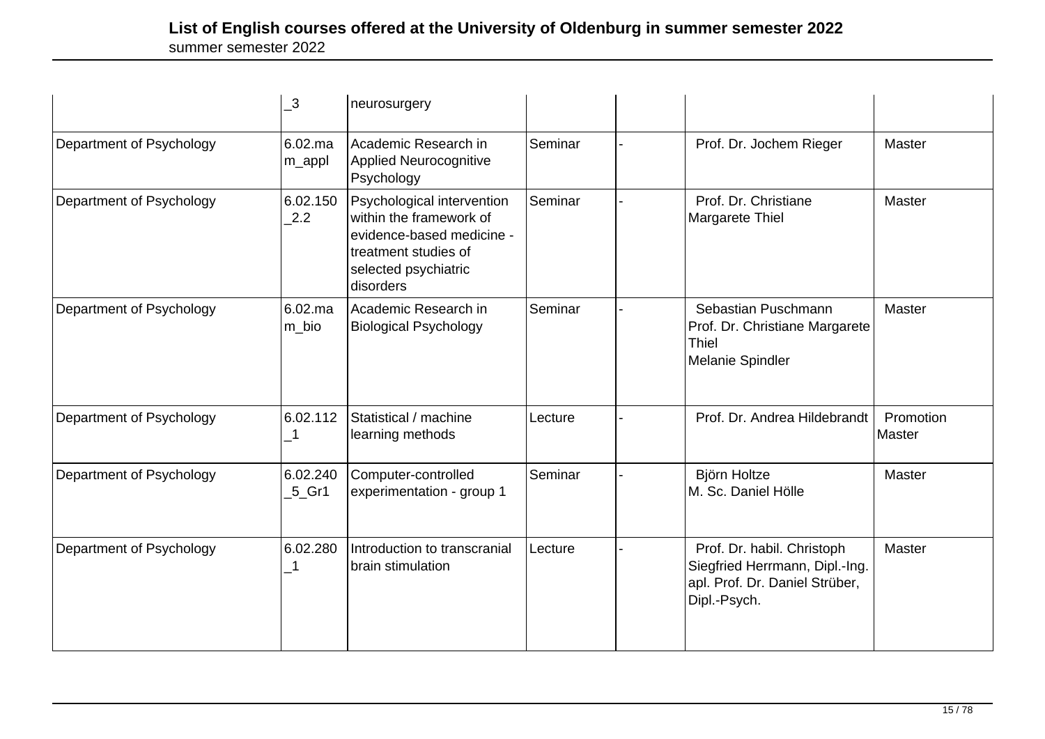|  | _3 | neurosurgery |  |  |  |  |
|---|---|---|---|---|---|---|
| Department of Psychology | 6.02.mam_appl | Academic Research in Applied Neurocognitive Psychology | Seminar | - | Prof. Dr. Jochem Rieger | Master |
| Department of Psychology | 6.02.150_2.2 | Psychological intervention within the framework of evidence-based medicine - treatment studies of selected psychiatric disorders | Seminar | - | Prof. Dr. Christiane Margarete Thiel | Master |
| Department of Psychology | 6.02.mam_bio | Academic Research in Biological Psychology | Seminar | - | Sebastian Puschmann<br>Prof. Dr. Christiane Margarete Thiel<br>Melanie Spindler | Master |
| Department of Psychology | 6.02.112_1 | Statistical / machine learning methods | Lecture | - | Prof. Dr. Andrea Hildebrandt | Promotion<br>Master |
| Department of Psychology | 6.02.240_5_Gr1 | Computer-controlled experimentation - group 1 | Seminar | - | Björn Holtze<br>M. Sc. Daniel Hölle | Master |
| Department of Psychology | 6.02.280_1 | Introduction to transcranial brain stimulation | Lecture | - | Prof. Dr. habil. Christoph Siegfried Herrmann, Dipl.-Ing.<br>apl. Prof. Dr. Daniel Strüber, Dipl.-Psych. | Master |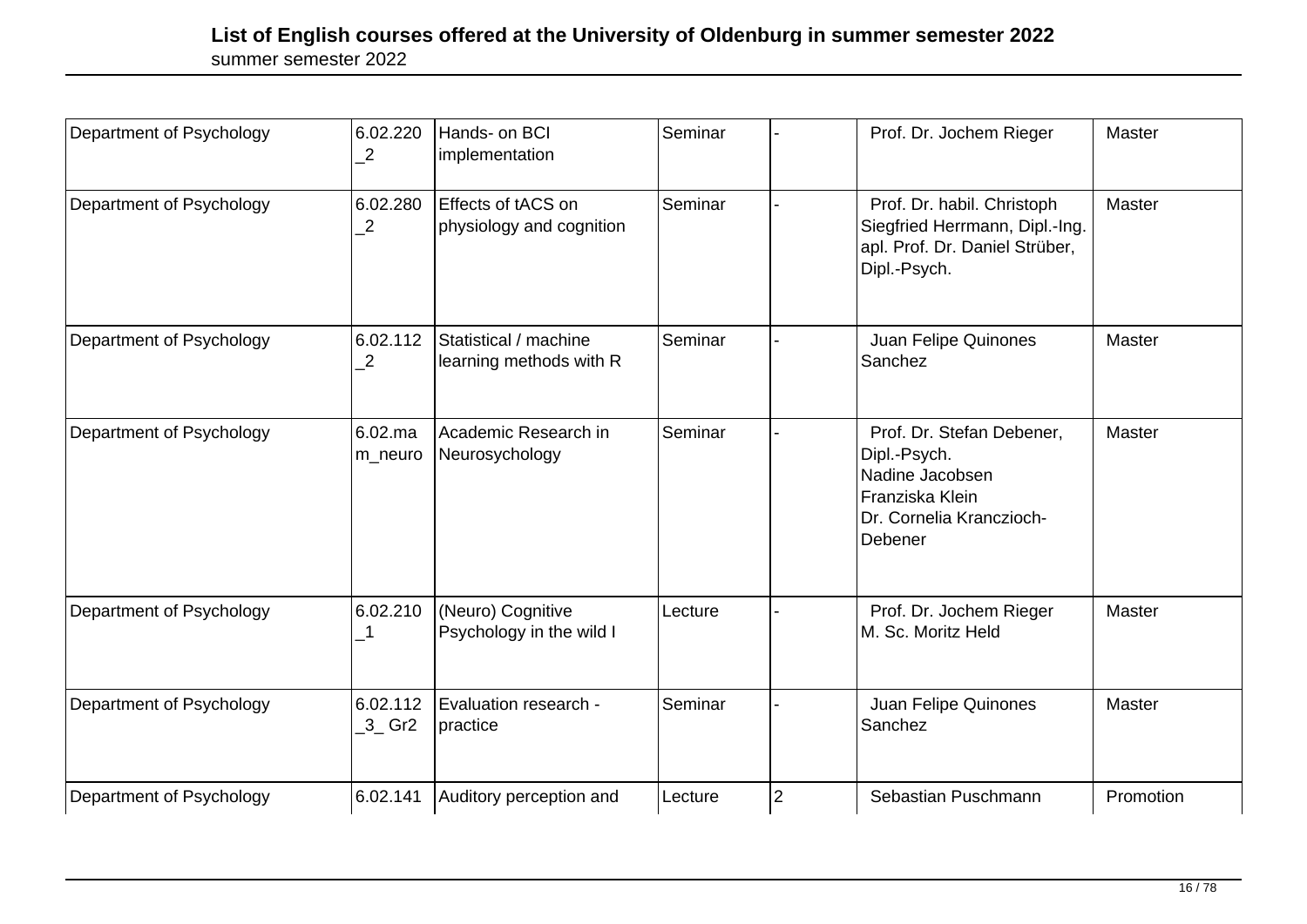# List of English courses offered at the University of Oldenburg in summer semester 2022

summer semester 2022

| | | | | | | |
|---|---|---|---|---|---|---|
| Department of Psychology | 6.02.220_2 | Hands- on BCI implementation | Seminar | - | Prof. Dr. Jochem Rieger | Master |
| Department of Psychology | 6.02.280_2 | Effects of tACS on physiology and cognition | Seminar | - | Prof. Dr. habil. Christoph Siegfried Herrmann, Dipl.-Ing. apl. Prof. Dr. Daniel Strüber, Dipl.-Psych. | Master |
| Department of Psychology | 6.02.112_2 | Statistical / machine learning methods with R | Seminar | - | Juan Felipe Quinones Sanchez | Master |
| Department of Psychology | 6.02.mam_neuro | Academic Research in Neurosychology | Seminar | - | Prof. Dr. Stefan Debener, Dipl.-Psych.<br>Nadine Jacobsen<br>Franziska Klein<br>Dr. Cornelia Kranczioch-Debener | Master |
| Department of Psychology | 6.02.210_1 | (Neuro) Cognitive Psychology in the wild I | Lecture | - | Prof. Dr. Jochem Rieger<br>M. Sc. Moritz Held | Master |
| Department of Psychology | 6.02.112_3_ Gr2 | Evaluation research - practice | Seminar | - | Juan Felipe Quinones Sanchez | Master |
| Department of Psychology | 6.02.141 | Auditory perception and | Lecture | 2 | Sebastian Puschmann | Promotion |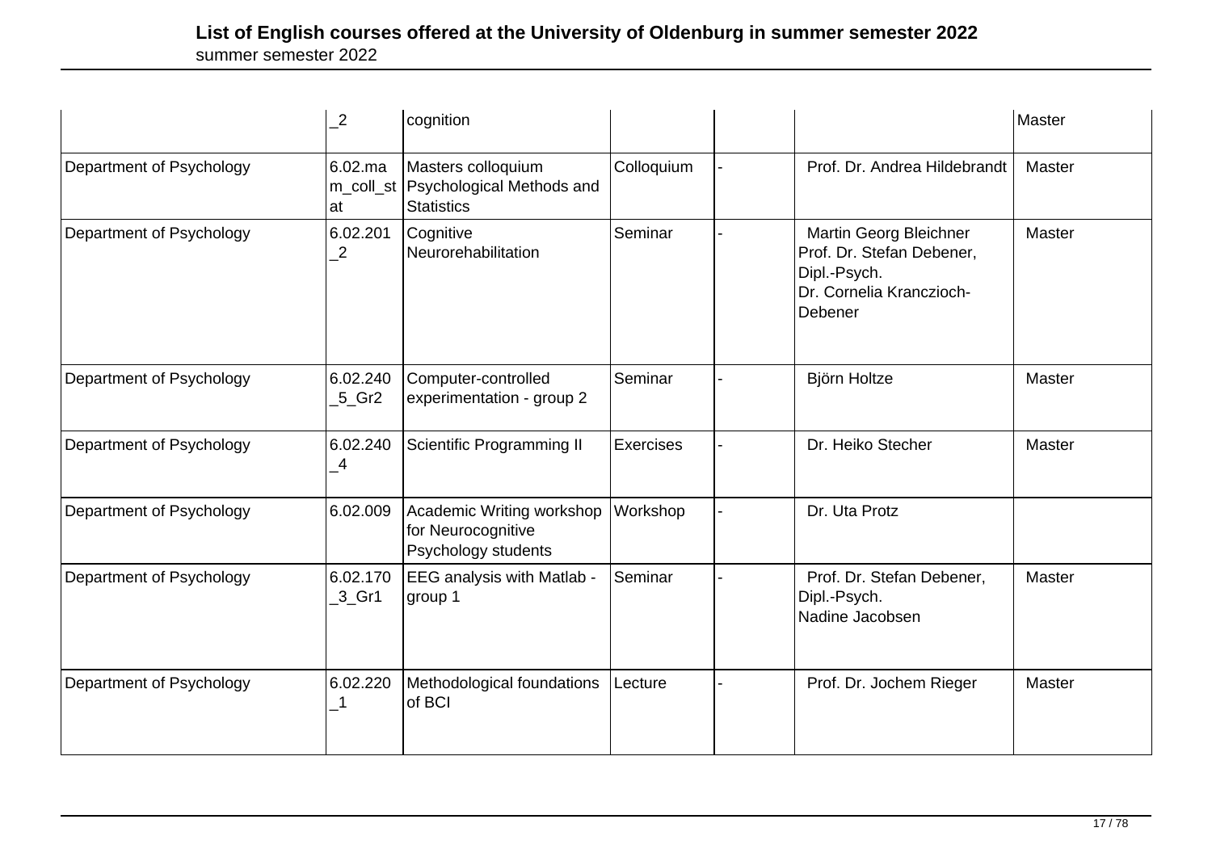# List of English courses offered at the University of Oldenburg in summer semester 2022

summer semester 2022

| | | | | | | |
|---|---|---|---|---|---|---|
| | _2 | cognition | | | | Master |
| Department of Psychology | 6.02.mam_coll_stat | Masters colloquium Psychological Methods and Statistics | Colloquium | - | Prof. Dr. Andrea Hildebrandt | Master |
| Department of Psychology | 6.02.201_2 | Cognitive Neurorehabilitation | Seminar | - | Martin Georg Bleichner<br>Prof. Dr. Stefan Debener, Dipl.-Psych.<br>Dr. Cornelia Kranczioch-Debener | Master |
| Department of Psychology | 6.02.240_5_Gr2 | Computer-controlled experimentation - group 2 | Seminar | - | Björn Holtze | Master |
| Department of Psychology | 6.02.240_4 | Scientific Programming II | Exercises | - | Dr. Heiko Stecher | Master |
| Department of Psychology | 6.02.009 | Academic Writing workshop for Neurocognitive Psychology students | Workshop | - | Dr. Uta Protz | |
| Department of Psychology | 6.02.170_3_Gr1 | EEG analysis with Matlab - group 1 | Seminar | - | Prof. Dr. Stefan Debener, Dipl.-Psych.<br>Nadine Jacobsen | Master |
| Department of Psychology | 6.02.220_1 | Methodological foundations of BCI | Lecture | - | Prof. Dr. Jochem Rieger | Master |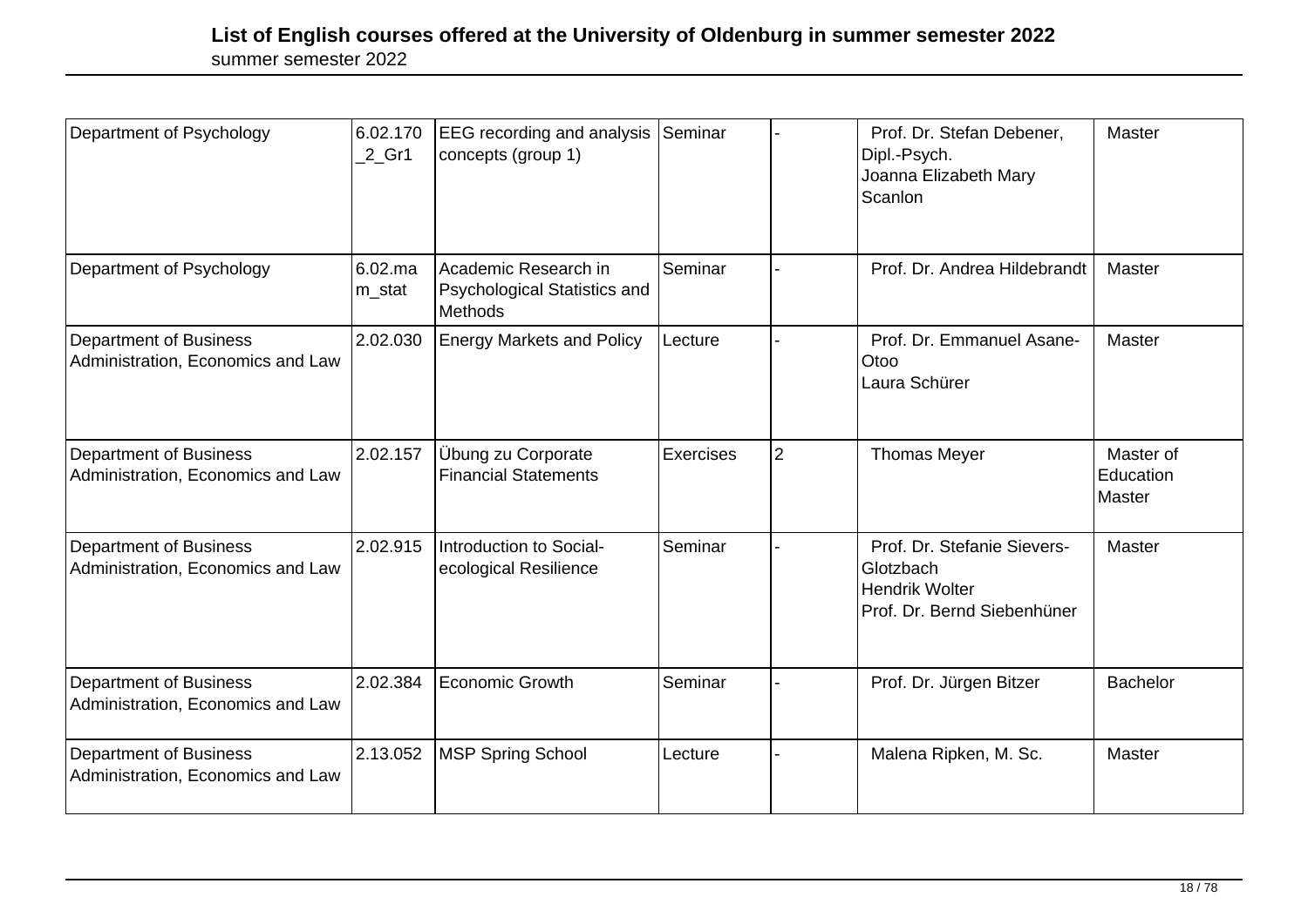## List of English courses offered at the University of Oldenburg in summer semester 2022

summer semester 2022

| | | | | | | |
|---|---|---|---|---|---|---|
| Department of Psychology | 6.02.170_2_Gr1 | EEG recording and analysis concepts (group 1) | Seminar | - | Prof. Dr. Stefan Debener, Dipl.-Psych.<br>Joanna Elizabeth Mary Scanlon | Master |
| Department of Psychology | 6.02.mam_stat | Academic Research in Psychological Statistics and Methods | Seminar | - | Prof. Dr. Andrea Hildebrandt | Master |
| Department of Business Administration, Economics and Law | 2.02.030 | Energy Markets and Policy | Lecture | - | Prof. Dr. Emmanuel Asane-Otoo<br>Laura Schürer | Master |
| Department of Business Administration, Economics and Law | 2.02.157 | Übung zu Corporate Financial Statements | Exercises | 2 | Thomas Meyer | Master of Education<br>Master |
| Department of Business Administration, Economics and Law | 2.02.915 | Introduction to Social-ecological Resilience | Seminar | - | Prof. Dr. Stefanie Sievers-Glotzbach<br>Hendrik Wolter<br>Prof. Dr. Bernd Siebenhüner | Master |
| Department of Business Administration, Economics and Law | 2.02.384 | Economic Growth | Seminar | - | Prof. Dr. Jürgen Bitzer | Bachelor |
| Department of Business Administration, Economics and Law | 2.13.052 | MSP Spring School | Lecture | - | Malena Ripken, M. Sc. | Master |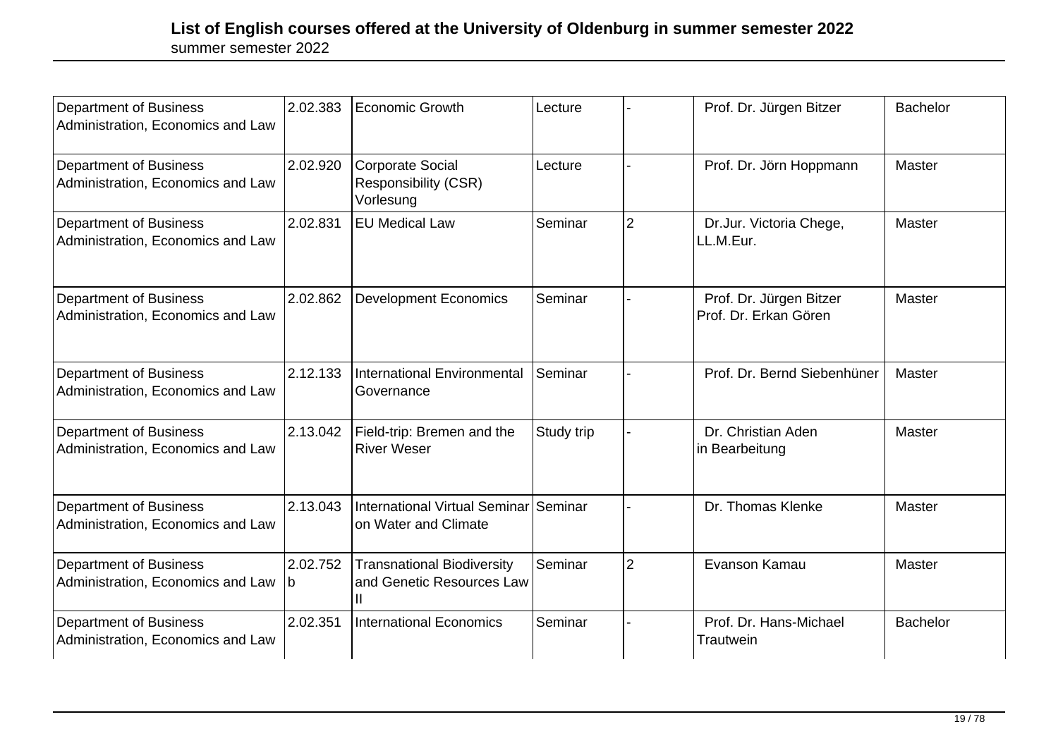# List of English courses offered at the University of Oldenburg in summer semester 2022

summer semester 2022

| | | | | | | |
|---|---|---|---|---|---|---|
| Department of Business Administration, Economics and Law | 2.02.383 | Economic Growth | Lecture | - | Prof. Dr. Jürgen Bitzer | Bachelor |
| Department of Business Administration, Economics and Law | 2.02.920 | Corporate Social Responsibility (CSR) Vorlesung | Lecture | - | Prof. Dr. Jörn Hoppmann | Master |
| Department of Business Administration, Economics and Law | 2.02.831 | EU Medical Law | Seminar | 2 | Dr.Jur. Victoria Chege, LL.M.Eur. | Master |
| Department of Business Administration, Economics and Law | 2.02.862 | Development Economics | Seminar | - | Prof. Dr. Jürgen Bitzer Prof. Dr. Erkan Gören | Master |
| Department of Business Administration, Economics and Law | 2.12.133 | International Environmental Governance | Seminar | - | Prof. Dr. Bernd Siebenhüner | Master |
| Department of Business Administration, Economics and Law | 2.13.042 | Field-trip: Bremen and the River Weser | Study trip | - | Dr. Christian Aden in Bearbeitung | Master |
| Department of Business Administration, Economics and Law | 2.13.043 | International Virtual Seminar on Water and Climate | Seminar | - | Dr. Thomas Klenke | Master |
| Department of Business Administration, Economics and Law | 2.02.752 b | Transnational Biodiversity and Genetic Resources Law II | Seminar | 2 | Evanson Kamau | Master |
| Department of Business Administration, Economics and Law | 2.02.351 | International Economics | Seminar | - | Prof. Dr. Hans-Michael Trautwein | Bachelor |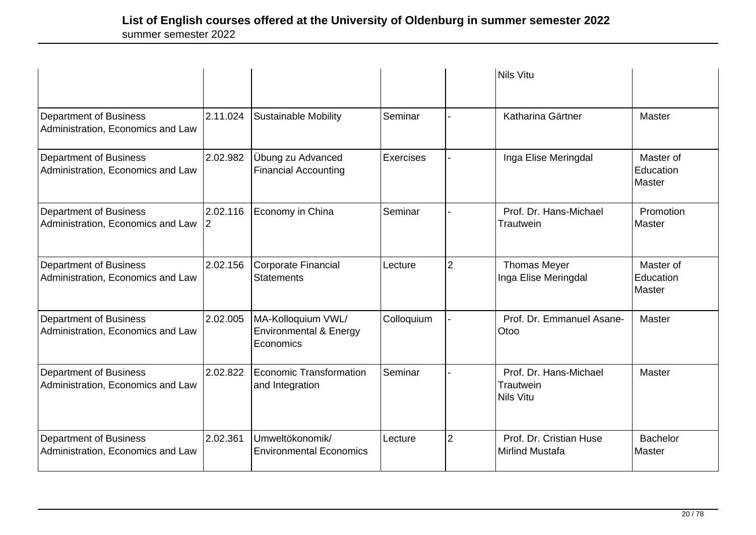| | | | | | | |
|---|---|---|---|---|---|---|
| | | | | | Nils Vitu | |
| Department of Business Administration, Economics and Law | 2.11.024 | Sustainable Mobility | Seminar | - | Katharina Gärtner | Master |
| Department of Business Administration, Economics and Law | 2.02.982 | Übung zu Advanced Financial Accounting | Exercises | - | Inga Elise Meringdal | Master of Education<br>Master |
| Department of Business Administration, Economics and Law | 2.02.1162 | Economy in China | Seminar | - | Prof. Dr. Hans-Michael Trautwein | Promotion<br>Master |
| Department of Business Administration, Economics and Law | 2.02.156 | Corporate Financial Statements | Lecture | 2 | Thomas Meyer<br>Inga Elise Meringdal | Master of Education<br>Master |
| Department of Business Administration, Economics and Law | 2.02.005 | MA-Kolloquium VWL/ Environmental & Energy Economics | Colloquium | - | Prof. Dr. Emmanuel Asane-Otoo | Master |
| Department of Business Administration, Economics and Law | 2.02.822 | Economic Transformation and Integration | Seminar | - | Prof. Dr. Hans-Michael Trautwein<br>Nils Vitu | Master |
| Department of Business Administration, Economics and Law | 2.02.361 | Umweltökonomik/ Environmental Economics | Lecture | 2 | Prof. Dr. Cristian Huse<br>Mirlind Mustafa | Bachelor<br>Master |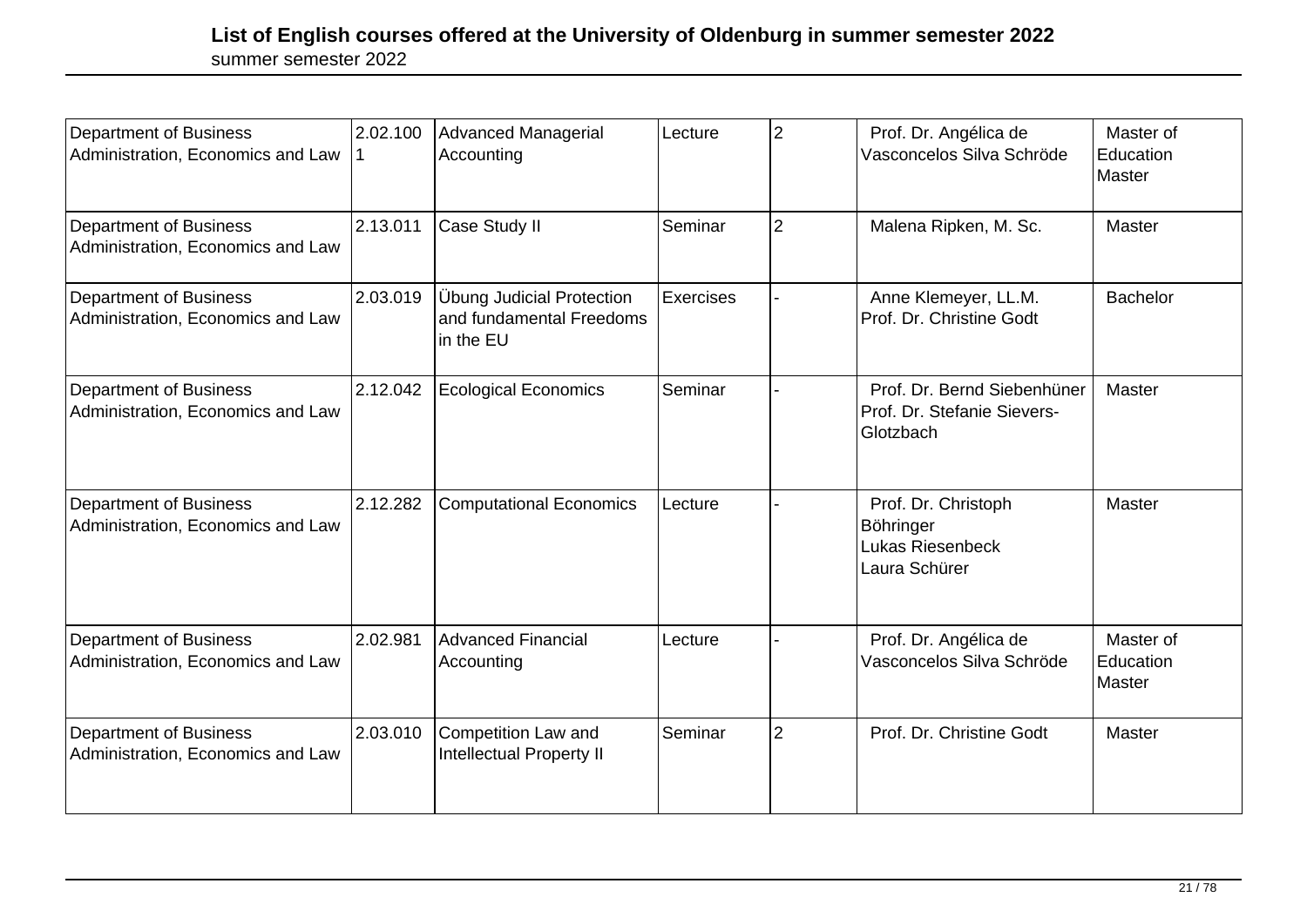**List of English courses offered at the University of Oldenburg in summer semester 2022**
summer semester 2022

| | | | | | | |
|---|---|---|---|---|---|---|
| Department of Business Administration, Economics and Law | 2.02.1001 | Advanced Managerial Accounting | Lecture | 2 | Prof. Dr. Angélica de Vasconcelos Silva Schröde | Master of Education Master |
| Department of Business Administration, Economics and Law | 2.13.011 | Case Study II | Seminar | 2 | Malena Ripken, M. Sc. | Master |
| Department of Business Administration, Economics and Law | 2.03.019 | Übung Judicial Protection and fundamental Freedoms in the EU | Exercises | - | Anne Klemeyer, LL.M. Prof. Dr. Christine Godt | Bachelor |
| Department of Business Administration, Economics and Law | 2.12.042 | Ecological Economics | Seminar | - | Prof. Dr. Bernd Siebenhüner Prof. Dr. Stefanie Sievers-Glotzbach | Master |
| Department of Business Administration, Economics and Law | 2.12.282 | Computational Economics | Lecture | - | Prof. Dr. Christoph Böhringer Lukas Riesenbeck Laura Schürer | Master |
| Department of Business Administration, Economics and Law | 2.02.981 | Advanced Financial Accounting | Lecture | - | Prof. Dr. Angélica de Vasconcelos Silva Schröde | Master of Education Master |
| Department of Business Administration, Economics and Law | 2.03.010 | Competition Law and Intellectual Property II | Seminar | 2 | Prof. Dr. Christine Godt | Master |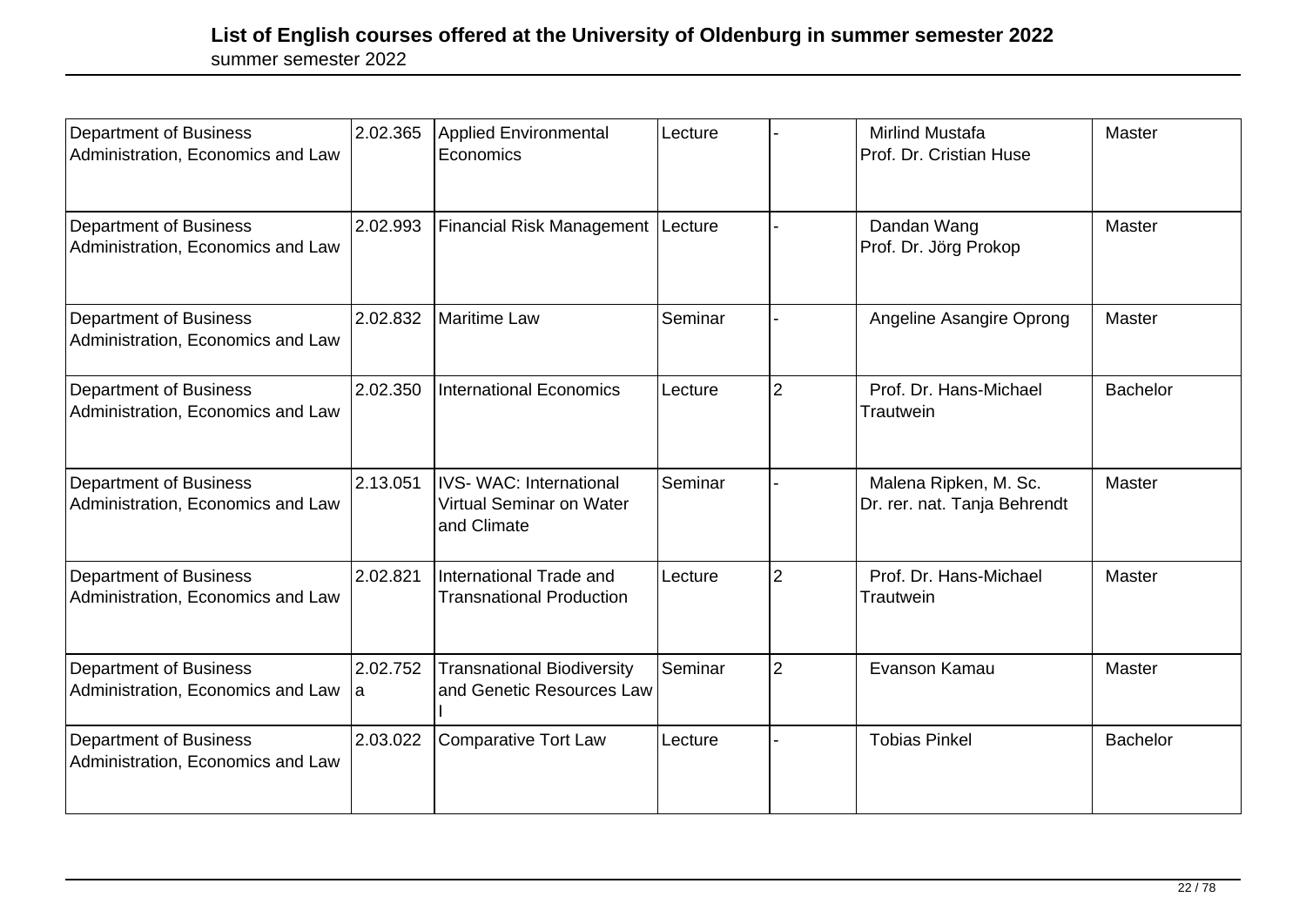# List of English courses offered at the University of Oldenburg in summer semester 2022

summer semester 2022

| | | | | | | |
|---|---|---|---|---|---|---|
| Department of Business Administration, Economics and Law | 2.02.365 | Applied Environmental Economics | Lecture | - | Mirlind Mustafa<br>Prof. Dr. Cristian Huse | Master |
| Department of Business Administration, Economics and Law | 2.02.993 | Financial Risk Management | Lecture | - | Dandan Wang<br>Prof. Dr. Jörg Prokop | Master |
| Department of Business Administration, Economics and Law | 2.02.832 | Maritime Law | Seminar | - | Angeline Asangire Oprong | Master |
| Department of Business Administration, Economics and Law | 2.02.350 | International Economics | Lecture | 2 | Prof. Dr. Hans-Michael Trautwein | Bachelor |
| Department of Business Administration, Economics and Law | 2.13.051 | IVS- WAC: International Virtual Seminar on Water and Climate | Seminar | - | Malena Ripken, M. Sc.<br>Dr. rer. nat. Tanja Behrendt | Master |
| Department of Business Administration, Economics and Law | 2.02.821 | International Trade and Transnational Production | Lecture | 2 | Prof. Dr. Hans-Michael Trautwein | Master |
| Department of Business Administration, Economics and Law | 2.02.752a | Transnational Biodiversity and Genetic Resources Law I | Seminar | 2 | Evanson Kamau | Master |
| Department of Business Administration, Economics and Law | 2.03.022 | Comparative Tort Law | Lecture | - | Tobias Pinkel | Bachelor |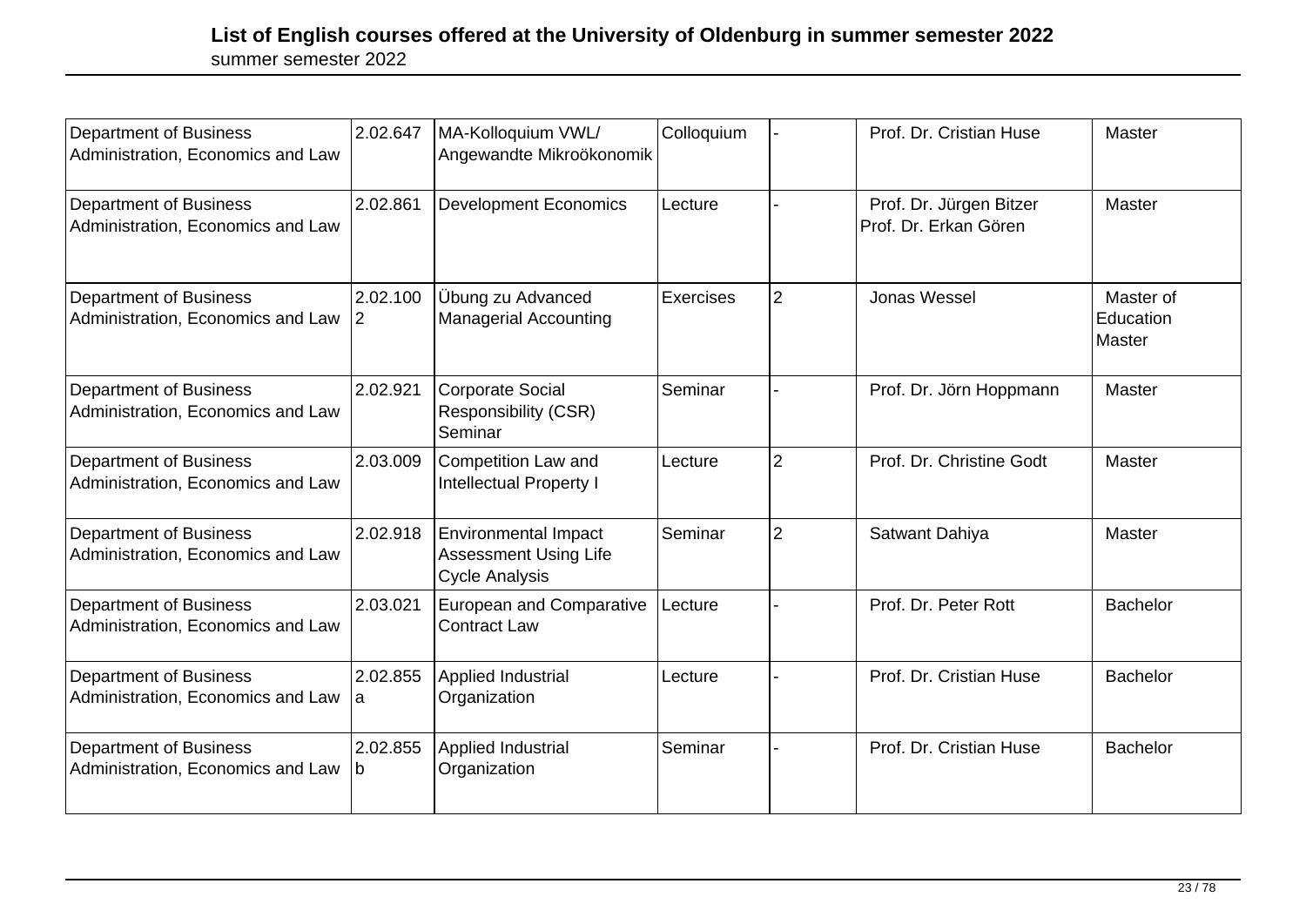# List of English courses offered at the University of Oldenburg in summer semester 2022

summer semester 2022

| | | | | | | |
|---|---|---|---|---|---|---|
| Department of Business Administration, Economics and Law | 2.02.647 | MA-Kolloquium VWL/ Angewandte Mikroökonomik | Colloquium | - | Prof. Dr. Cristian Huse | Master |
| Department of Business Administration, Economics and Law | 2.02.861 | Development Economics | Lecture | - | Prof. Dr. Jürgen Bitzer Prof. Dr. Erkan Gören | Master |
| Department of Business Administration, Economics and Law | 2.02.1002 | Übung zu Advanced Managerial Accounting | Exercises | 2 | Jonas Wessel | Master of Education Master |
| Department of Business Administration, Economics and Law | 2.02.921 | Corporate Social Responsibility (CSR) Seminar | Seminar | - | Prof. Dr. Jörn Hoppmann | Master |
| Department of Business Administration, Economics and Law | 2.03.009 | Competition Law and Intellectual Property I | Lecture | 2 | Prof. Dr. Christine Godt | Master |
| Department of Business Administration, Economics and Law | 2.02.918 | Environmental Impact Assessment Using Life Cycle Analysis | Seminar | 2 | Satwant Dahiya | Master |
| Department of Business Administration, Economics and Law | 2.03.021 | European and Comparative Contract Law | Lecture | - | Prof. Dr. Peter Rott | Bachelor |
| Department of Business Administration, Economics and Law | 2.02.855a | Applied Industrial Organization | Lecture | - | Prof. Dr. Cristian Huse | Bachelor |
| Department of Business Administration, Economics and Law | 2.02.855b | Applied Industrial Organization | Seminar | - | Prof. Dr. Cristian Huse | Bachelor |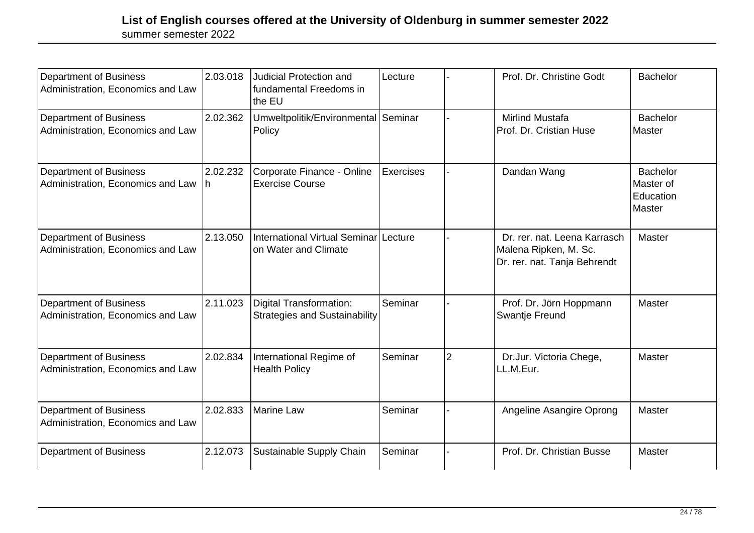# List of English courses offered at the University of Oldenburg in summer semester 2022

summer semester 2022

| | | | | | | |
|---|---|---|---|---|---|---|
| Department of Business Administration, Economics and Law | 2.03.018 | Judicial Protection and fundamental Freedoms in the EU | Lecture | - | Prof. Dr. Christine Godt | Bachelor |
| Department of Business Administration, Economics and Law | 2.02.362 | Umweltpolitik/Environmental Policy | Seminar | - | Mirlind Mustafa<br>Prof. Dr. Cristian Huse | Bachelor<br>Master |
| Department of Business Administration, Economics and Law | 2.02.232h | Corporate Finance - Online Exercise Course | Exercises | - | Dandan Wang | Bachelor<br>Master of Education<br>Master |
| Department of Business Administration, Economics and Law | 2.13.050 | International Virtual Seminar on Water and Climate | Lecture | - | Dr. rer. nat. Leena Karrasch<br>Malena Ripken, M. Sc.<br>Dr. rer. nat. Tanja Behrendt | Master |
| Department of Business Administration, Economics and Law | 2.11.023 | Digital Transformation: Strategies and Sustainability | Seminar | - | Prof. Dr. Jörn Hoppmann<br>Swantje Freund | Master |
| Department of Business Administration, Economics and Law | 2.02.834 | International Regime of Health Policy | Seminar | 2 | Dr.Jur. Victoria Chege, LL.M.Eur. | Master |
| Department of Business Administration, Economics and Law | 2.02.833 | Marine Law | Seminar | - | Angeline Asangire Oprong | Master |
| Department of Business | 2.12.073 | Sustainable Supply Chain | Seminar | - | Prof. Dr. Christian Busse | Master |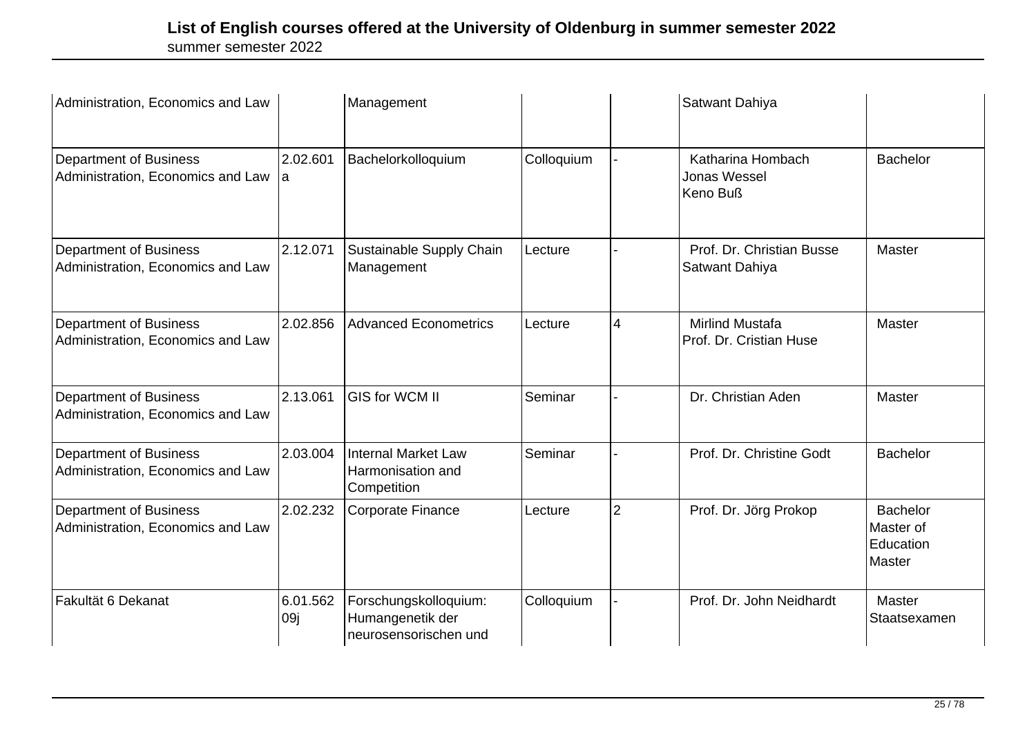| | | | | | | |
|---|---|---|---|---|---|---|
| Administration, Economics and Law | | Management | | | Satwant Dahiya | |
| Department of Business Administration, Economics and Law | 2.02.601 a | Bachelorkolloquium | Colloquium | - | Katharina Hombach<br>Jonas Wessel<br>Keno Buß | Bachelor |
| Department of Business Administration, Economics and Law | 2.12.071 | Sustainable Supply Chain Management | Lecture | - | Prof. Dr. Christian Busse<br>Satwant Dahiya | Master |
| Department of Business Administration, Economics and Law | 2.02.856 | Advanced Econometrics | Lecture | 4 | Mirlind Mustafa<br>Prof. Dr. Cristian Huse | Master |
| Department of Business Administration, Economics and Law | 2.13.061 | GIS for WCM II | Seminar | - | Dr. Christian Aden | Master |
| Department of Business Administration, Economics and Law | 2.03.004 | Internal Market Law Harmonisation and Competition | Seminar | - | Prof. Dr. Christine Godt | Bachelor |
| Department of Business Administration, Economics and Law | 2.02.232 | Corporate Finance | Lecture | 2 | Prof. Dr. Jörg Prokop | Bachelor<br>Master of Education<br>Master |
| Fakultät 6 Dekanat | 6.01.562 09j | Forschungskolloquium: Humangenetik der neurosensorischen und | Colloquium | - | Prof. Dr. John Neidhardt | Master<br>Staatsexamen |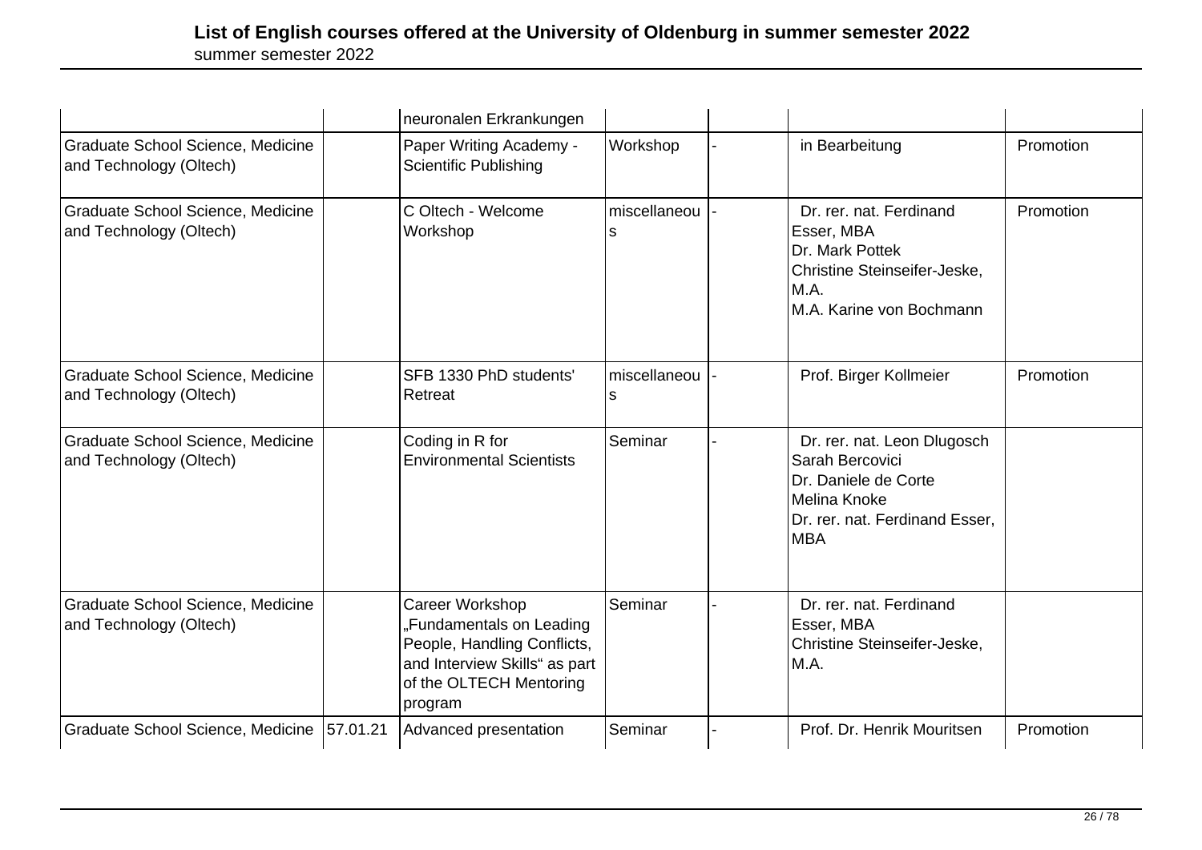# List of English courses offered at the University of Oldenburg in summer semester 2022

summer semester 2022

| | | | | | | |
|---|---|---|---|---|---|---|
| | | neuronalen Erkrankungen | | | | |
| Graduate School Science, Medicine and Technology (Oltech) | | Paper Writing Academy - Scientific Publishing | Workshop | - | in Bearbeitung | Promotion |
| Graduate School Science, Medicine and Technology (Oltech) | | C Oltech - Welcome Workshop | miscellaneous | - | Dr. rer. nat. Ferdinand Esser, MBA<br>Dr. Mark Pottek<br>Christine Steinseifer-Jeske, M.A.<br>M.A. Karine von Bochmann | Promotion |
| Graduate School Science, Medicine and Technology (Oltech) | | SFB 1330 PhD students' Retreat | miscellaneous | - | Prof. Birger Kollmeier | Promotion |
| Graduate School Science, Medicine and Technology (Oltech) | | Coding in R for Environmental Scientists | Seminar | - | Dr. rer. nat. Leon Dlugosch<br>Sarah Bercovici<br>Dr. Daniele de Corte<br>Melina Knoke<br>Dr. rer. nat. Ferdinand Esser, MBA | |
| Graduate School Science, Medicine and Technology (Oltech) | | Career Workshop „Fundamentals on Leading People, Handling Conflicts, and Interview Skills“ as part of the OLTECH Mentoring program | Seminar | - | Dr. rer. nat. Ferdinand Esser, MBA<br>Christine Steinseifer-Jeske, M.A. | |
| Graduate School Science, Medicine | 57.01.21 | Advanced presentation | Seminar | - | Prof. Dr. Henrik Mouritsen | Promotion |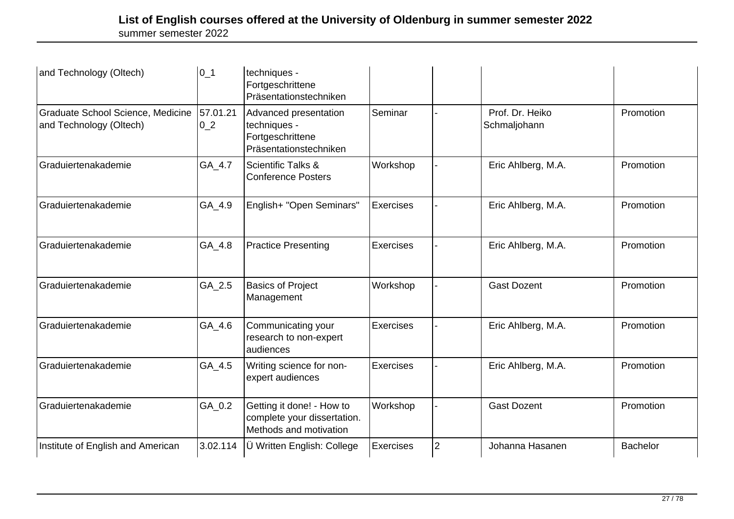| | | | | | | |
|---|---|---|---|---|---|---|
| and Technology (Oltech) | 0_1 | techniques - Fortgeschrittene Präsentationstechniken | | | | |
| Graduate School Science, Medicine and Technology (Oltech) | 57.01.21 0_2 | Advanced presentation techniques - Fortgeschrittene Präsentationstechniken | Seminar | - | Prof. Dr. Heiko Schmaljohann | Promotion |
| Graduiertenakademie | GA_4.7 | Scientific Talks & Conference Posters | Workshop | - | Eric Ahlberg, M.A. | Promotion |
| Graduiertenakademie | GA_4.9 | English+ "Open Seminars" | Exercises | - | Eric Ahlberg, M.A. | Promotion |
| Graduiertenakademie | GA_4.8 | Practice Presenting | Exercises | - | Eric Ahlberg, M.A. | Promotion |
| Graduiertenakademie | GA_2.5 | Basics of Project Management | Workshop | - | Gast Dozent | Promotion |
| Graduiertenakademie | GA_4.6 | Communicating your research to non-expert audiences | Exercises | - | Eric Ahlberg, M.A. | Promotion |
| Graduiertenakademie | GA_4.5 | Writing science for non-expert audiences | Exercises | - | Eric Ahlberg, M.A. | Promotion |
| Graduiertenakademie | GA_0.2 | Getting it done! - How to complete your dissertation. Methods and motivation | Workshop | - | Gast Dozent | Promotion |
| Institute of English and American | 3.02.114 | Ü Written English: College | Exercises | 2 | Johanna Hasanen | Bachelor |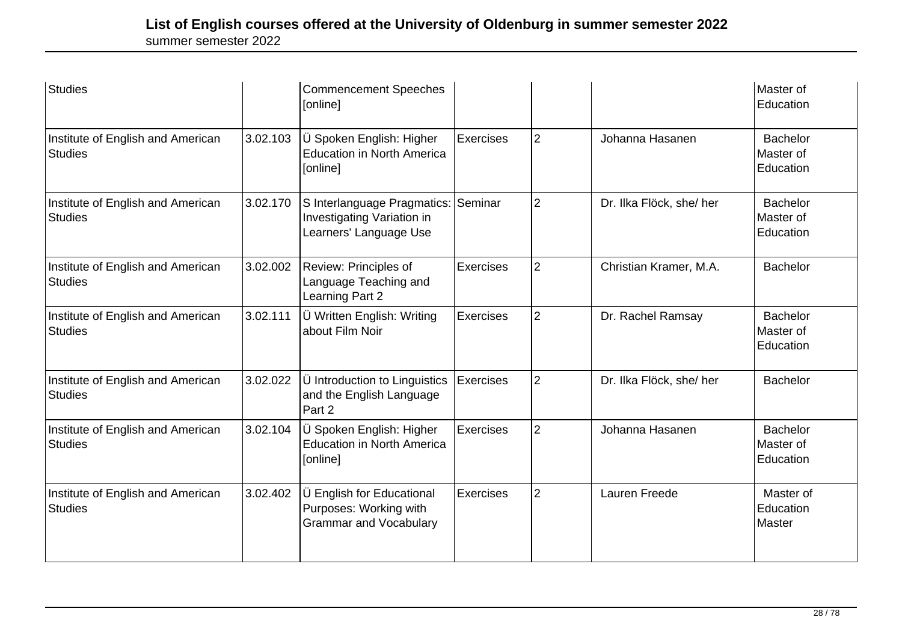| | | | | | | |
|---|---|---|---|---|---|---|
| Studies | | Commencement Speeches [online] | | | | Master of Education |
| Institute of English and American Studies | 3.02.103 | Ü Spoken English: Higher Education in North America [online] | Exercises | 2 | Johanna Hasanen | Bachelor Master of Education |
| Institute of English and American Studies | 3.02.170 | S Interlanguage Pragmatics: Investigating Variation in Learners' Language Use | Seminar | 2 | Dr. Ilka Flöck, she/ her | Bachelor Master of Education |
| Institute of English and American Studies | 3.02.002 | Review: Principles of Language Teaching and Learning Part 2 | Exercises | 2 | Christian Kramer, M.A. | Bachelor |
| Institute of English and American Studies | 3.02.111 | Ü Written English: Writing about Film Noir | Exercises | 2 | Dr. Rachel Ramsay | Bachelor Master of Education |
| Institute of English and American Studies | 3.02.022 | Ü Introduction to Linguistics and the English Language Part 2 | Exercises | 2 | Dr. Ilka Flöck, she/ her | Bachelor |
| Institute of English and American Studies | 3.02.104 | Ü Spoken English: Higher Education in North America [online] | Exercises | 2 | Johanna Hasanen | Bachelor Master of Education |
| Institute of English and American Studies | 3.02.402 | Ü English for Educational Purposes: Working with Grammar and Vocabulary | Exercises | 2 | Lauren Freede | Master of Education Master |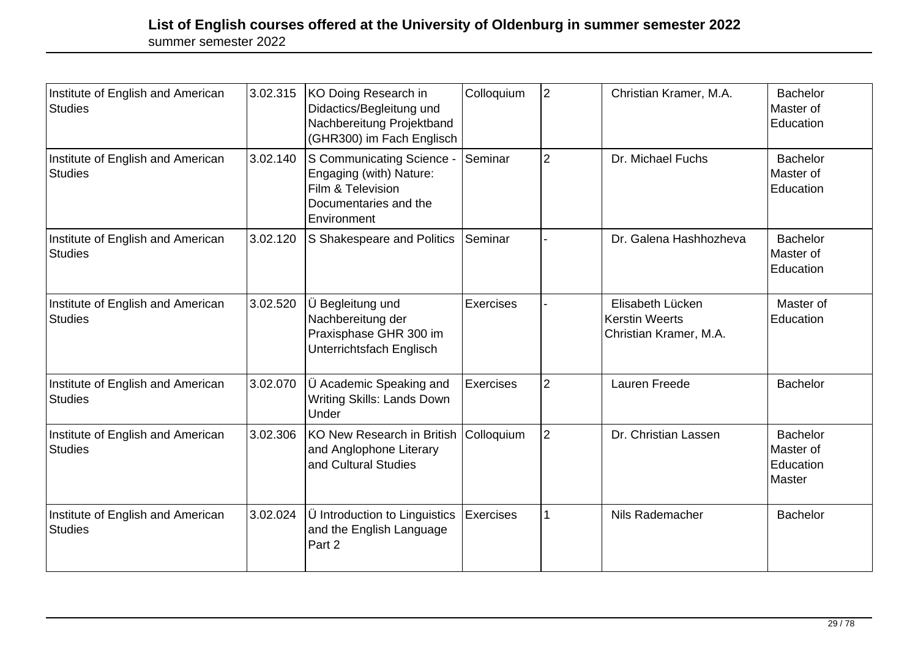# List of English courses offered at the University of Oldenburg in summer semester 2022

summer semester 2022

| Institute | Number | Course | Type | SWS | Lecturer | Degree |
|---|---|---|---|---|---|---|
| Institute of English and American Studies | 3.02.315 | KO Doing Research in Didactics/Begleitung und Nachbereitung Projektband (GHR300) im Fach Englisch | Colloquium | 2 | Christian Kramer, M.A. | Bachelor<br>Master of Education |
| Institute of English and American Studies | 3.02.140 | S Communicating Science - Engaging (with) Nature: Film & Television Documentaries and the Environment | Seminar | 2 | Dr. Michael Fuchs | Bachelor<br>Master of Education |
| Institute of English and American Studies | 3.02.120 | S Shakespeare and Politics | Seminar | - | Dr. Galena Hashhozheva | Bachelor<br>Master of Education |
| Institute of English and American Studies | 3.02.520 | Ü Begleitung und Nachbereitung der Praxisphase GHR 300 im Unterrichtsfach Englisch | Exercises | - | Elisabeth Lücken<br>Kerstin Weerts<br>Christian Kramer, M.A. | Master of Education |
| Institute of English and American Studies | 3.02.070 | Ü Academic Speaking and Writing Skills: Lands Down Under | Exercises | 2 | Lauren Freede | Bachelor |
| Institute of English and American Studies | 3.02.306 | KO New Research in British and Anglophone Literary and Cultural Studies | Colloquium | 2 | Dr. Christian Lassen | Bachelor<br>Master of Education<br>Master |
| Institute of English and American Studies | 3.02.024 | Ü Introduction to Linguistics and the English Language Part 2 | Exercises | 1 | Nils Rademacher | Bachelor |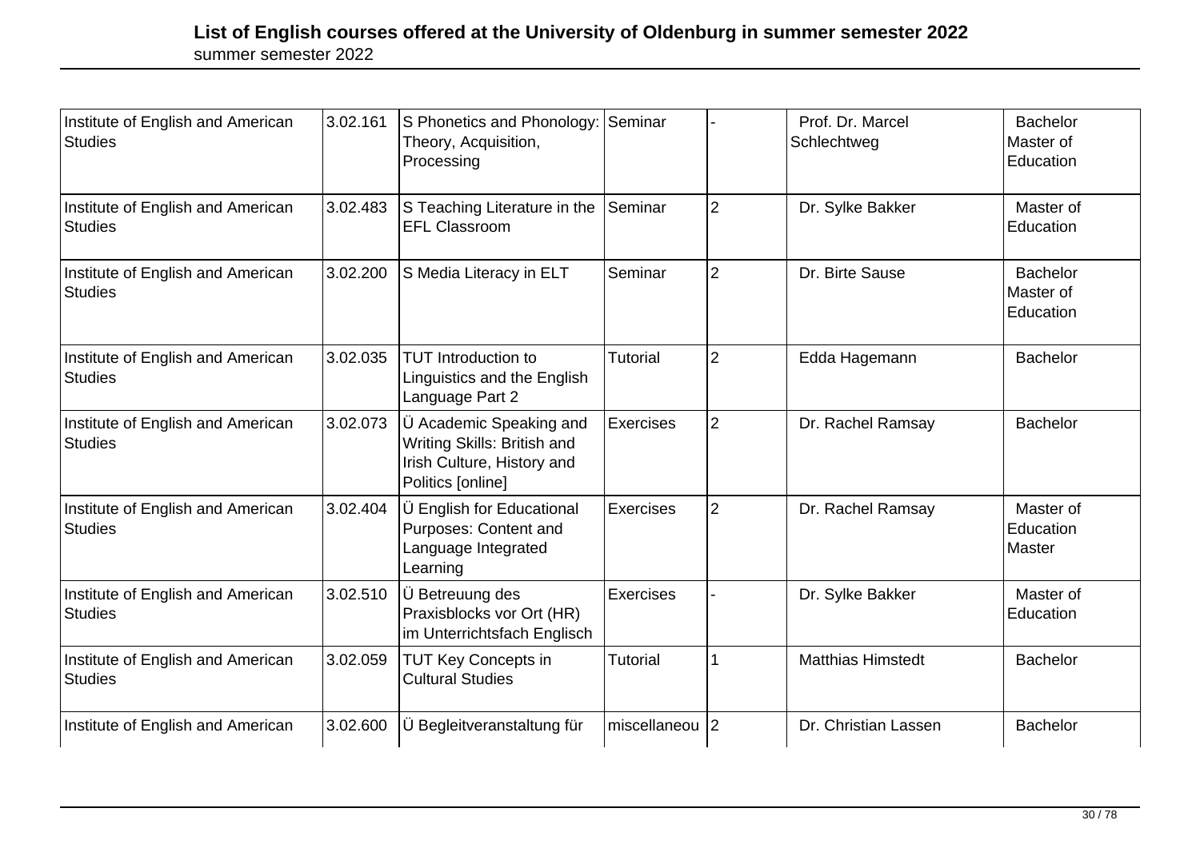# List of English courses offered at the University of Oldenburg in summer semester 2022

summer semester 2022

| | | | | | | |
|---|---|---|---|---|---|---|
| Institute of English and American Studies | 3.02.161 | S Phonetics and Phonology: Theory, Acquisition, Processing | Seminar | - | Prof. Dr. Marcel Schlechtweg | Bachelor Master of Education |
| Institute of English and American Studies | 3.02.483 | S Teaching Literature in the EFL Classroom | Seminar | 2 | Dr. Sylke Bakker | Master of Education |
| Institute of English and American Studies | 3.02.200 | S Media Literacy in ELT | Seminar | 2 | Dr. Birte Sause | Bachelor Master of Education |
| Institute of English and American Studies | 3.02.035 | TUT Introduction to Linguistics and the English Language Part 2 | Tutorial | 2 | Edda Hagemann | Bachelor |
| Institute of English and American Studies | 3.02.073 | Ü Academic Speaking and Writing Skills: British and Irish Culture, History and Politics [online] | Exercises | 2 | Dr. Rachel Ramsay | Bachelor |
| Institute of English and American Studies | 3.02.404 | Ü English for Educational Purposes: Content and Language Integrated Learning | Exercises | 2 | Dr. Rachel Ramsay | Master of Education Master |
| Institute of English and American Studies | 3.02.510 | Ü Betreuung des Praxisblocks vor Ort (HR) im Unterrichtsfach Englisch | Exercises | - | Dr. Sylke Bakker | Master of Education |
| Institute of English and American Studies | 3.02.059 | TUT Key Concepts in Cultural Studies | Tutorial | 1 | Matthias Himstedt | Bachelor |
| Institute of English and American | 3.02.600 | Ü Begleitveranstaltung für | miscellaneou | 2 | Dr. Christian Lassen | Bachelor |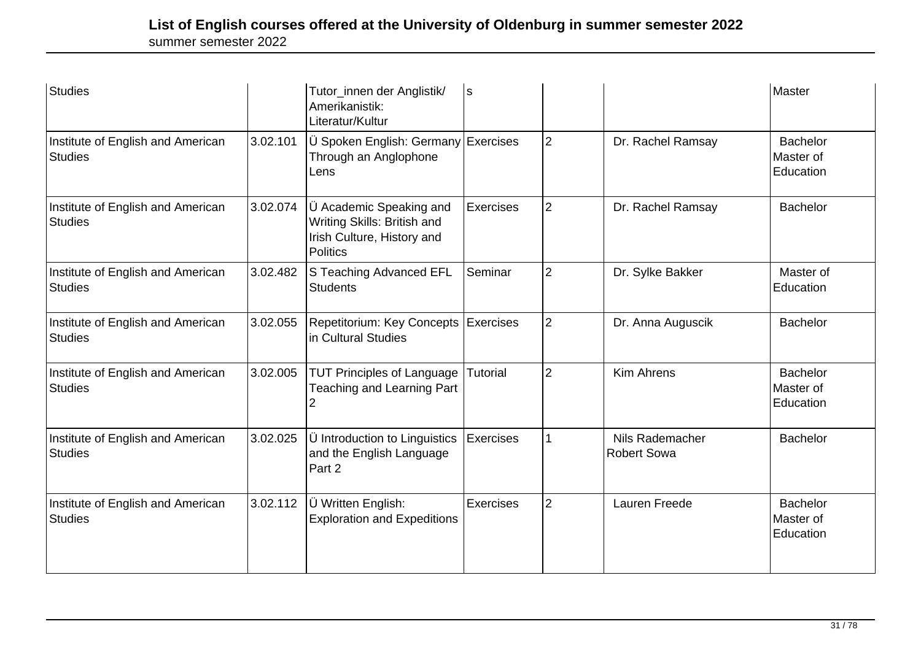| Studies | | Tutor_innen der Anglistik/ Amerikanistik: Literatur/Kultur | s | | | Master |
|---|---|---|---|---|---|---|
| Institute of English and American Studies | 3.02.101 | Ü Spoken English: Germany Through an Anglophone Lens | Exercises | 2 | Dr. Rachel Ramsay | Bachelor Master of Education |
| Institute of English and American Studies | 3.02.074 | Ü Academic Speaking and Writing Skills: British and Irish Culture, History and Politics | Exercises | 2 | Dr. Rachel Ramsay | Bachelor |
| Institute of English and American Studies | 3.02.482 | S Teaching Advanced EFL Students | Seminar | 2 | Dr. Sylke Bakker | Master of Education |
| Institute of English and American Studies | 3.02.055 | Repetitorium: Key Concepts in Cultural Studies | Exercises | 2 | Dr. Anna Auguscik | Bachelor |
| Institute of English and American Studies | 3.02.005 | TUT Principles of Language Teaching and Learning Part 2 | Tutorial | 2 | Kim Ahrens | Bachelor Master of Education |
| Institute of English and American Studies | 3.02.025 | Ü Introduction to Linguistics and the English Language Part 2 | Exercises | 1 | Nils Rademacher Robert Sowa | Bachelor |
| Institute of English and American Studies | 3.02.112 | Ü Written English: Exploration and Expeditions | Exercises | 2 | Lauren Freede | Bachelor Master of Education |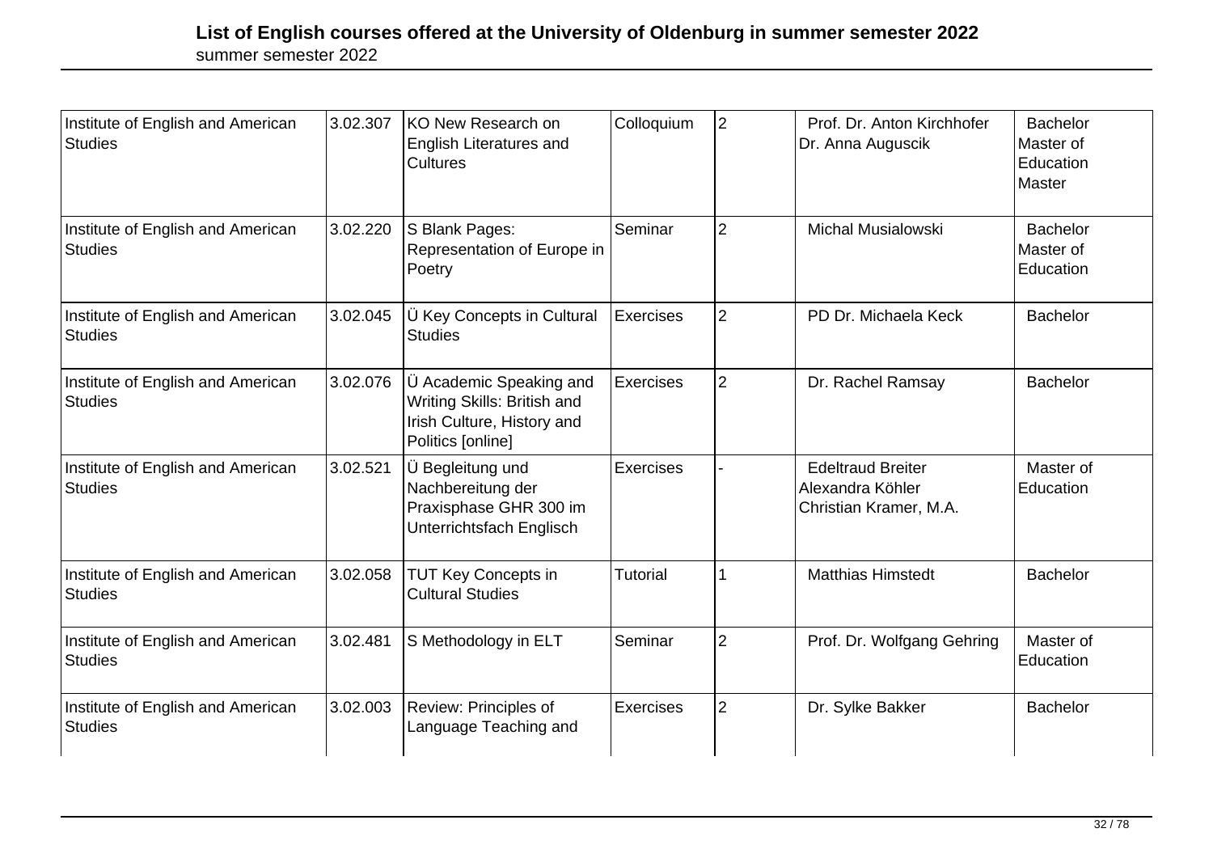# List of English courses offered at the University of Oldenburg in summer semester 2022

summer semester 2022

| | | | | | | |
|---|---|---|---|---|---|---|
| Institute of English and American Studies | 3.02.307 | KO New Research on English Literatures and Cultures | Colloquium | 2 | Prof. Dr. Anton Kirchhofer<br>Dr. Anna Auguscik | Bachelor<br>Master of Education<br>Master |
| Institute of English and American Studies | 3.02.220 | S Blank Pages: Representation of Europe in Poetry | Seminar | 2 | Michal Musialowski | Bachelor<br>Master of Education |
| Institute of English and American Studies | 3.02.045 | Ü Key Concepts in Cultural Studies | Exercises | 2 | PD Dr. Michaela Keck | Bachelor |
| Institute of English and American Studies | 3.02.076 | Ü Academic Speaking and Writing Skills: British and Irish Culture, History and Politics [online] | Exercises | 2 | Dr. Rachel Ramsay | Bachelor |
| Institute of English and American Studies | 3.02.521 | Ü Begleitung und Nachbereitung der Praxisphase GHR 300 im Unterrichtsfach Englisch | Exercises | - | Edeltraud Breiter<br>Alexandra Köhler<br>Christian Kramer, M.A. | Master of Education |
| Institute of English and American Studies | 3.02.058 | TUT Key Concepts in Cultural Studies | Tutorial | 1 | Matthias Himstedt | Bachelor |
| Institute of English and American Studies | 3.02.481 | S Methodology in ELT | Seminar | 2 | Prof. Dr. Wolfgang Gehring | Master of Education |
| Institute of English and American Studies | 3.02.003 | Review: Principles of Language Teaching and | Exercises | 2 | Dr. Sylke Bakker | Bachelor |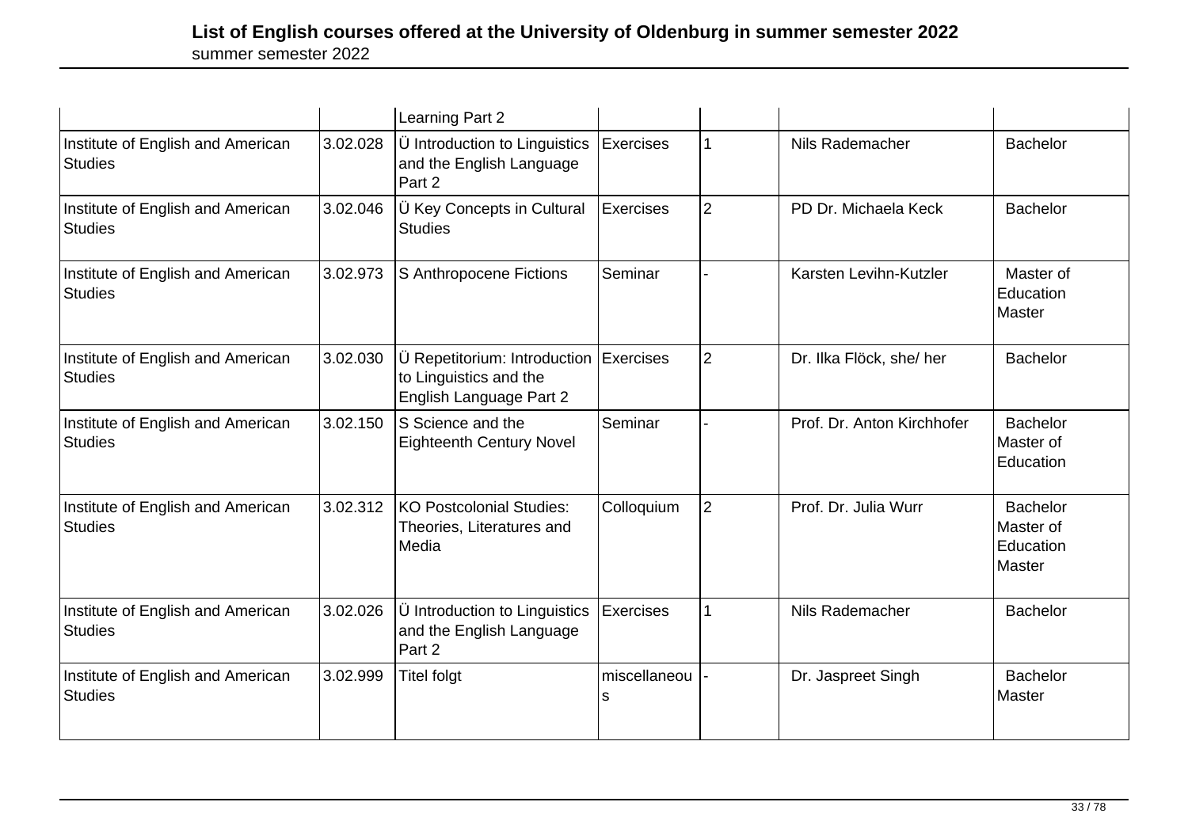| | | Learning Part 2 | | | | |
|---|---|---|---|---|---|---|
| Institute of English and American Studies | 3.02.028 | Ü Introduction to Linguistics and the English Language Part 2 | Exercises | 1 | Nils Rademacher | Bachelor |
| Institute of English and American Studies | 3.02.046 | Ü Key Concepts in Cultural Studies | Exercises | 2 | PD Dr. Michaela Keck | Bachelor |
| Institute of English and American Studies | 3.02.973 | S Anthropocene Fictions | Seminar | - | Karsten Levihn-Kutzler | Master of Education Master |
| Institute of English and American Studies | 3.02.030 | Ü Repetitorium: Introduction to Linguistics and the English Language Part 2 | Exercises | 2 | Dr. Ilka Flöck, she/ her | Bachelor |
| Institute of English and American Studies | 3.02.150 | S Science and the Eighteenth Century Novel | Seminar | - | Prof. Dr. Anton Kirchhofer | Bachelor Master of Education |
| Institute of English and American Studies | 3.02.312 | KO Postcolonial Studies: Theories, Literatures and Media | Colloquium | 2 | Prof. Dr. Julia Wurr | Bachelor Master of Education Master |
| Institute of English and American Studies | 3.02.026 | Ü Introduction to Linguistics and the English Language Part 2 | Exercises | 1 | Nils Rademacher | Bachelor |
| Institute of English and American Studies | 3.02.999 | Titel folgt | miscellaneous | - | Dr. Jaspreet Singh | Bachelor Master |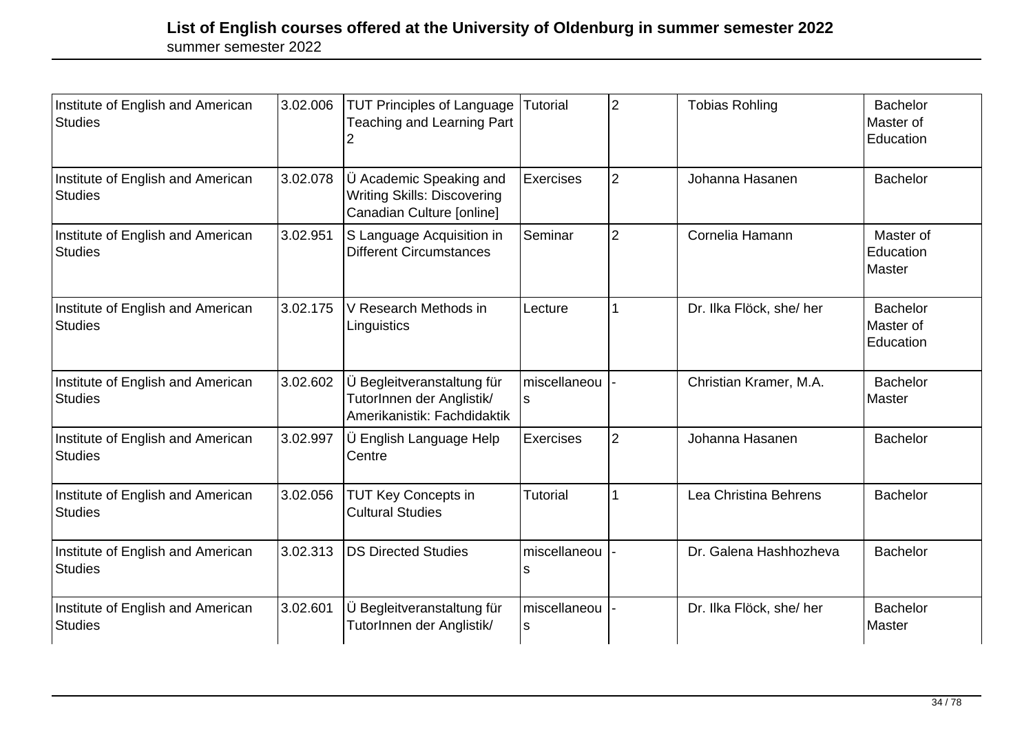| | | | | | | |
|---|---|---|---|---|---|---|
| Institute of English and American Studies | 3.02.006 | TUT Principles of Language Teaching and Learning Part 2 | Tutorial | 2 | Tobias Rohling | Bachelor Master of Education |
| Institute of English and American Studies | 3.02.078 | Ü Academic Speaking and Writing Skills: Discovering Canadian Culture [online] | Exercises | 2 | Johanna Hasanen | Bachelor |
| Institute of English and American Studies | 3.02.951 | S Language Acquisition in Different Circumstances | Seminar | 2 | Cornelia Hamann | Master of Education Master |
| Institute of English and American Studies | 3.02.175 | V Research Methods in Linguistics | Lecture | 1 | Dr. Ilka Flöck, she/ her | Bachelor Master of Education |
| Institute of English and American Studies | 3.02.602 | Ü Begleitveranstaltung für TutorInnen der Anglistik/ Amerikanistik: Fachdidaktik | miscellaneous | - | Christian Kramer, M.A. | Bachelor Master |
| Institute of English and American Studies | 3.02.997 | Ü English Language Help Centre | Exercises | 2 | Johanna Hasanen | Bachelor |
| Institute of English and American Studies | 3.02.056 | TUT Key Concepts in Cultural Studies | Tutorial | 1 | Lea Christina Behrens | Bachelor |
| Institute of English and American Studies | 3.02.313 | DS Directed Studies | miscellaneous | - | Dr. Galena Hashhozheva | Bachelor |
| Institute of English and American Studies | 3.02.601 | Ü Begleitveranstaltung für TutorInnen der Anglistik/ | miscellaneous | - | Dr. Ilka Flöck, she/ her | Bachelor Master |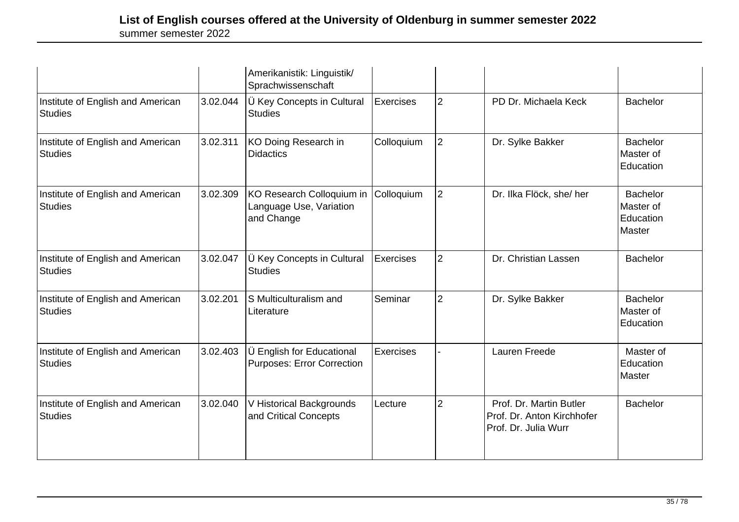| | | Amerikanistik: Linguistik/ Sprachwissenschaft | | | | |
|---|---|---|---|---|---|---|
| Institute of English and American Studies | 3.02.044 | Ü Key Concepts in Cultural Studies | Exercises | 2 | PD Dr. Michaela Keck | Bachelor |
| Institute of English and American Studies | 3.02.311 | KO Doing Research in Didactics | Colloquium | 2 | Dr. Sylke Bakker | Bachelor<br>Master of Education |
| Institute of English and American Studies | 3.02.309 | KO Research Colloquium in Language Use, Variation and Change | Colloquium | 2 | Dr. Ilka Flöck, she/ her | Bachelor<br>Master of Education<br>Master |
| Institute of English and American Studies | 3.02.047 | Ü Key Concepts in Cultural Studies | Exercises | 2 | Dr. Christian Lassen | Bachelor |
| Institute of English and American Studies | 3.02.201 | S Multiculturalism and Literature | Seminar | 2 | Dr. Sylke Bakker | Bachelor<br>Master of Education |
| Institute of English and American Studies | 3.02.403 | Ü English for Educational Purposes: Error Correction | Exercises | - | Lauren Freede | Master of Education<br>Master |
| Institute of English and American Studies | 3.02.040 | V Historical Backgrounds and Critical Concepts | Lecture | 2 | Prof. Dr. Martin Butler<br>Prof. Dr. Anton Kirchhofer<br>Prof. Dr. Julia Wurr | Bachelor |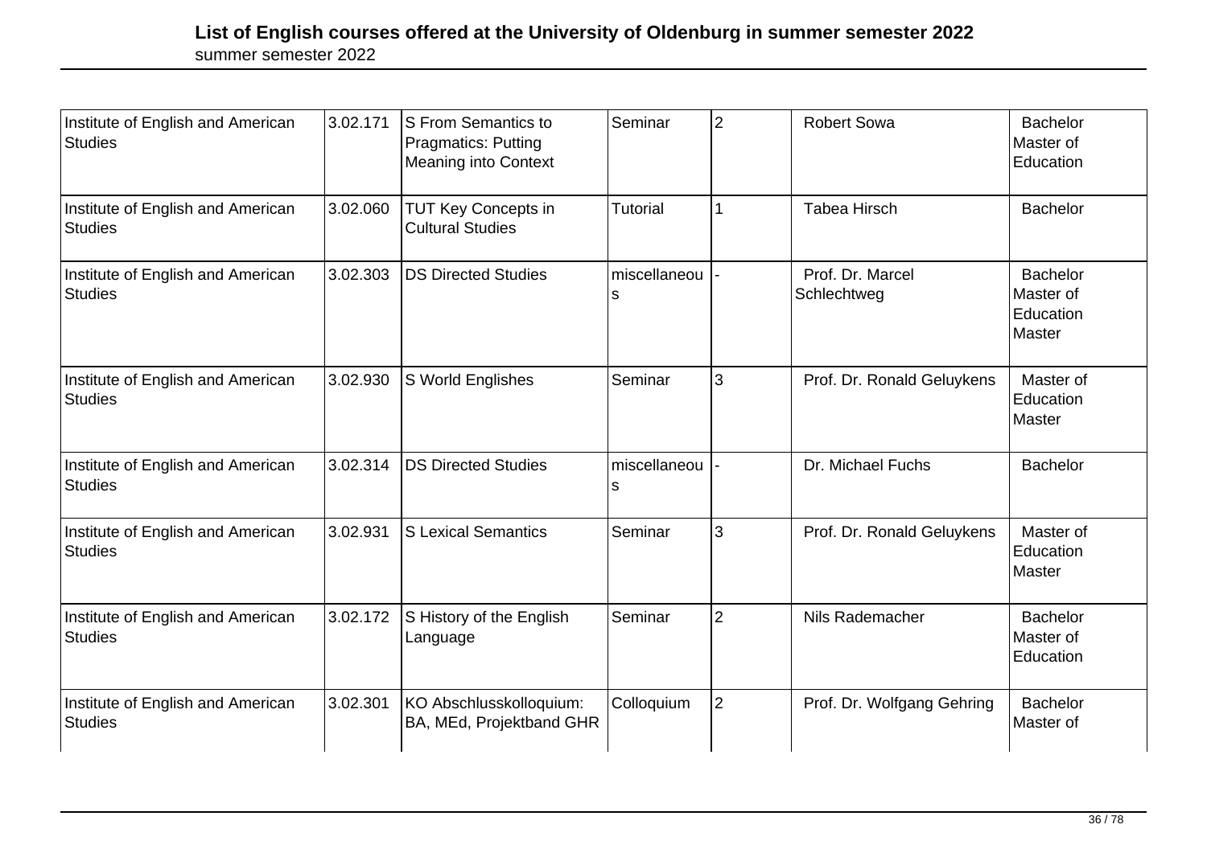# List of English courses offered at the University of Oldenburg in summer semester 2022

summer semester 2022

| | | | | | | |
|---|---|---|---|---|---|---|
| Institute of English and American Studies | 3.02.171 | S From Semantics to Pragmatics: Putting Meaning into Context | Seminar | 2 | Robert Sowa | Bachelor Master of Education |
| Institute of English and American Studies | 3.02.060 | TUT Key Concepts in Cultural Studies | Tutorial | 1 | Tabea Hirsch | Bachelor |
| Institute of English and American Studies | 3.02.303 | DS Directed Studies | miscellaneous | - | Prof. Dr. Marcel Schlechtweg | Bachelor Master of Education Master |
| Institute of English and American Studies | 3.02.930 | S World Englishes | Seminar | 3 | Prof. Dr. Ronald Geluykens | Master of Education Master |
| Institute of English and American Studies | 3.02.314 | DS Directed Studies | miscellaneous | - | Dr. Michael Fuchs | Bachelor |
| Institute of English and American Studies | 3.02.931 | S Lexical Semantics | Seminar | 3 | Prof. Dr. Ronald Geluykens | Master of Education Master |
| Institute of English and American Studies | 3.02.172 | S History of the English Language | Seminar | 2 | Nils Rademacher | Bachelor Master of Education |
| Institute of English and American Studies | 3.02.301 | KO Abschlusskolloquium: BA, MEd, Projektband GHR | Colloquium | 2 | Prof. Dr. Wolfgang Gehring | Bachelor Master of |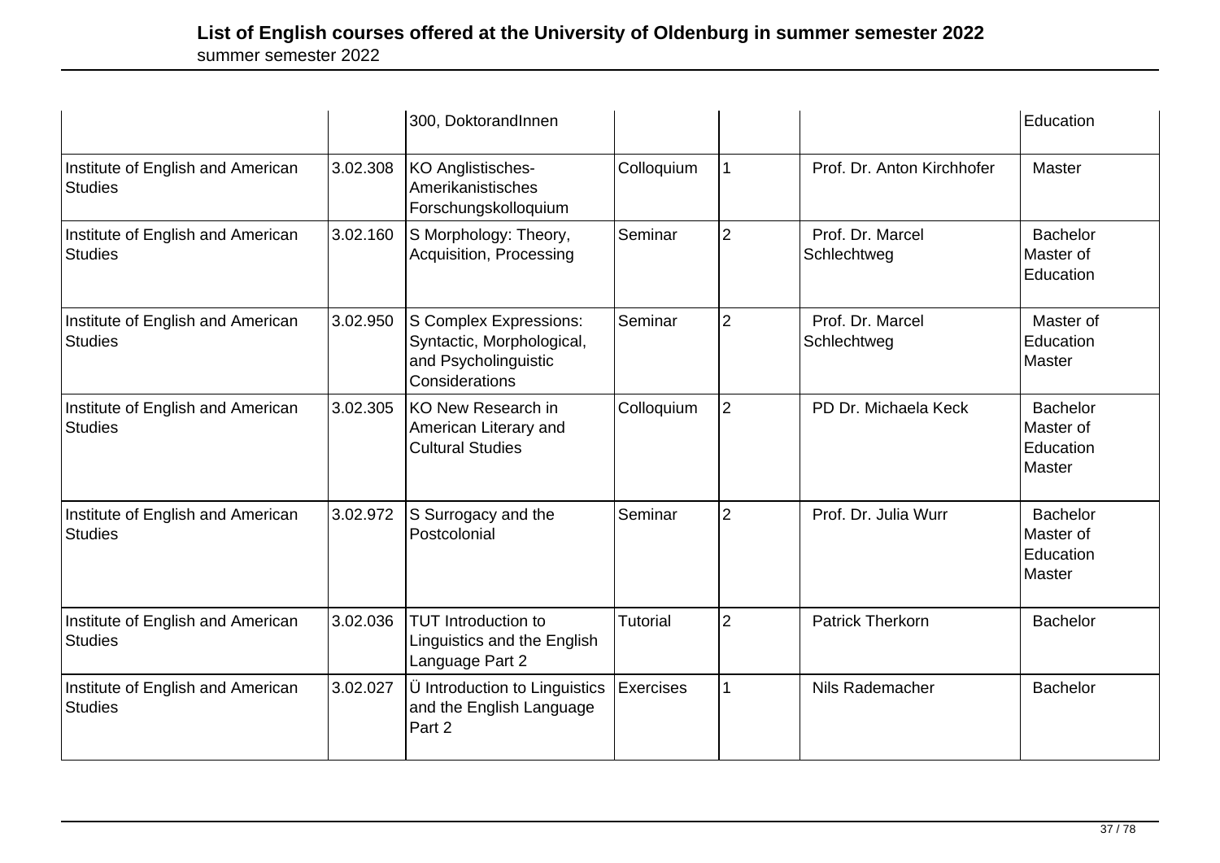|  |  | 300, DoktorandInnen |  |  |  | Education |
|---|---|---|---|---|---|---|
| Institute of English and American Studies | 3.02.308 | KO Anglistisches-Amerikanistisches Forschungskolloquium | Colloquium | 1 | Prof. Dr. Anton Kirchhofer | Master |
| Institute of English and American Studies | 3.02.160 | S Morphology: Theory, Acquisition, Processing | Seminar | 2 | Prof. Dr. Marcel Schlechtweg | Bachelor Master of Education |
| Institute of English and American Studies | 3.02.950 | S Complex Expressions: Syntactic, Morphological, and Psycholinguistic Considerations | Seminar | 2 | Prof. Dr. Marcel Schlechtweg | Master of Education Master |
| Institute of English and American Studies | 3.02.305 | KO New Research in American Literary and Cultural Studies | Colloquium | 2 | PD Dr. Michaela Keck | Bachelor Master of Education Master |
| Institute of English and American Studies | 3.02.972 | S Surrogacy and the Postcolonial | Seminar | 2 | Prof. Dr. Julia Wurr | Bachelor Master of Education Master |
| Institute of English and American Studies | 3.02.036 | TUT Introduction to Linguistics and the English Language Part 2 | Tutorial | 2 | Patrick Therkorn | Bachelor |
| Institute of English and American Studies | 3.02.027 | Ü Introduction to Linguistics and the English Language Part 2 | Exercises | 1 | Nils Rademacher | Bachelor |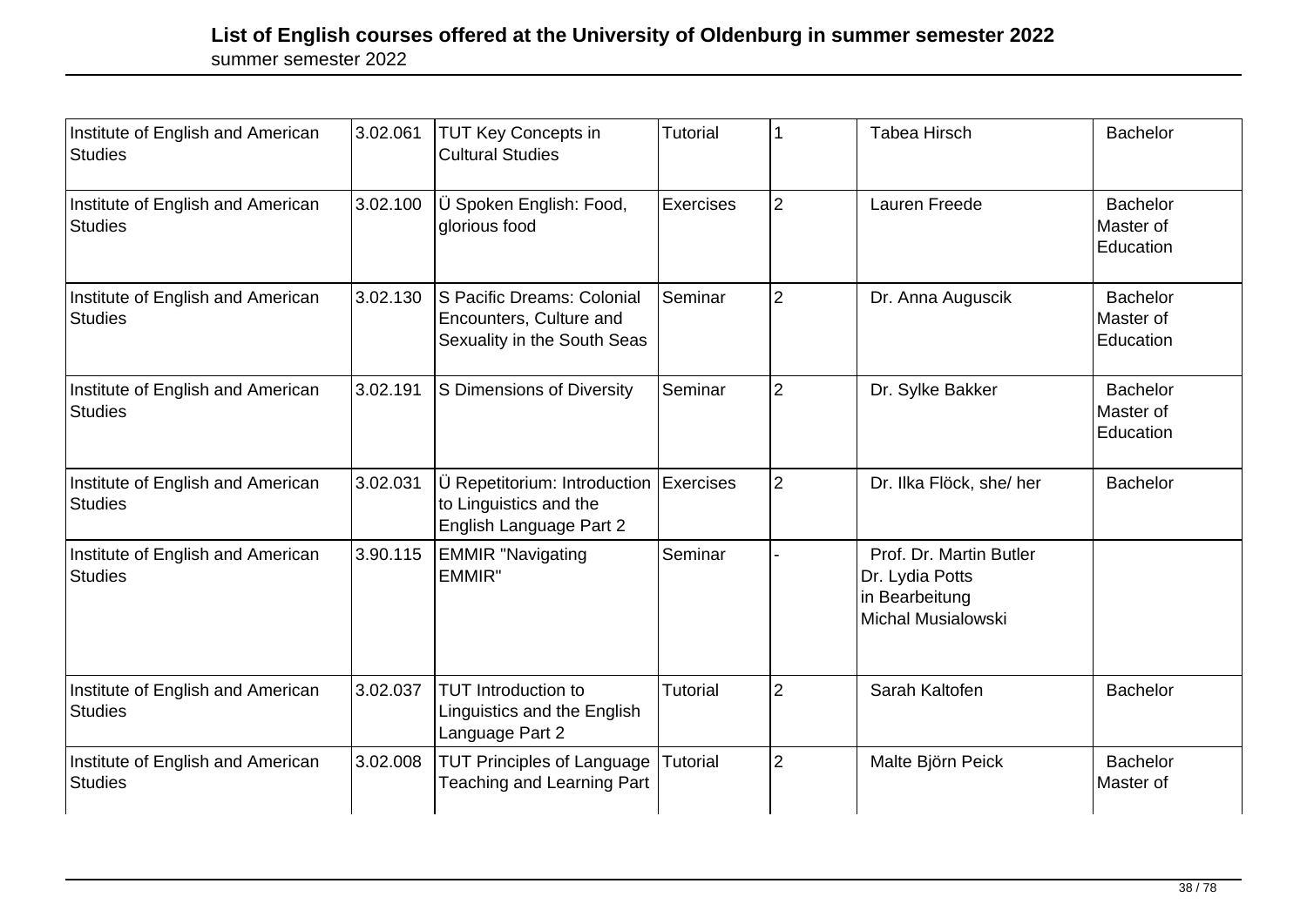# List of English courses offered at the University of Oldenburg in summer semester 2022

summer semester 2022

| | | | | | | |
|---|---|---|---|---|---|---|
| Institute of English and American Studies | 3.02.061 | TUT Key Concepts in Cultural Studies | Tutorial | 1 | Tabea Hirsch | Bachelor |
| Institute of English and American Studies | 3.02.100 | Ü Spoken English: Food, glorious food | Exercises | 2 | Lauren Freede | Bachelor<br>Master of Education |
| Institute of English and American Studies | 3.02.130 | S Pacific Dreams: Colonial Encounters, Culture and Sexuality in the South Seas | Seminar | 2 | Dr. Anna Auguscik | Bachelor<br>Master of Education |
| Institute of English and American Studies | 3.02.191 | S Dimensions of Diversity | Seminar | 2 | Dr. Sylke Bakker | Bachelor<br>Master of Education |
| Institute of English and American Studies | 3.02.031 | Ü Repetitorium: Introduction to Linguistics and the English Language Part 2 | Exercises | 2 | Dr. Ilka Flöck, she/ her | Bachelor |
| Institute of English and American Studies | 3.90.115 | EMMIR "Navigating EMMIR" | Seminar | - | Prof. Dr. Martin Butler<br>Dr. Lydia Potts<br>in Bearbeitung<br>Michal Musialowski | |
| Institute of English and American Studies | 3.02.037 | TUT Introduction to Linguistics and the English Language Part 2 | Tutorial | 2 | Sarah Kaltofen | Bachelor |
| Institute of English and American Studies | 3.02.008 | TUT Principles of Language Teaching and Learning Part | Tutorial | 2 | Malte Björn Peick | Bachelor<br>Master of |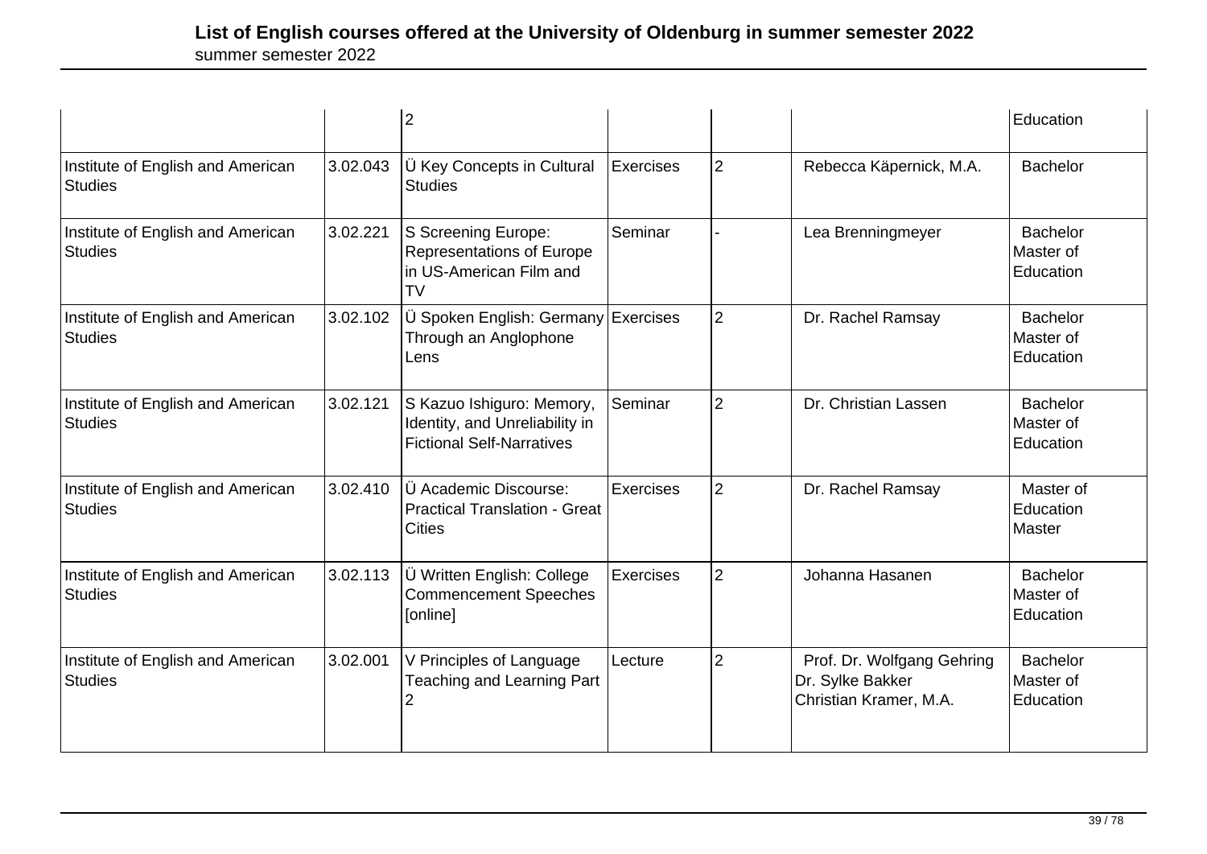| | | 2 | | | | Education |
|---|---|---|---|---|---|---|
| Institute of English and American Studies | 3.02.043 | Ü Key Concepts in Cultural Studies | Exercises | 2 | Rebecca Käpernick, M.A. | Bachelor |
| Institute of English and American Studies | 3.02.221 | S Screening Europe: Representations of Europe in US-American Film and TV | Seminar | - | Lea Brenningmeyer | Bachelor Master of Education |
| Institute of English and American Studies | 3.02.102 | Ü Spoken English: Germany Through an Anglophone Lens | Exercises | 2 | Dr. Rachel Ramsay | Bachelor Master of Education |
| Institute of English and American Studies | 3.02.121 | S Kazuo Ishiguro: Memory, Identity, and Unreliability in Fictional Self-Narratives | Seminar | 2 | Dr. Christian Lassen | Bachelor Master of Education |
| Institute of English and American Studies | 3.02.410 | Ü Academic Discourse: Practical Translation - Great Cities | Exercises | 2 | Dr. Rachel Ramsay | Master of Education Master |
| Institute of English and American Studies | 3.02.113 | Ü Written English: College Commencement Speeches [online] | Exercises | 2 | Johanna Hasanen | Bachelor Master of Education |
| Institute of English and American Studies | 3.02.001 | V Principles of Language Teaching and Learning Part 2 | Lecture | 2 | Prof. Dr. Wolfgang Gehring Dr. Sylke Bakker Christian Kramer, M.A. | Bachelor Master of Education |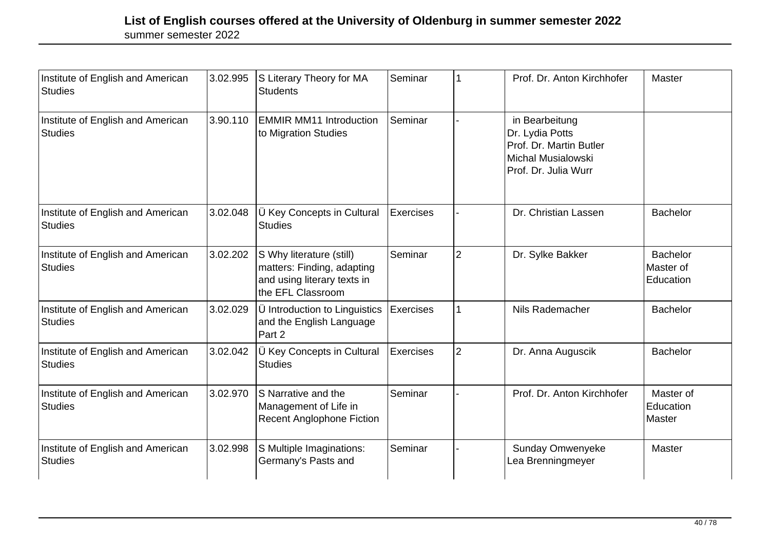# List of English courses offered at the University of Oldenburg in summer semester 2022

summer semester 2022

| | | | | | | |
|---|---|---|---|---|---|---|
| Institute of English and American Studies | 3.02.995 | S Literary Theory for MA Students | Seminar | 1 | Prof. Dr. Anton Kirchhofer | Master |
| Institute of English and American Studies | 3.90.110 | EMMIR MM11 Introduction to Migration Studies | Seminar | - | in Bearbeitung<br>Dr. Lydia Potts<br>Prof. Dr. Martin Butler<br>Michal Musialowski<br>Prof. Dr. Julia Wurr | |
| Institute of English and American Studies | 3.02.048 | Ü Key Concepts in Cultural Studies | Exercises | - | Dr. Christian Lassen | Bachelor |
| Institute of English and American Studies | 3.02.202 | S Why literature (still) matters: Finding, adapting and using literary texts in the EFL Classroom | Seminar | 2 | Dr. Sylke Bakker | Bachelor<br>Master of Education |
| Institute of English and American Studies | 3.02.029 | Ü Introduction to Linguistics and the English Language Part 2 | Exercises | 1 | Nils Rademacher | Bachelor |
| Institute of English and American Studies | 3.02.042 | Ü Key Concepts in Cultural Studies | Exercises | 2 | Dr. Anna Auguscik | Bachelor |
| Institute of English and American Studies | 3.02.970 | S Narrative and the Management of Life in Recent Anglophone Fiction | Seminar | - | Prof. Dr. Anton Kirchhofer | Master of Education<br>Master |
| Institute of English and American Studies | 3.02.998 | S Multiple Imaginations: Germany's Pasts and | Seminar | - | Sunday Omwenyeke<br>Lea Brenningmeyer | Master |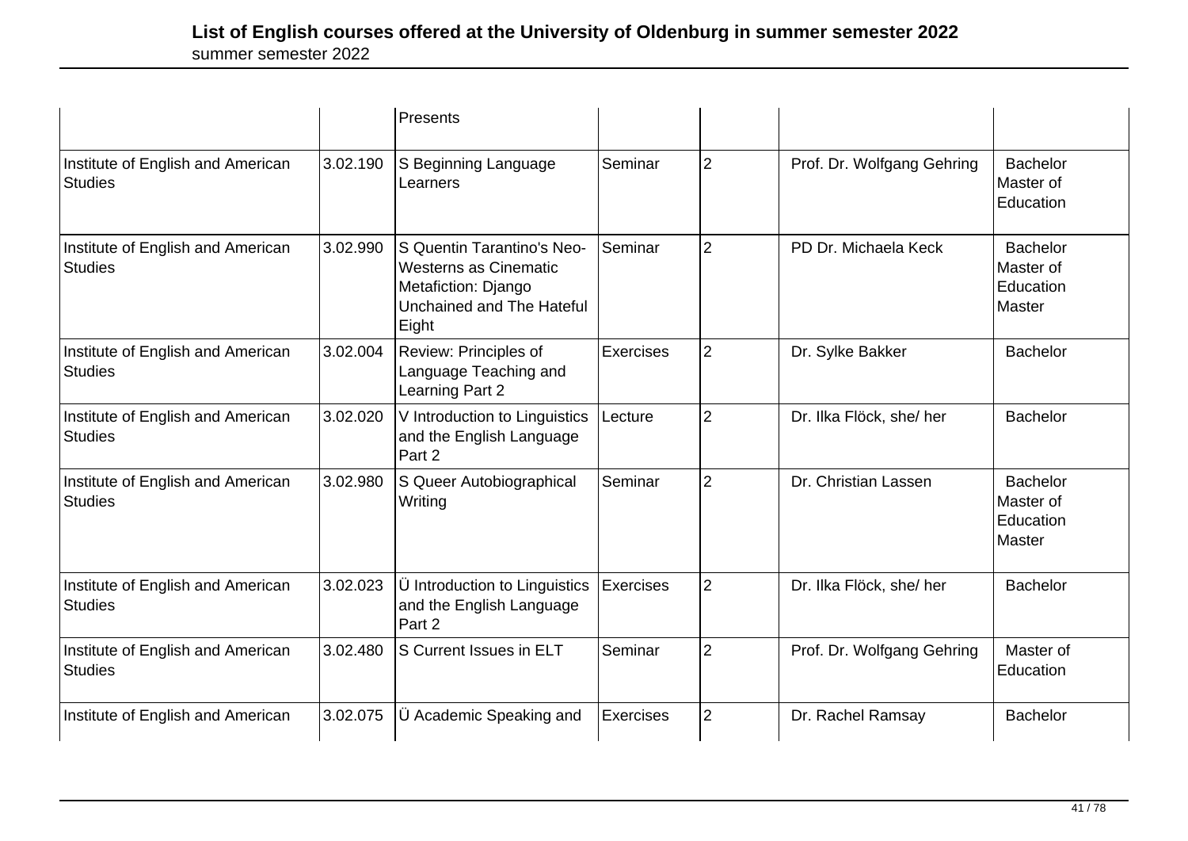| | | Presents | | | | |
|---|---|---|---|---|---|---|
| Institute of English and American Studies | 3.02.190 | S Beginning Language Learners | Seminar | 2 | Prof. Dr. Wolfgang Gehring | Bachelor Master of Education |
| Institute of English and American Studies | 3.02.990 | S Quentin Tarantino's Neo-Westerns as Cinematic Metafiction: Django Unchained and The Hateful Eight | Seminar | 2 | PD Dr. Michaela Keck | Bachelor Master of Education Master |
| Institute of English and American Studies | 3.02.004 | Review: Principles of Language Teaching and Learning Part 2 | Exercises | 2 | Dr. Sylke Bakker | Bachelor |
| Institute of English and American Studies | 3.02.020 | V Introduction to Linguistics and the English Language Part 2 | Lecture | 2 | Dr. Ilka Flöck, she/ her | Bachelor |
| Institute of English and American Studies | 3.02.980 | S Queer Autobiographical Writing | Seminar | 2 | Dr. Christian Lassen | Bachelor Master of Education Master |
| Institute of English and American Studies | 3.02.023 | Ü Introduction to Linguistics and the English Language Part 2 | Exercises | 2 | Dr. Ilka Flöck, she/ her | Bachelor |
| Institute of English and American Studies | 3.02.480 | S Current Issues in ELT | Seminar | 2 | Prof. Dr. Wolfgang Gehring | Master of Education |
| Institute of English and American | 3.02.075 | Ü Academic Speaking and | Exercises | 2 | Dr. Rachel Ramsay | Bachelor |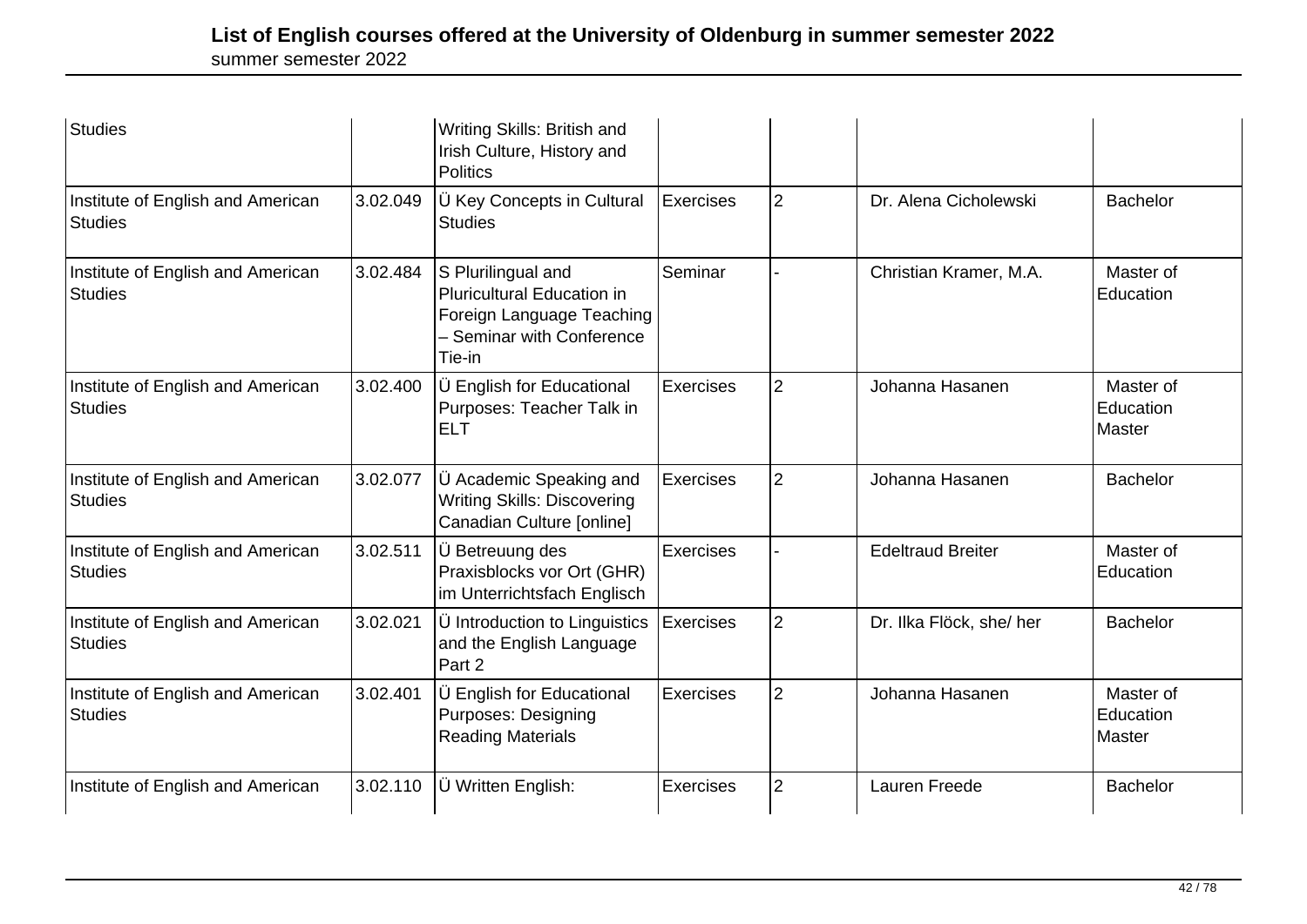# List of English courses offered at the University of Oldenburg in summer semester 2022

| | | | | | | |
|---|---|---|---|---|---|---|
| Studies | | Writing Skills: British and Irish Culture, History and Politics | | | | |
| Institute of English and American Studies | 3.02.049 | Ü Key Concepts in Cultural Studies | Exercises | 2 | Dr. Alena Cicholewski | Bachelor |
| Institute of English and American Studies | 3.02.484 | S Plurilingual and Pluricultural Education in Foreign Language Teaching – Seminar with Conference Tie-in | Seminar | - | Christian Kramer, M.A. | Master of Education |
| Institute of English and American Studies | 3.02.400 | Ü English for Educational Purposes: Teacher Talk in ELT | Exercises | 2 | Johanna Hasanen | Master of Education Master |
| Institute of English and American Studies | 3.02.077 | Ü Academic Speaking and Writing Skills: Discovering Canadian Culture [online] | Exercises | 2 | Johanna Hasanen | Bachelor |
| Institute of English and American Studies | 3.02.511 | Ü Betreuung des Praxisblocks vor Ort (GHR) im Unterrichtsfach Englisch | Exercises | - | Edeltraud Breiter | Master of Education |
| Institute of English and American Studies | 3.02.021 | Ü Introduction to Linguistics and the English Language Part 2 | Exercises | 2 | Dr. Ilka Flöck, she/ her | Bachelor |
| Institute of English and American Studies | 3.02.401 | Ü English for Educational Purposes: Designing Reading Materials | Exercises | 2 | Johanna Hasanen | Master of Education Master |
| Institute of English and American | 3.02.110 | Ü Written English: | Exercises | 2 | Lauren Freede | Bachelor |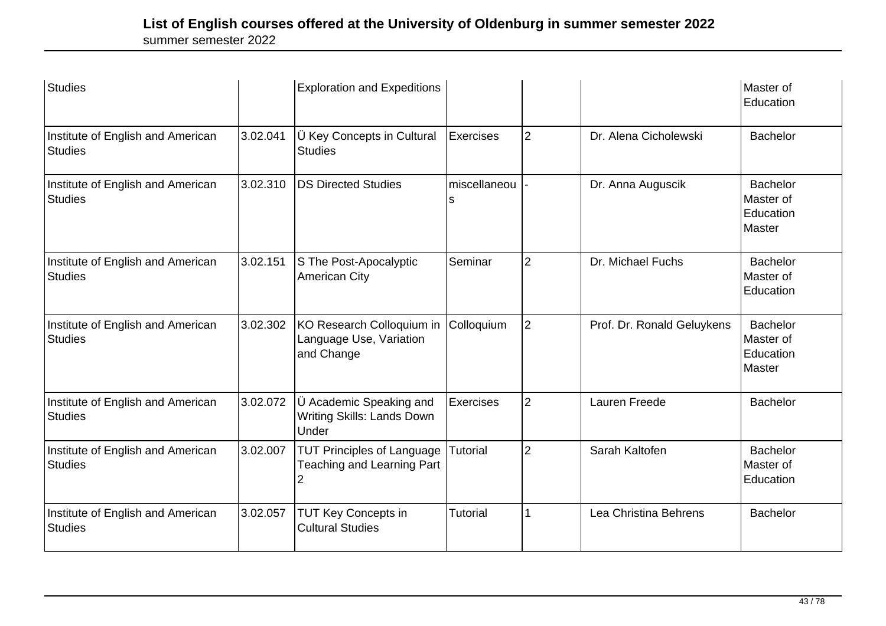# List of English courses offered at the University of Oldenburg in summer semester 2022

summer semester 2022

| | | | | | | |
|---|---|---|---|---|---|---|
| Studies | | Exploration and Expeditions | | | | Master of Education |
| Institute of English and American Studies | 3.02.041 | Ü Key Concepts in Cultural Studies | Exercises | 2 | Dr. Alena Cicholewski | Bachelor |
| Institute of English and American Studies | 3.02.310 | DS Directed Studies | miscellaneous | - | Dr. Anna Auguscik | Bachelor<br>Master of Education<br>Master |
| Institute of English and American Studies | 3.02.151 | S The Post-Apocalyptic American City | Seminar | 2 | Dr. Michael Fuchs | Bachelor<br>Master of Education |
| Institute of English and American Studies | 3.02.302 | KO Research Colloquium in Language Use, Variation and Change | Colloquium | 2 | Prof. Dr. Ronald Geluykens | Bachelor<br>Master of Education<br>Master |
| Institute of English and American Studies | 3.02.072 | Ü Academic Speaking and Writing Skills: Lands Down Under | Exercises | 2 | Lauren Freede | Bachelor |
| Institute of English and American Studies | 3.02.007 | TUT Principles of Language Teaching and Learning Part 2 | Tutorial | 2 | Sarah Kaltofen | Bachelor<br>Master of Education |
| Institute of English and American Studies | 3.02.057 | TUT Key Concepts in Cultural Studies | Tutorial | 1 | Lea Christina Behrens | Bachelor |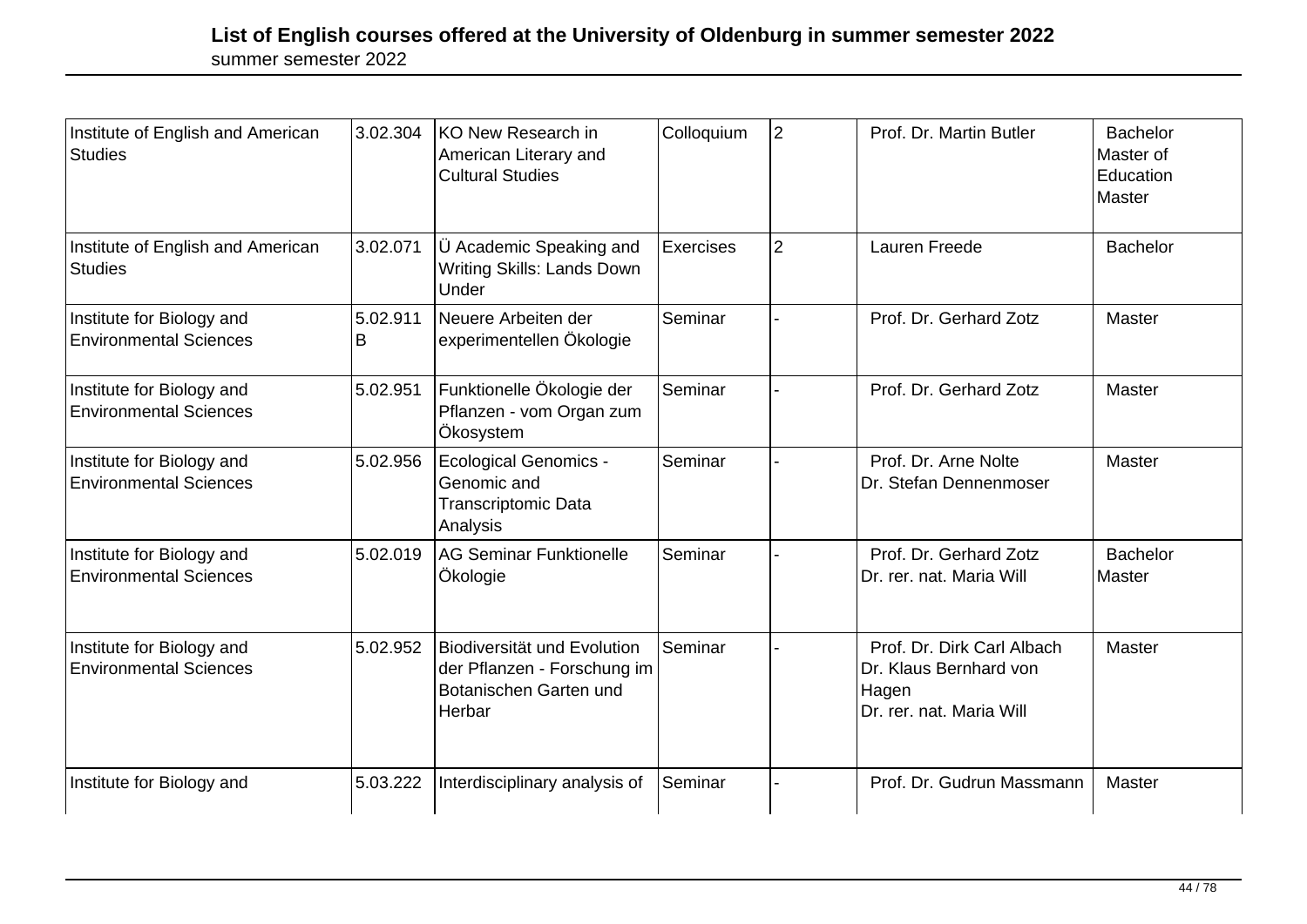# List of English courses offered at the University of Oldenburg in summer semester 2022

summer semester 2022

| | | | | | | |
|---|---|---|---|---|---|---|
| Institute of English and American Studies | 3.02.304 | KO New Research in American Literary and Cultural Studies | Colloquium | 2 | Prof. Dr. Martin Butler | Bachelor<br>Master of Education<br>Master |
| Institute of English and American Studies | 3.02.071 | Ü Academic Speaking and Writing Skills: Lands Down Under | Exercises | 2 | Lauren Freede | Bachelor |
| Institute for Biology and Environmental Sciences | 5.02.911 B | Neuere Arbeiten der experimentellen Ökologie | Seminar | - | Prof. Dr. Gerhard Zotz | Master |
| Institute for Biology and Environmental Sciences | 5.02.951 | Funktionelle Ökologie der Pflanzen - vom Organ zum Ökosystem | Seminar | - | Prof. Dr. Gerhard Zotz | Master |
| Institute for Biology and Environmental Sciences | 5.02.956 | Ecological Genomics - Genomic and Transcriptomic Data Analysis | Seminar | - | Prof. Dr. Arne Nolte<br>Dr. Stefan Dennenmoser | Master |
| Institute for Biology and Environmental Sciences | 5.02.019 | AG Seminar Funktionelle Ökologie | Seminar | - | Prof. Dr. Gerhard Zotz<br>Dr. rer. nat. Maria Will | Bachelor<br>Master |
| Institute for Biology and Environmental Sciences | 5.02.952 | Biodiversität und Evolution der Pflanzen - Forschung im Botanischen Garten und Herbar | Seminar | - | Prof. Dr. Dirk Carl Albach<br>Dr. Klaus Bernhard von Hagen<br>Dr. rer. nat. Maria Will | Master |
| Institute for Biology and | 5.03.222 | Interdisciplinary analysis of | Seminar | - | Prof. Dr. Gudrun Massmann | Master |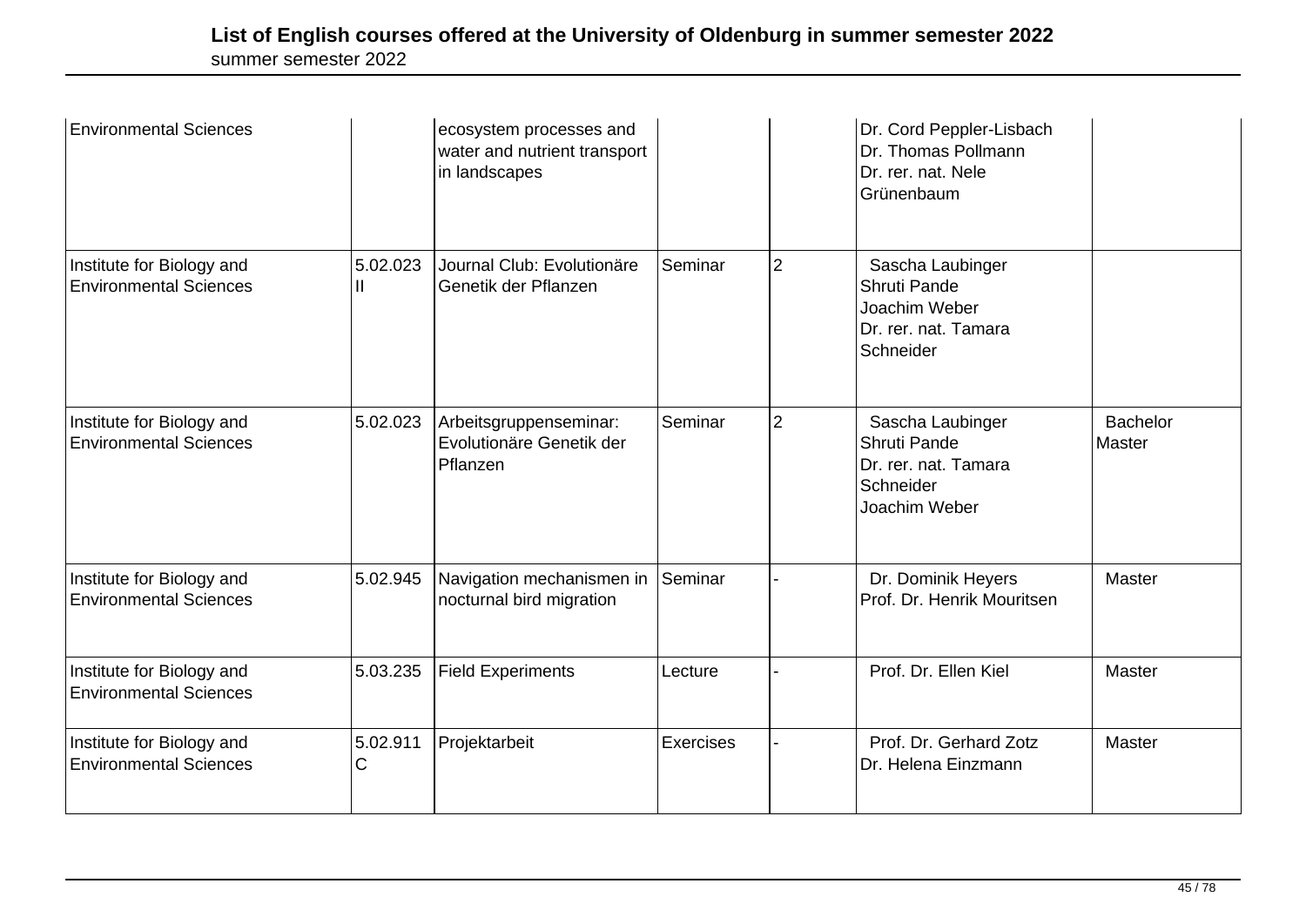| | | | | | | |
|---|---|---|---|---|---|---|
| Environmental Sciences | | ecosystem processes and water and nutrient transport in landscapes | | | Dr. Cord Peppler-Lisbach<br>Dr. Thomas Pollmann<br>Dr. rer. nat. Nele Grünenbaum | |
| Institute for Biology and Environmental Sciences | 5.02.023 II | Journal Club: Evolutionäre Genetik der Pflanzen | Seminar | 2 | Sascha Laubinger<br>Shruti Pande<br>Joachim Weber<br>Dr. rer. nat. Tamara Schneider | |
| Institute for Biology and Environmental Sciences | 5.02.023 | Arbeitsgruppenseminar: Evolutionäre Genetik der Pflanzen | Seminar | 2 | Sascha Laubinger<br>Shruti Pande<br>Dr. rer. nat. Tamara Schneider<br>Joachim Weber | Bachelor<br>Master |
| Institute for Biology and Environmental Sciences | 5.02.945 | Navigation mechanismen in nocturnal bird migration | Seminar | - | Dr. Dominik Heyers<br>Prof. Dr. Henrik Mouritsen | Master |
| Institute for Biology and Environmental Sciences | 5.03.235 | Field Experiments | Lecture | - | Prof. Dr. Ellen Kiel | Master |
| Institute for Biology and Environmental Sciences | 5.02.911 C | Projektarbeit | Exercises | - | Prof. Dr. Gerhard Zotz<br>Dr. Helena Einzmann | Master |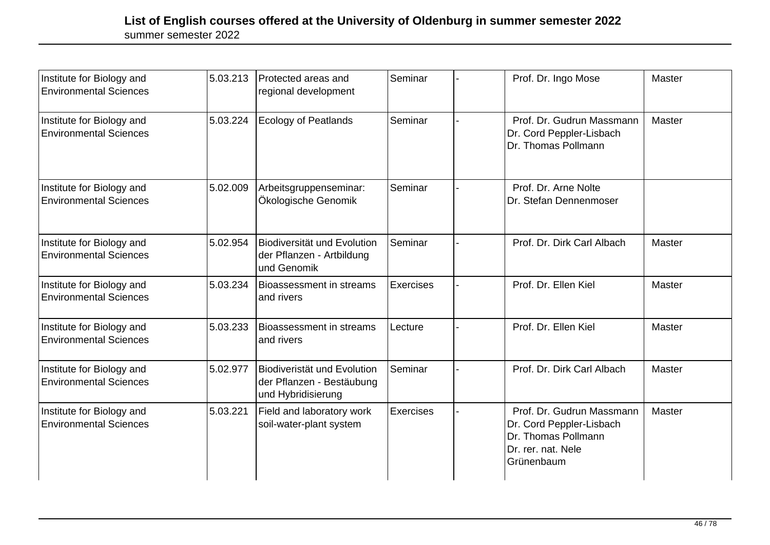| | | | | | | |
|---|---|---|---|---|---|---|
| Institute for Biology and Environmental Sciences | 5.03.213 | Protected areas and regional development | Seminar | - | Prof. Dr. Ingo Mose | Master |
| Institute for Biology and Environmental Sciences | 5.03.224 | Ecology of Peatlands | Seminar | - | Prof. Dr. Gudrun Massmann<br>Dr. Cord Peppler-Lisbach<br>Dr. Thomas Pollmann | Master |
| Institute for Biology and Environmental Sciences | 5.02.009 | Arbeitsgruppenseminar: Ökologische Genomik | Seminar | - | Prof. Dr. Arne Nolte<br>Dr. Stefan Dennenmoser | |
| Institute for Biology and Environmental Sciences | 5.02.954 | Biodiversität und Evolution der Pflanzen - Artbildung und Genomik | Seminar | - | Prof. Dr. Dirk Carl Albach | Master |
| Institute for Biology and Environmental Sciences | 5.03.234 | Bioassessment in streams and rivers | Exercises | - | Prof. Dr. Ellen Kiel | Master |
| Institute for Biology and Environmental Sciences | 5.03.233 | Bioassessment in streams and rivers | Lecture | - | Prof. Dr. Ellen Kiel | Master |
| Institute for Biology and Environmental Sciences | 5.02.977 | Biodiveristät und Evolution der Pflanzen - Bestäubung und Hybridisierung | Seminar | - | Prof. Dr. Dirk Carl Albach | Master |
| Institute for Biology and Environmental Sciences | 5.03.221 | Field and laboratory work soil-water-plant system | Exercises | - | Prof. Dr. Gudrun Massmann<br>Dr. Cord Peppler-Lisbach<br>Dr. Thomas Pollmann<br>Dr. rer. nat. Nele Grünenbaum | Master |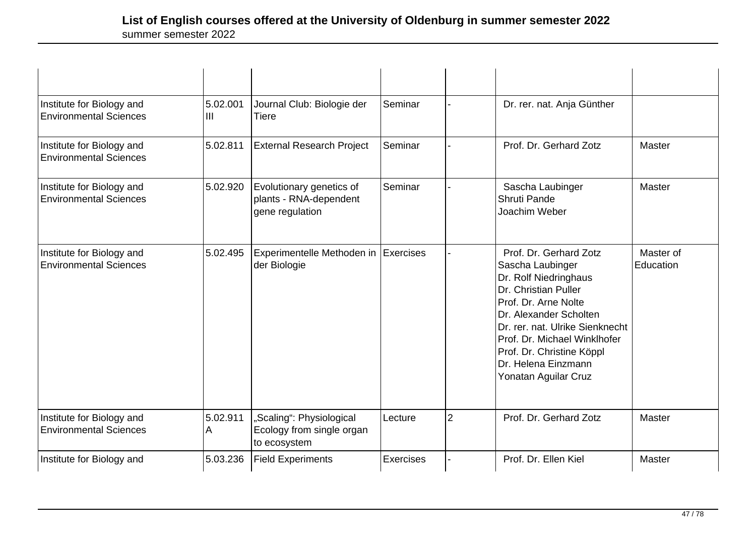# List of English courses offered at the University of Oldenburg in summer semester 2022

summer semester 2022

| | | | | | | |
|---|---|---|---|---|---|---|
| Institute for Biology and Environmental Sciences | 5.02.001 III | Journal Club: Biologie der Tiere | Seminar | - | Dr. rer. nat. Anja Günther | |
| Institute for Biology and Environmental Sciences | 5.02.811 | External Research Project | Seminar | - | Prof. Dr. Gerhard Zotz | Master |
| Institute for Biology and Environmental Sciences | 5.02.920 | Evolutionary genetics of plants - RNA-dependent gene regulation | Seminar | - | Sascha Laubinger<br>Shruti Pande<br>Joachim Weber | Master |
| Institute for Biology and Environmental Sciences | 5.02.495 | Experimentelle Methoden in der Biologie | Exercises | - | Prof. Dr. Gerhard Zotz<br>Sascha Laubinger<br>Dr. Rolf Niedringhaus<br>Dr. Christian Puller<br>Prof. Dr. Arne Nolte<br>Dr. Alexander Scholten<br>Dr. rer. nat. Ulrike Sienknecht<br>Prof. Dr. Michael Winklhofer<br>Prof. Dr. Christine Köppl<br>Dr. Helena Einzmann<br>Yonatan Aguilar Cruz | Master of Education |
| Institute for Biology and Environmental Sciences | 5.02.911 A | „Scaling": Physiological Ecology from single organ to ecosystem | Lecture | 2 | Prof. Dr. Gerhard Zotz | Master |
| Institute for Biology and | 5.03.236 | Field Experiments | Exercises | - | Prof. Dr. Ellen Kiel | Master |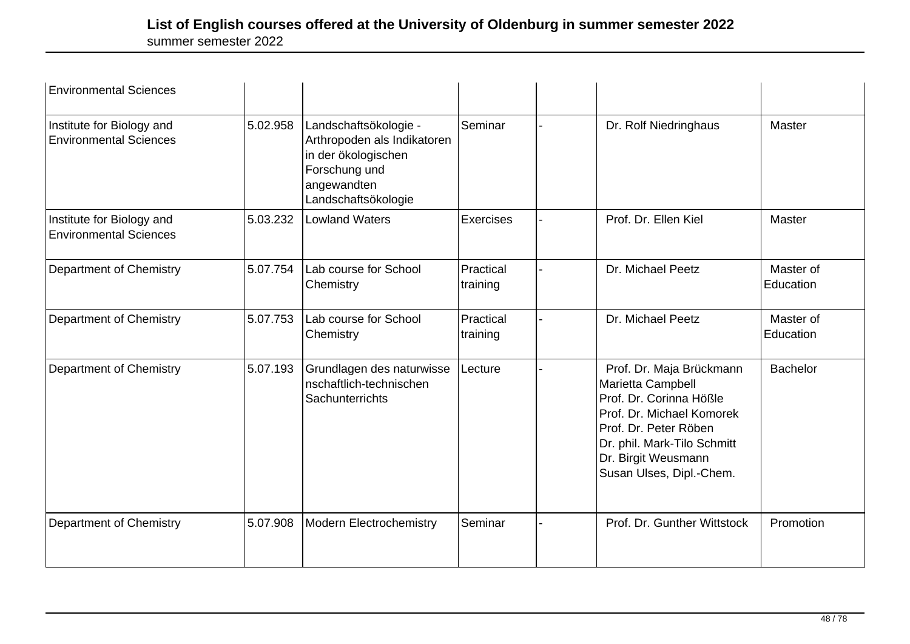## List of English courses offered at the University of Oldenburg in summer semester 2022

summer semester 2022

| Environmental Sciences | | | | | | |
|---|---|---|---|---|---|---|
| Institute for Biology and Environmental Sciences | 5.02.958 | Landschaftsökologie - Arthropoden als Indikatoren in der ökologischen Forschung und angewandten Landschaftsökologie | Seminar | - | Dr. Rolf Niedringhaus | Master |
| Institute for Biology and Environmental Sciences | 5.03.232 | Lowland Waters | Exercises | - | Prof. Dr. Ellen Kiel | Master |
| Department of Chemistry | 5.07.754 | Lab course for School Chemistry | Practical training | - | Dr. Michael Peetz | Master of Education |
| Department of Chemistry | 5.07.753 | Lab course for School Chemistry | Practical training | - | Dr. Michael Peetz | Master of Education |
| Department of Chemistry | 5.07.193 | Grundlagen des naturwissenschaftlich-technischen Sachunterrichts | Lecture | - | Prof. Dr. Maja Brückmann<br>Marietta Campbell<br>Prof. Dr. Corinna Hößle<br>Prof. Dr. Michael Komorek<br>Prof. Dr. Peter Röben<br>Dr. phil. Mark-Tilo Schmitt<br>Dr. Birgit Weusmann<br>Susan Ulses, Dipl.-Chem. | Bachelor |
| Department of Chemistry | 5.07.908 | Modern Electrochemistry | Seminar | - | Prof. Dr. Gunther Wittstock | Promotion |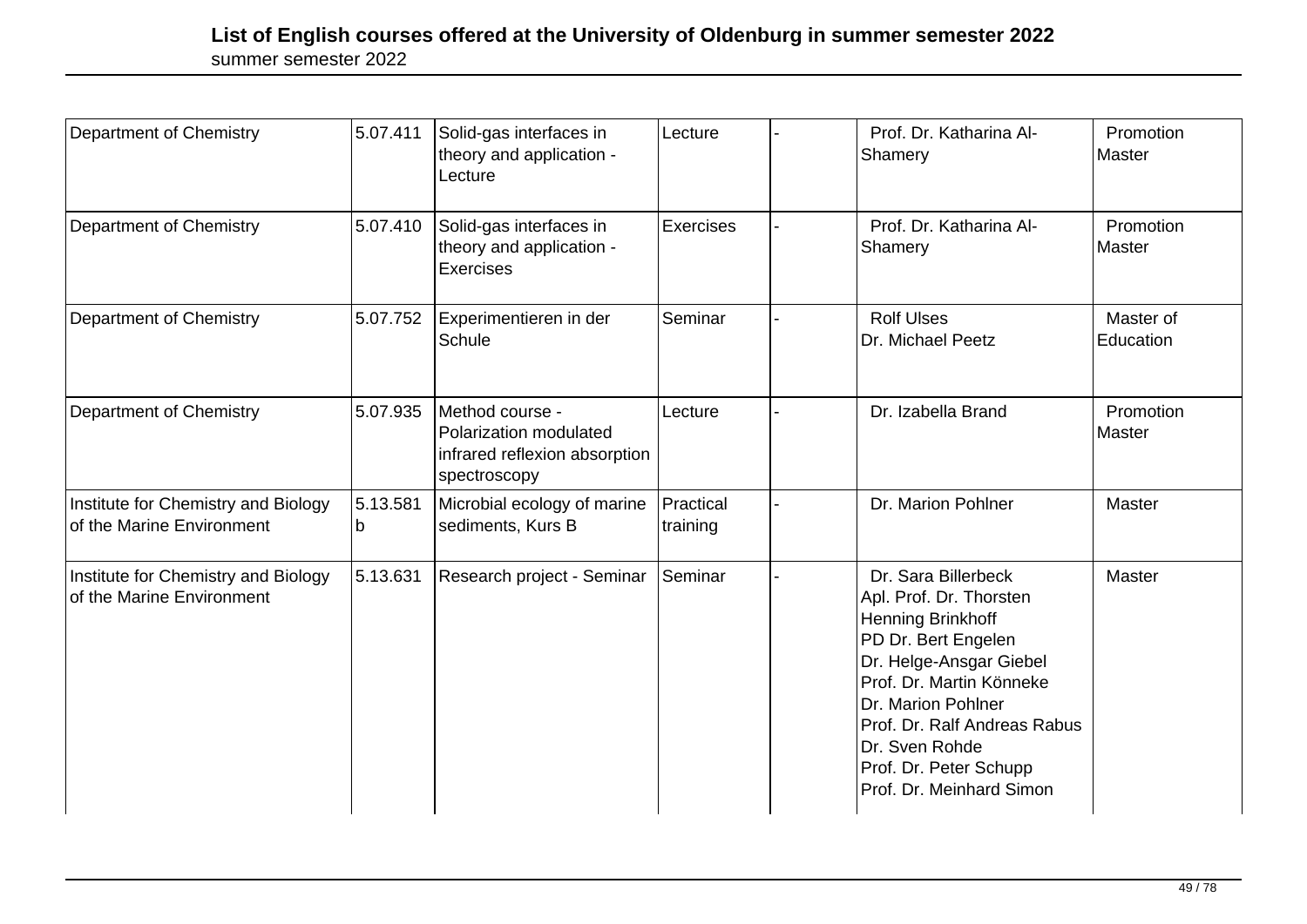# List of English courses offered at the University of Oldenburg in summer semester 2022

summer semester 2022

| | | | | | | |
|---|---|---|---|---|---|---|
| Department of Chemistry | 5.07.411 | Solid-gas interfaces in theory and application - Lecture | Lecture | - | Prof. Dr. Katharina Al-Shamery | Promotion Master |
| Department of Chemistry | 5.07.410 | Solid-gas interfaces in theory and application - Exercises | Exercises | - | Prof. Dr. Katharina Al-Shamery | Promotion Master |
| Department of Chemistry | 5.07.752 | Experimentieren in der Schule | Seminar | - | Rolf Ulses<br>Dr. Michael Peetz | Master of Education |
| Department of Chemistry | 5.07.935 | Method course - Polarization modulated infrared reflexion absorption spectroscopy | Lecture | - | Dr. Izabella Brand | Promotion Master |
| Institute for Chemistry and Biology of the Marine Environment | 5.13.581 b | Microbial ecology of marine sediments, Kurs B | Practical training | - | Dr. Marion Pohlner | Master |
| Institute for Chemistry and Biology of the Marine Environment | 5.13.631 | Research project - Seminar | Seminar | - | Dr. Sara Billerbeck<br>Apl. Prof. Dr. Thorsten Henning Brinkhoff<br>PD Dr. Bert Engelen<br>Dr. Helge-Ansgar Giebel<br>Prof. Dr. Martin Könneke<br>Dr. Marion Pohlner<br>Prof. Dr. Ralf Andreas Rabus<br>Dr. Sven Rohde<br>Prof. Dr. Peter Schupp<br>Prof. Dr. Meinhard Simon | Master |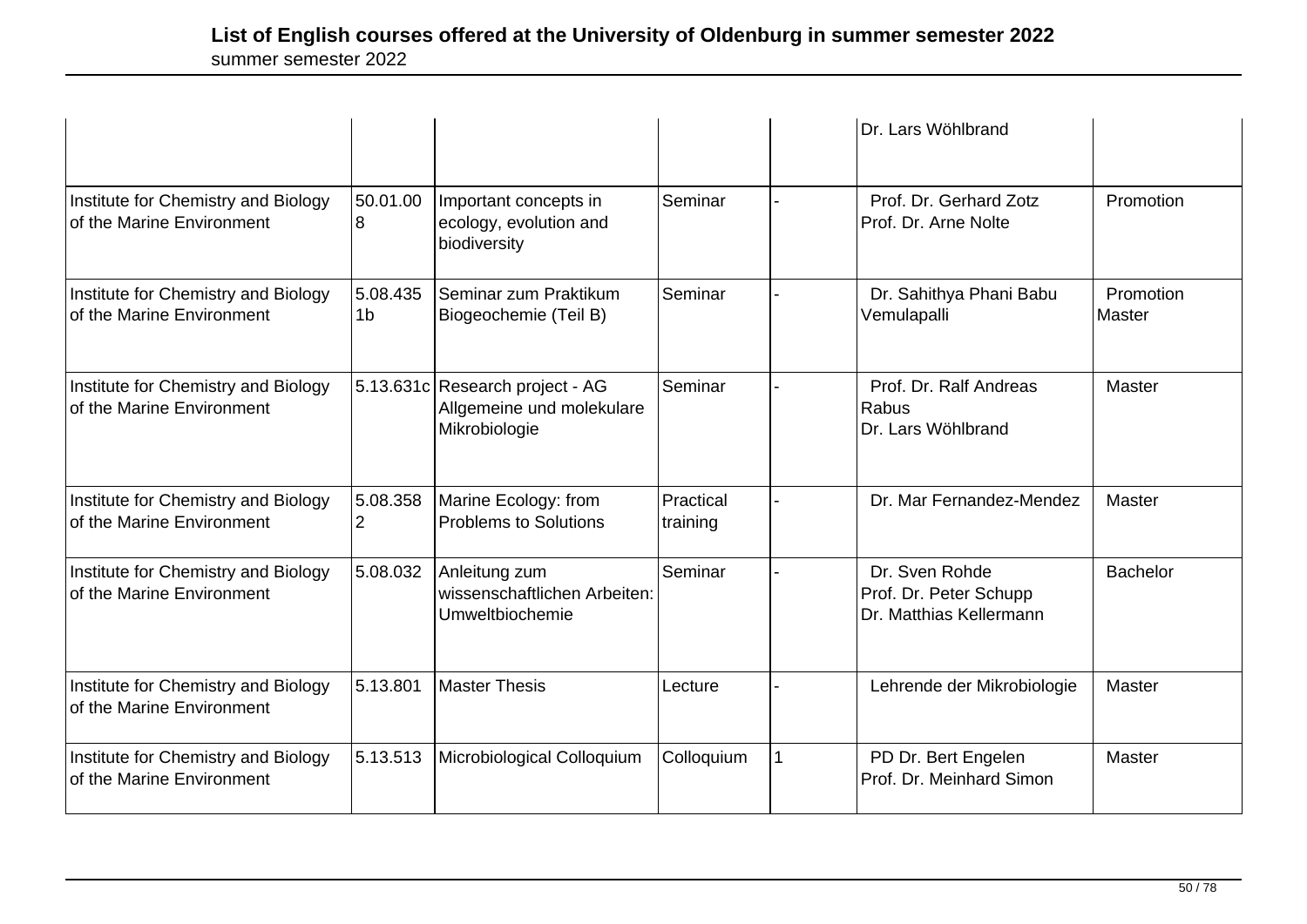| | | | | | | |
|---|---|---|---|---|---|---|
| | | | | | Dr. Lars Wöhlbrand | |
| Institute for Chemistry and Biology of the Marine Environment | 50.01.008 | Important concepts in ecology, evolution and biodiversity | Seminar | - | Prof. Dr. Gerhard Zotz<br>Prof. Dr. Arne Nolte | Promotion |
| Institute for Chemistry and Biology of the Marine Environment | 5.08.4351b | Seminar zum Praktikum Biogeochemie (Teil B) | Seminar | - | Dr. Sahithya Phani Babu Vemulapalli | Promotion<br>Master |
| Institute for Chemistry and Biology of the Marine Environment | 5.13.631c | Research project - AG Allgemeine und molekulare Mikrobiologie | Seminar | - | Prof. Dr. Ralf Andreas Rabus<br>Dr. Lars Wöhlbrand | Master |
| Institute for Chemistry and Biology of the Marine Environment | 5.08.3582 | Marine Ecology: from Problems to Solutions | Practical training | - | Dr. Mar Fernandez-Mendez | Master |
| Institute for Chemistry and Biology of the Marine Environment | 5.08.032 | Anleitung zum wissenschaftlichen Arbeiten: Umweltbiochemie | Seminar | - | Dr. Sven Rohde<br>Prof. Dr. Peter Schupp<br>Dr. Matthias Kellermann | Bachelor |
| Institute for Chemistry and Biology of the Marine Environment | 5.13.801 | Master Thesis | Lecture | - | Lehrende der Mikrobiologie | Master |
| Institute for Chemistry and Biology of the Marine Environment | 5.13.513 | Microbiological Colloquium | Colloquium | 1 | PD Dr. Bert Engelen<br>Prof. Dr. Meinhard Simon | Master |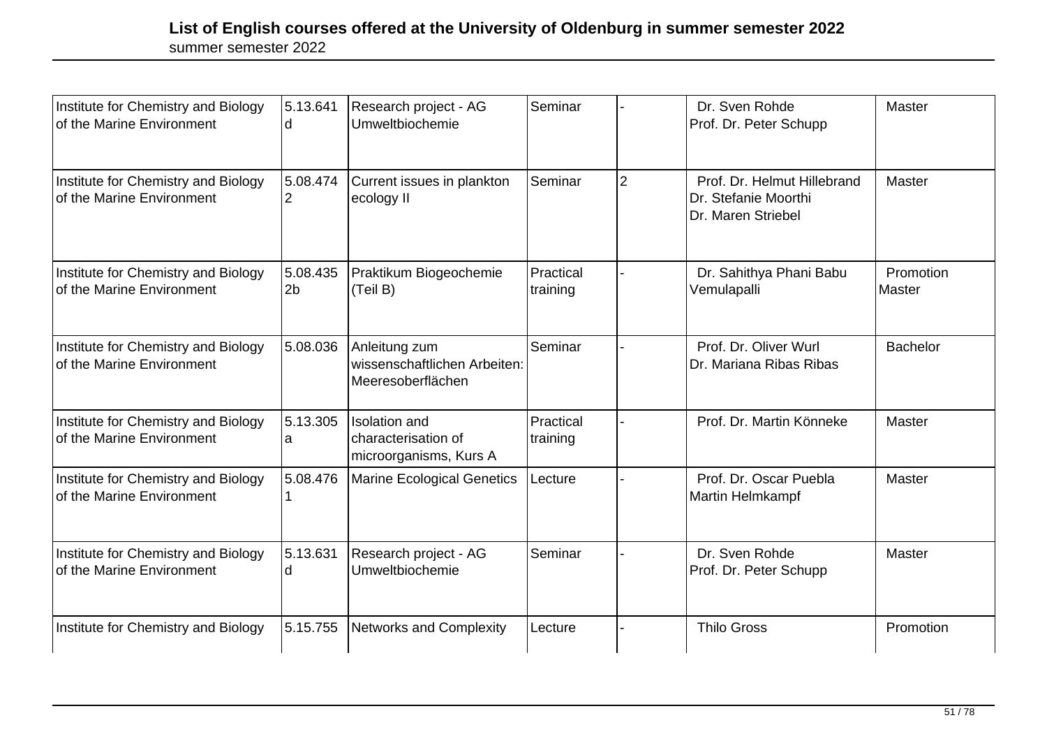| | | | | | | |
|---|---|---|---|---|---|---|
| Institute for Chemistry and Biology of the Marine Environment | 5.13.641d | Research project - AG Umweltbiochemie | Seminar | - | Dr. Sven Rohde<br>Prof. Dr. Peter Schupp | Master |
| Institute for Chemistry and Biology of the Marine Environment | 5.08.4742 | Current issues in plankton ecology II | Seminar | 2 | Prof. Dr. Helmut Hillebrand<br>Dr. Stefanie Moorthi<br>Dr. Maren Striebel | Master |
| Institute for Chemistry and Biology of the Marine Environment | 5.08.4352b | Praktikum Biogeochemie (Teil B) | Practical training | - | Dr. Sahithya Phani Babu Vemulapalli | Promotion<br>Master |
| Institute for Chemistry and Biology of the Marine Environment | 5.08.036 | Anleitung zum wissenschaftlichen Arbeiten: Meeresoberflächen | Seminar | - | Prof. Dr. Oliver Wurl<br>Dr. Mariana Ribas Ribas | Bachelor |
| Institute for Chemistry and Biology of the Marine Environment | 5.13.305a | Isolation and characterisation of microorganisms, Kurs A | Practical training | - | Prof. Dr. Martin Könneke | Master |
| Institute for Chemistry and Biology of the Marine Environment | 5.08.4761 | Marine Ecological Genetics | Lecture | - | Prof. Dr. Oscar Puebla<br>Martin Helmkampf | Master |
| Institute for Chemistry and Biology of the Marine Environment | 5.13.631d | Research project - AG Umweltbiochemie | Seminar | - | Dr. Sven Rohde<br>Prof. Dr. Peter Schupp | Master |
| Institute for Chemistry and Biology | 5.15.755 | Networks and Complexity | Lecture | - | Thilo Gross | Promotion |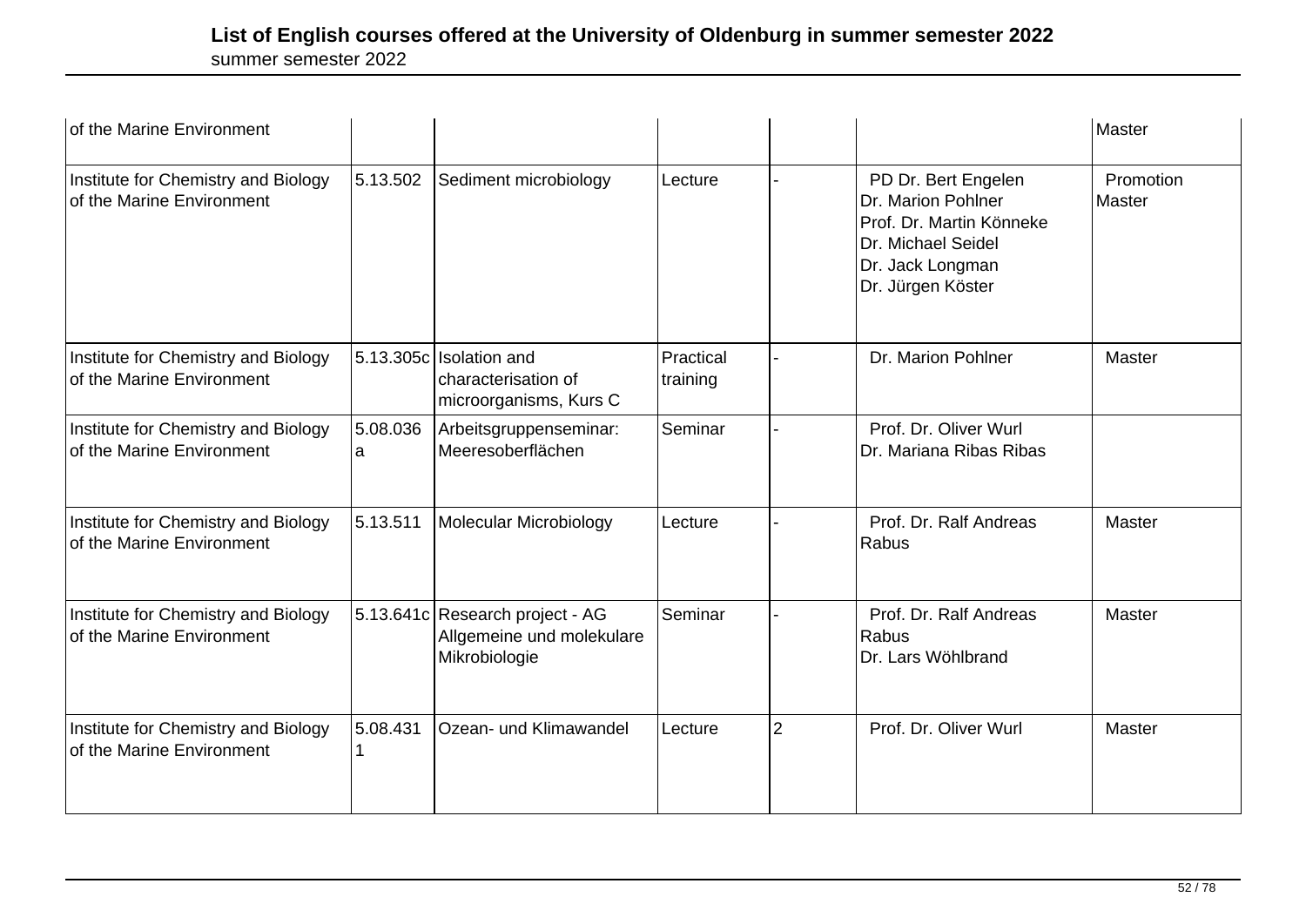| | | | | | | |
|---|---|---|---|---|---|---|
| of the Marine Environment | | | | | | Master |
| Institute for Chemistry and Biology of the Marine Environment | 5.13.502 | Sediment microbiology | Lecture | - | PD Dr. Bert Engelen<br>Dr. Marion Pohlner<br>Prof. Dr. Martin Könneke<br>Dr. Michael Seidel<br>Dr. Jack Longman<br>Dr. Jürgen Köster | Promotion<br>Master |
| Institute for Chemistry and Biology of the Marine Environment | 5.13.305c | Isolation and characterisation of microorganisms, Kurs C | Practical training | - | Dr. Marion Pohlner | Master |
| Institute for Chemistry and Biology of the Marine Environment | 5.08.036a | Arbeitsgruppenseminar: Meeresoberflächen | Seminar | - | Prof. Dr. Oliver Wurl<br>Dr. Mariana Ribas Ribas | |
| Institute for Chemistry and Biology of the Marine Environment | 5.13.511 | Molecular Microbiology | Lecture | - | Prof. Dr. Ralf Andreas Rabus | Master |
| Institute for Chemistry and Biology of the Marine Environment | 5.13.641c | Research project - AG Allgemeine und molekulare Mikrobiologie | Seminar | - | Prof. Dr. Ralf Andreas Rabus<br>Dr. Lars Wöhlbrand | Master |
| Institute for Chemistry and Biology of the Marine Environment | 5.08.4311 | Ozean- und Klimawandel | Lecture | 2 | Prof. Dr. Oliver Wurl | Master |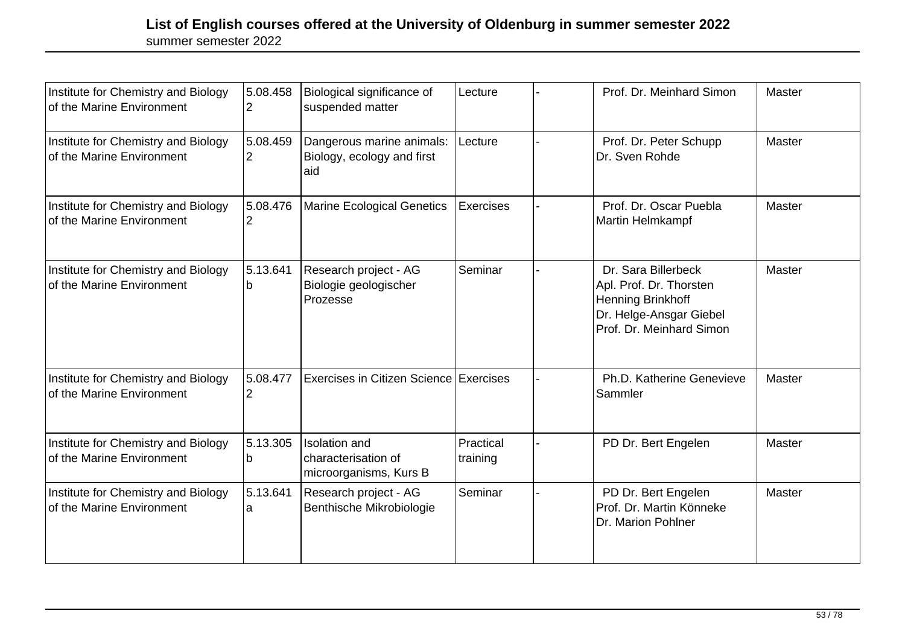# List of English courses offered at the University of Oldenburg in summer semester 2022

summer semester 2022

| | | | | | | |
|---|---|---|---|---|---|---|
| Institute for Chemistry and Biology of the Marine Environment | 5.08.4582 | Biological significance of suspended matter | Lecture | - | Prof. Dr. Meinhard Simon | Master |
| Institute for Chemistry and Biology of the Marine Environment | 5.08.4592 | Dangerous marine animals: Biology, ecology and first aid | Lecture | - | Prof. Dr. Peter Schupp Dr. Sven Rohde | Master |
| Institute for Chemistry and Biology of the Marine Environment | 5.08.4762 | Marine Ecological Genetics | Exercises | - | Prof. Dr. Oscar Puebla Martin Helmkampf | Master |
| Institute for Chemistry and Biology of the Marine Environment | 5.13.641b | Research project - AG Biologie geologischer Prozesse | Seminar | - | Dr. Sara Billerbeck Apl. Prof. Dr. Thorsten Henning Brinkhoff Dr. Helge-Ansgar Giebel Prof. Dr. Meinhard Simon | Master |
| Institute for Chemistry and Biology of the Marine Environment | 5.08.4772 | Exercises in Citizen Science | Exercises | - | Ph.D. Katherine Genevieve Sammler | Master |
| Institute for Chemistry and Biology of the Marine Environment | 5.13.305b | Isolation and characterisation of microorganisms, Kurs B | Practical training | - | PD Dr. Bert Engelen | Master |
| Institute for Chemistry and Biology of the Marine Environment | 5.13.641a | Research project - AG Benthische Mikrobiologie | Seminar | - | PD Dr. Bert Engelen Prof. Dr. Martin Könneke Dr. Marion Pohlner | Master |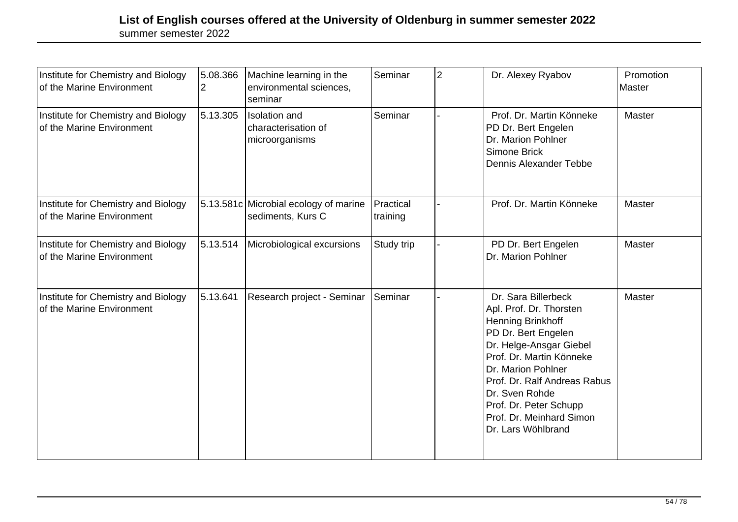## List of English courses offered at the University of Oldenburg in summer semester 2022

summer semester 2022

| | | | | | | |
|---|---|---|---|---|---|---|
| Institute for Chemistry and Biology of the Marine Environment | 5.08.3662 | Machine learning in the environmental sciences, seminar | Seminar | 2 | Dr. Alexey Ryabov | Promotion Master |
| Institute for Chemistry and Biology of the Marine Environment | 5.13.305 | Isolation and characterisation of microorganisms | Seminar | - | Prof. Dr. Martin Könneke<br>PD Dr. Bert Engelen<br>Dr. Marion Pohlner<br>Simone Brick<br>Dennis Alexander Tebbe | Master |
| Institute for Chemistry and Biology of the Marine Environment | 5.13.581c | Microbial ecology of marine sediments, Kurs C | Practical training | - | Prof. Dr. Martin Könneke | Master |
| Institute for Chemistry and Biology of the Marine Environment | 5.13.514 | Microbiological excursions | Study trip | - | PD Dr. Bert Engelen<br>Dr. Marion Pohlner | Master |
| Institute for Chemistry and Biology of the Marine Environment | 5.13.641 | Research project - Seminar | Seminar | - | Dr. Sara Billerbeck<br>Apl. Prof. Dr. Thorsten Henning Brinkhoff<br>PD Dr. Bert Engelen<br>Dr. Helge-Ansgar Giebel<br>Prof. Dr. Martin Könneke<br>Dr. Marion Pohlner<br>Prof. Dr. Ralf Andreas Rabus<br>Dr. Sven Rohde<br>Prof. Dr. Peter Schupp<br>Prof. Dr. Meinhard Simon<br>Dr. Lars Wöhlbrand | Master |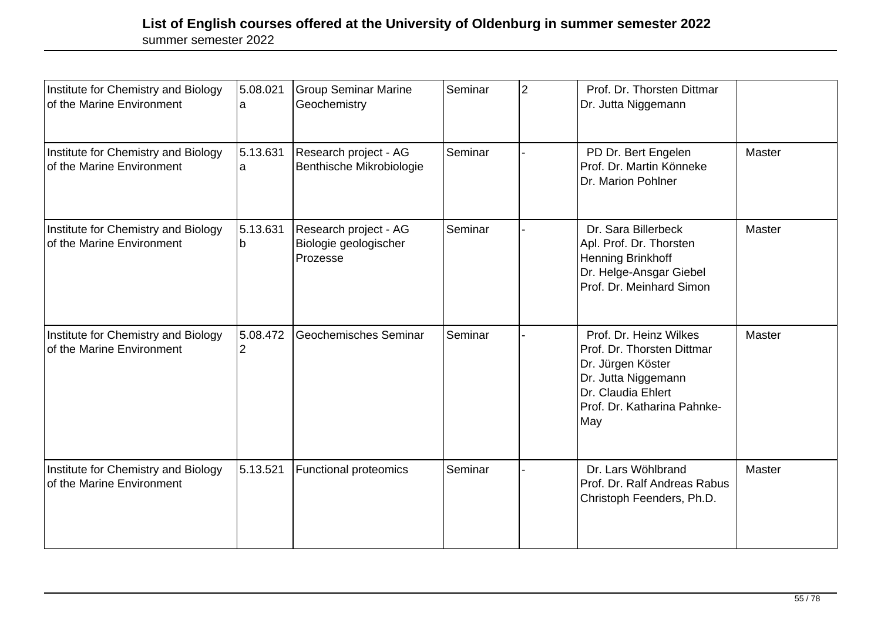| Institute for Chemistry and Biology of the Marine Environment | 5.08.021a | Group Seminar Marine Geochemistry | Seminar | 2 | Prof. Dr. Thorsten Dittmar<br>Dr. Jutta Niggemann | |
|---|---|---|---|---|---|---|
| Institute for Chemistry and Biology of the Marine Environment | 5.13.631a | Research project - AG Benthische Mikrobiologie | Seminar | - | PD Dr. Bert Engelen<br>Prof. Dr. Martin Könneke<br>Dr. Marion Pohlner | Master |
| Institute for Chemistry and Biology of the Marine Environment | 5.13.631b | Research project - AG Biologie geologischer Prozesse | Seminar | - | Dr. Sara Billerbeck<br>Apl. Prof. Dr. Thorsten Henning Brinkhoff<br>Dr. Helge-Ansgar Giebel<br>Prof. Dr. Meinhard Simon | Master |
| Institute for Chemistry and Biology of the Marine Environment | 5.08.4722 | Geochemisches Seminar | Seminar | - | Prof. Dr. Heinz Wilkes<br>Prof. Dr. Thorsten Dittmar<br>Dr. Jürgen Köster<br>Dr. Jutta Niggemann<br>Dr. Claudia Ehlert<br>Prof. Dr. Katharina Pahnke-May | Master |
| Institute for Chemistry and Biology of the Marine Environment | 5.13.521 | Functional proteomics | Seminar | - | Dr. Lars Wöhlbrand<br>Prof. Dr. Ralf Andreas Rabus<br>Christoph Feenders, Ph.D. | Master |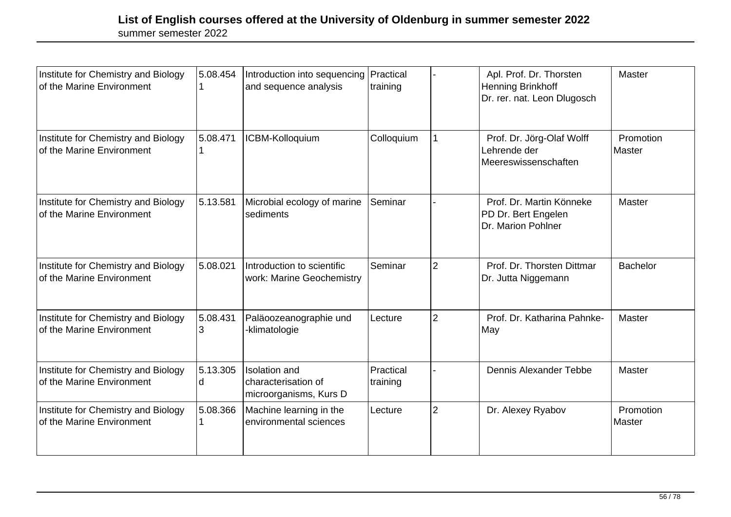| Institute for Chemistry and Biology of the Marine Environment | 5.08.4541 | Introduction into sequencing and sequence analysis | Practical training | - | Apl. Prof. Dr. Thorsten Henning Brinkhoff<br>Dr. rer. nat. Leon Dlugosch | Master |
|---|---|---|---|---|---|---|
| Institute for Chemistry and Biology of the Marine Environment | 5.08.4711 | ICBM-Kolloquium | Colloquium | 1 | Prof. Dr. Jörg-Olaf Wolff<br>Lehrende der Meereswissenschaften | Promotion<br>Master |
| Institute for Chemistry and Biology of the Marine Environment | 5.13.581 | Microbial ecology of marine sediments | Seminar | - | Prof. Dr. Martin Könneke<br>PD Dr. Bert Engelen<br>Dr. Marion Pohlner | Master |
| Institute for Chemistry and Biology of the Marine Environment | 5.08.021 | Introduction to scientific work: Marine Geochemistry | Seminar | 2 | Prof. Dr. Thorsten Dittmar<br>Dr. Jutta Niggemann | Bachelor |
| Institute for Chemistry and Biology of the Marine Environment | 5.08.4313 | Paläoozeanographie und -klimatologie | Lecture | 2 | Prof. Dr. Katharina Pahnke-May | Master |
| Institute for Chemistry and Biology of the Marine Environment | 5.13.305d | Isolation and characterisation of microorganisms, Kurs D | Practical training | - | Dennis Alexander Tebbe | Master |
| Institute for Chemistry and Biology of the Marine Environment | 5.08.3661 | Machine learning in the environmental sciences | Lecture | 2 | Dr. Alexey Ryabov | Promotion<br>Master |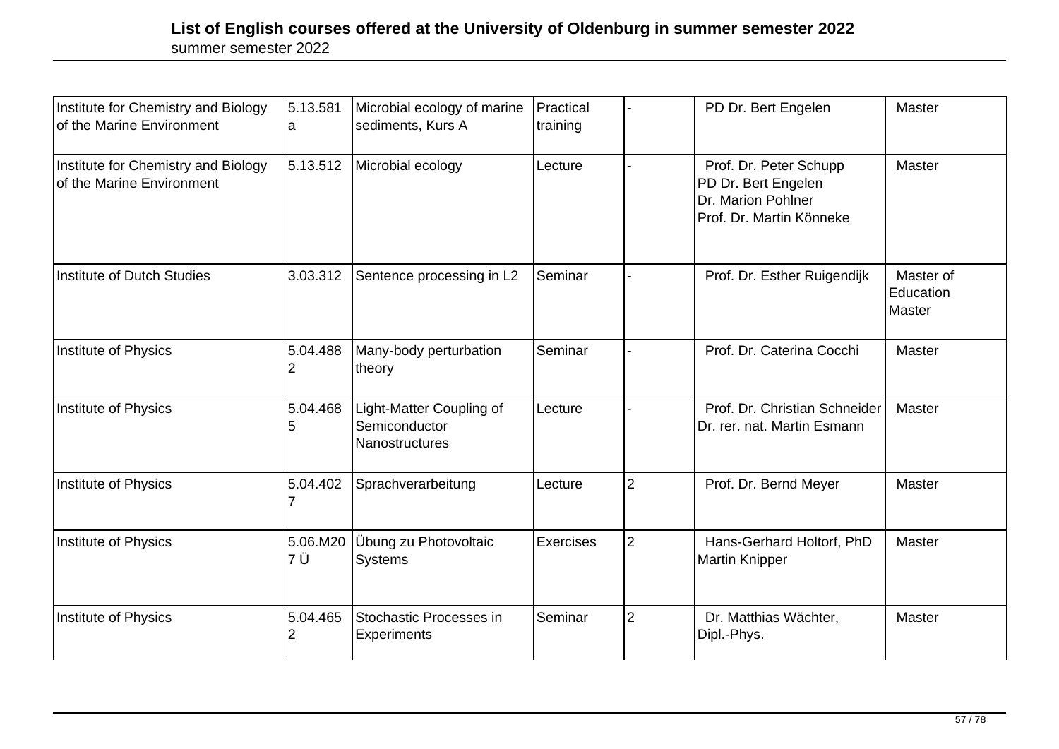# List of English courses offered at the University of Oldenburg in summer semester 2022

summer semester 2022

| Institute | Number | Course | Type | SWS | Lecturer | Level |
|---|---|---|---|---|---|---|
| Institute for Chemistry and Biology of the Marine Environment | 5.13.581a | Microbial ecology of marine sediments, Kurs A | Practical training | - | PD Dr. Bert Engelen | Master |
| Institute for Chemistry and Biology of the Marine Environment | 5.13.512 | Microbial ecology | Lecture | - | Prof. Dr. Peter Schupp<br>PD Dr. Bert Engelen<br>Dr. Marion Pohlner<br>Prof. Dr. Martin Könneke | Master |
| Institute of Dutch Studies | 3.03.312 | Sentence processing in L2 | Seminar | - | Prof. Dr. Esther Ruigendijk | Master of Education<br>Master |
| Institute of Physics | 5.04.4882 | Many-body perturbation theory | Seminar | - | Prof. Dr. Caterina Cocchi | Master |
| Institute of Physics | 5.04.4685 | Light-Matter Coupling of Semiconductor Nanostructures | Lecture | - | Prof. Dr. Christian Schneider<br>Dr. rer. nat. Martin Esmann | Master |
| Institute of Physics | 5.04.4027 | Sprachverarbeitung | Lecture | 2 | Prof. Dr. Bernd Meyer | Master |
| Institute of Physics | 5.06.M207 Ü | Übung zu Photovoltaic Systems | Exercises | 2 | Hans-Gerhard Holtorf, PhD<br>Martin Knipper | Master |
| Institute of Physics | 5.04.4652 | Stochastic Processes in Experiments | Seminar | 2 | Dr. Matthias Wächter, Dipl.-Phys. | Master |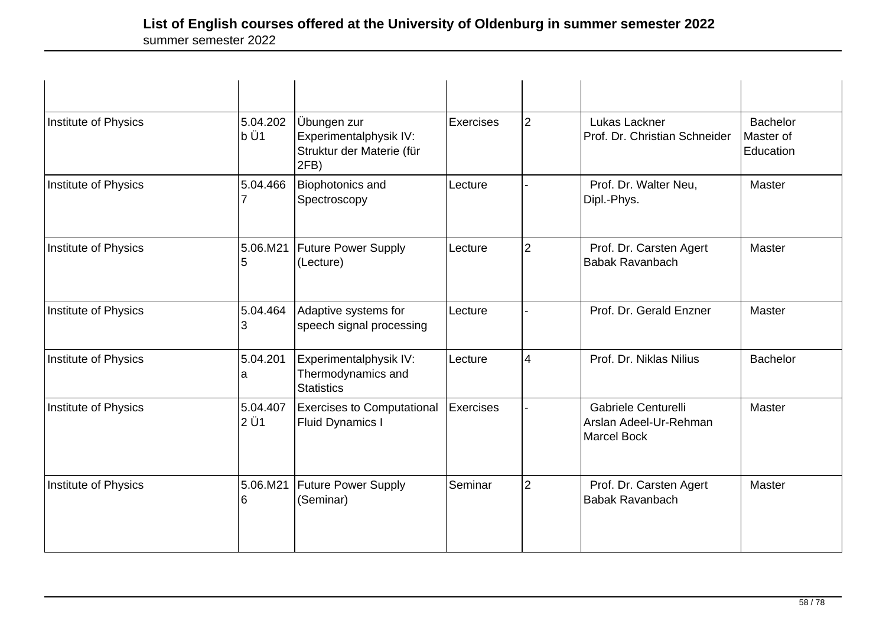# List of English courses offered at the University of Oldenburg in summer semester 2022

summer semester 2022

| | | | | | | |
|---|---|---|---|---|---|---|
| Institute of Physics | 5.04.202b Ü1 | Übungen zur Experimentalphysik IV: Struktur der Materie (für 2FB) | Exercises | 2 | Lukas Lackner<br>Prof. Dr. Christian Schneider | Bachelor<br>Master of Education |
| Institute of Physics | 5.04.4667 | Biophotonics and Spectroscopy | Lecture | - | Prof. Dr. Walter Neu, Dipl.-Phys. | Master |
| Institute of Physics | 5.06.M215 | Future Power Supply (Lecture) | Lecture | 2 | Prof. Dr. Carsten Agert<br>Babak Ravanbach | Master |
| Institute of Physics | 5.04.4643 | Adaptive systems for speech signal processing | Lecture | - | Prof. Dr. Gerald Enzner | Master |
| Institute of Physics | 5.04.201a | Experimentalphysik IV: Thermodynamics and Statistics | Lecture | 4 | Prof. Dr. Niklas Nilius | Bachelor |
| Institute of Physics | 5.04.4072 Ü1 | Exercises to Computational Fluid Dynamics I | Exercises | - | Gabriele Centurelli<br>Arslan Adeel-Ur-Rehman<br>Marcel Bock | Master |
| Institute of Physics | 5.06.M216 | Future Power Supply (Seminar) | Seminar | 2 | Prof. Dr. Carsten Agert<br>Babak Ravanbach | Master |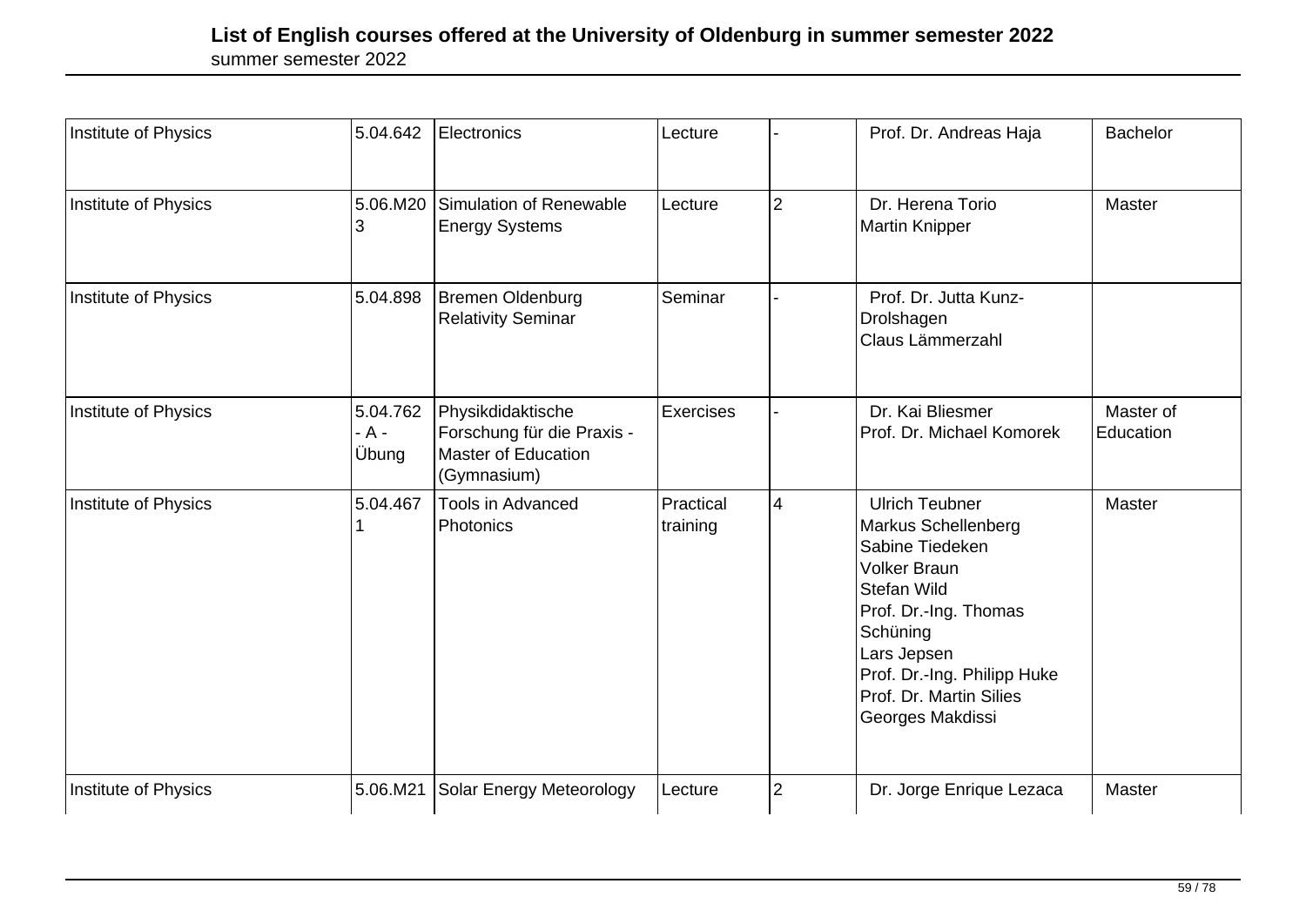## List of English courses offered at the University of Oldenburg in summer semester 2022

summer semester 2022

| | | | | | | |
|---|---|---|---|---|---|---|
| Institute of Physics | 5.04.642 | Electronics | Lecture | - | Prof. Dr. Andreas Haja | Bachelor |
| Institute of Physics | 5.06.M203 | Simulation of Renewable Energy Systems | Lecture | 2 | Dr. Herena Torio<br>Martin Knipper | Master |
| Institute of Physics | 5.04.898 | Bremen Oldenburg Relativity Seminar | Seminar | - | Prof. Dr. Jutta Kunz-Drolshagen<br>Claus Lämmerzahl | |
| Institute of Physics | 5.04.762 - A - Übung | Physikdidaktische Forschung für die Praxis - Master of Education (Gymnasium) | Exercises | - | Dr. Kai Bliesmer<br>Prof. Dr. Michael Komorek | Master of Education |
| Institute of Physics | 5.04.4671 | Tools in Advanced Photonics | Practical training | 4 | Ulrich Teubner<br>Markus Schellenberg<br>Sabine Tiedeken<br>Volker Braun<br>Stefan Wild<br>Prof. Dr.-Ing. Thomas Schüning<br>Lars Jepsen<br>Prof. Dr.-Ing. Philipp Huke<br>Prof. Dr. Martin Silies<br>Georges Makdissi | Master |
| Institute of Physics | 5.06.M21 | Solar Energy Meteorology | Lecture | 2 | Dr. Jorge Enrique Lezaca | Master |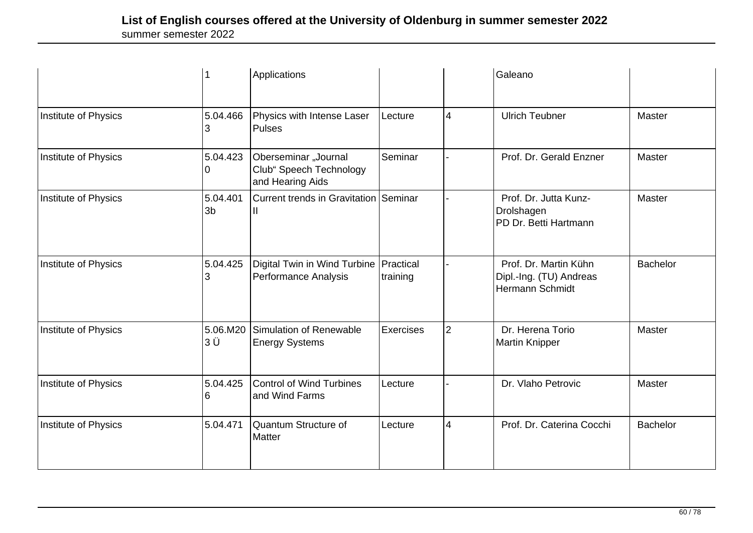| | | | | | | |
|---|---|---|---|---|---|---|
| | 1 | Applications | | | Galeano | |
| Institute of Physics | 5.04.4663 | Physics with Intense Laser Pulses | Lecture | 4 | Ulrich Teubner | Master |
| Institute of Physics | 5.04.4230 | Oberseminar „Journal Club“ Speech Technology and Hearing Aids | Seminar | - | Prof. Dr. Gerald Enzner | Master |
| Institute of Physics | 5.04.4013b | Current trends in Gravitation II | Seminar | - | Prof. Dr. Jutta Kunz-Drolshagen<br>PD Dr. Betti Hartmann | Master |
| Institute of Physics | 5.04.4253 | Digital Twin in Wind Turbine Performance Analysis | Practical training | - | Prof. Dr. Martin Kühn<br>Dipl.-Ing. (TU) Andreas Hermann Schmidt | Bachelor |
| Institute of Physics | 5.06.M203 Ü | Simulation of Renewable Energy Systems | Exercises | 2 | Dr. Herena Torio<br>Martin Knipper | Master |
| Institute of Physics | 5.04.4256 | Control of Wind Turbines and Wind Farms | Lecture | - | Dr. Vlaho Petrovic | Master |
| Institute of Physics | 5.04.471 | Quantum Structure of Matter | Lecture | 4 | Prof. Dr. Caterina Cocchi | Bachelor |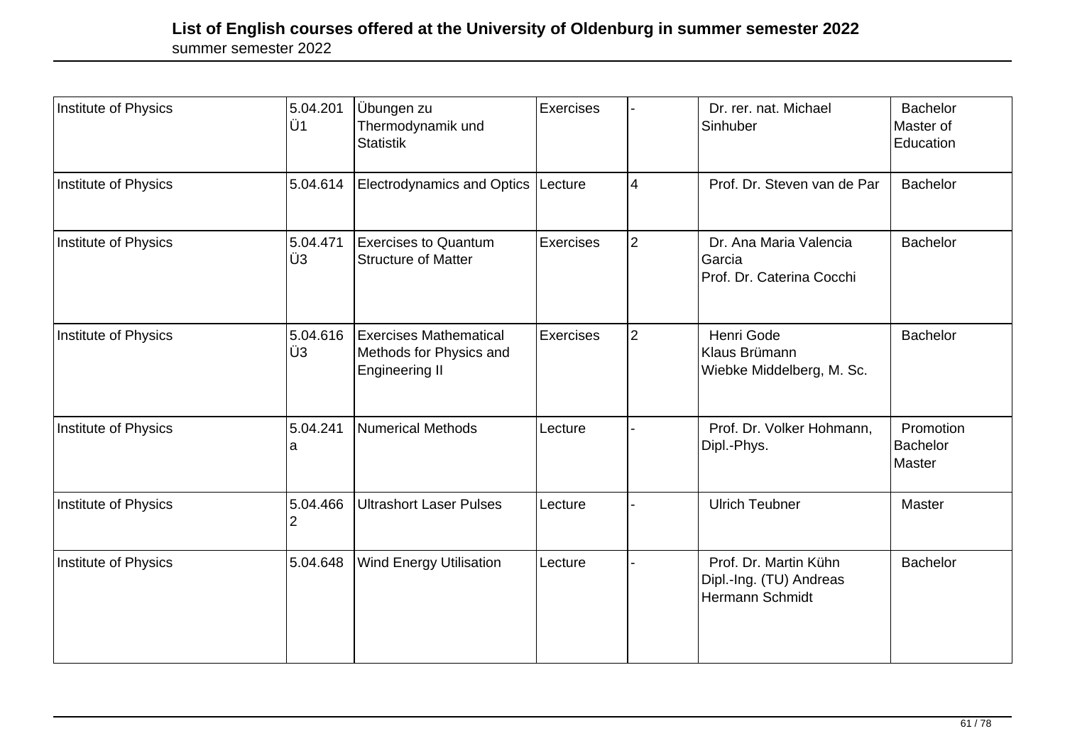# List of English courses offered at the University of Oldenburg in summer semester 2022

summer semester 2022

| | | | | | | |
|---|---|---|---|---|---|---|
| Institute of Physics | 5.04.201 Ü1 | Übungen zu Thermodynamik und Statistik | Exercises | - | Dr. rer. nat. Michael Sinhuber | Bachelor<br>Master of Education |
| Institute of Physics | 5.04.614 | Electrodynamics and Optics | Lecture | 4 | Prof. Dr. Steven van de Par | Bachelor |
| Institute of Physics | 5.04.471 Ü3 | Exercises to Quantum Structure of Matter | Exercises | 2 | Dr. Ana Maria Valencia Garcia<br>Prof. Dr. Caterina Cocchi | Bachelor |
| Institute of Physics | 5.04.616 Ü3 | Exercises Mathematical Methods for Physics and Engineering II | Exercises | 2 | Henri Gode<br>Klaus Brümann<br>Wiebke Middelberg, M. Sc. | Bachelor |
| Institute of Physics | 5.04.241 a | Numerical Methods | Lecture | - | Prof. Dr. Volker Hohmann, Dipl.-Phys. | Promotion<br>Bachelor<br>Master |
| Institute of Physics | 5.04.466 2 | Ultrashort Laser Pulses | Lecture | - | Ulrich Teubner | Master |
| Institute of Physics | 5.04.648 | Wind Energy Utilisation | Lecture | - | Prof. Dr. Martin Kühn<br>Dipl.-Ing. (TU) Andreas Hermann Schmidt | Bachelor |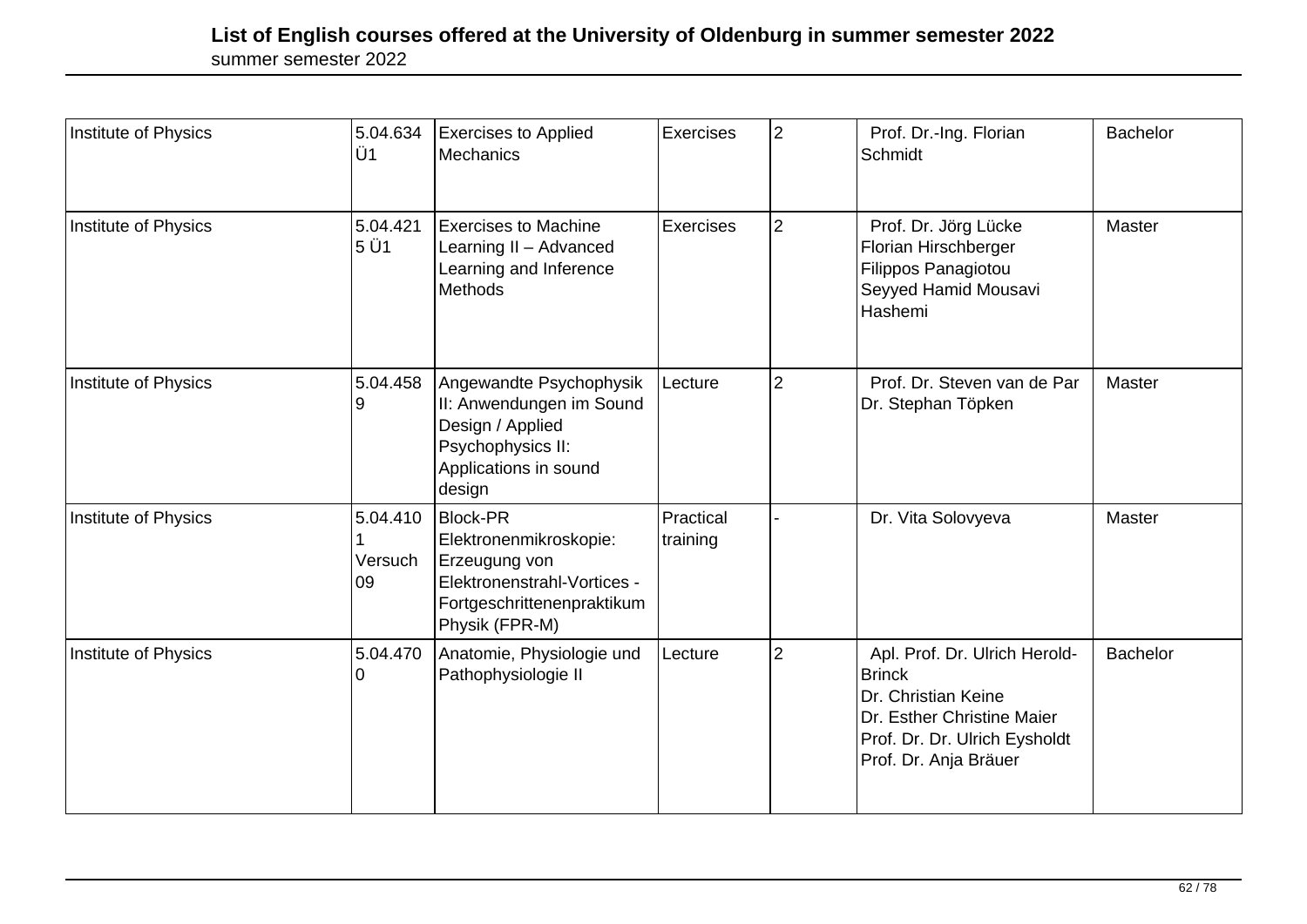# List of English courses offered at the University of Oldenburg in summer semester 2022

summer semester 2022

| | | | | | | |
|---|---|---|---|---|---|---|
| Institute of Physics | 5.04.634 Ü1 | Exercises to Applied Mechanics | Exercises | 2 | Prof. Dr.-Ing. Florian Schmidt | Bachelor |
| Institute of Physics | 5.04.4215 Ü1 | Exercises to Machine Learning II – Advanced Learning and Inference Methods | Exercises | 2 | Prof. Dr. Jörg Lücke<br>Florian Hirschberger<br>Filippos Panagiotou<br>Seyyed Hamid Mousavi Hashemi | Master |
| Institute of Physics | 5.04.4589 | Angewandte Psychophysik II: Anwendungen im Sound Design / Applied Psychophysics II: Applications in sound design | Lecture | 2 | Prof. Dr. Steven van de Par<br>Dr. Stephan Töpken | Master |
| Institute of Physics | 5.04.4101 Versuch 09 | Block-PR Elektronenmikroskopie: Erzeugung von Elektronenstrahl-Vortices - Fortgeschrittenenpraktikum Physik (FPR-M) | Practical training | - | Dr. Vita Solovyeva | Master |
| Institute of Physics | 5.04.4700 | Anatomie, Physiologie und Pathophysiologie II | Lecture | 2 | Apl. Prof. Dr. Ulrich Herold-Brinck<br>Dr. Christian Keine<br>Dr. Esther Christine Maier<br>Prof. Dr. Dr. Ulrich Eysholdt<br>Prof. Dr. Anja Bräuer | Bachelor |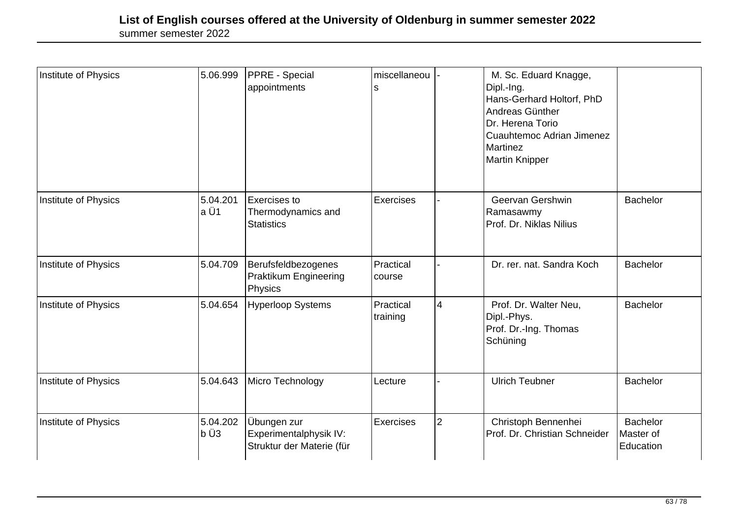# List of English courses offered at the University of Oldenburg in summer semester 2022

summer semester 2022

| | | | | | | |
|---|---|---|---|---|---|---|
| Institute of Physics | 5.06.999 | PPRE - Special appointments | miscellaneous | - | M. Sc. Eduard Knagge, Dipl.-Ing. Hans-Gerhard Holtorf, PhD Andreas Günther Dr. Herena Torio Cuauhtemoc Adrian Jimenez Martinez Martin Knipper | |
| Institute of Physics | 5.04.201 a Ü1 | Exercises to Thermodynamics and Statistics | Exercises | - | Geervan Gershwin Ramasawmy Prof. Dr. Niklas Nilius | Bachelor |
| Institute of Physics | 5.04.709 | Berufsfeldbezogenes Praktikum Engineering Physics | Practical course | - | Dr. rer. nat. Sandra Koch | Bachelor |
| Institute of Physics | 5.04.654 | Hyperloop Systems | Practical training | 4 | Prof. Dr. Walter Neu, Dipl.-Phys. Prof. Dr.-Ing. Thomas Schüning | Bachelor |
| Institute of Physics | 5.04.643 | Micro Technology | Lecture | - | Ulrich Teubner | Bachelor |
| Institute of Physics | 5.04.202 b Ü3 | Übungen zur Experimentalphysik IV: Struktur der Materie (für | Exercises | 2 | Christoph Bennenhei Prof. Dr. Christian Schneider | Bachelor Master of Education |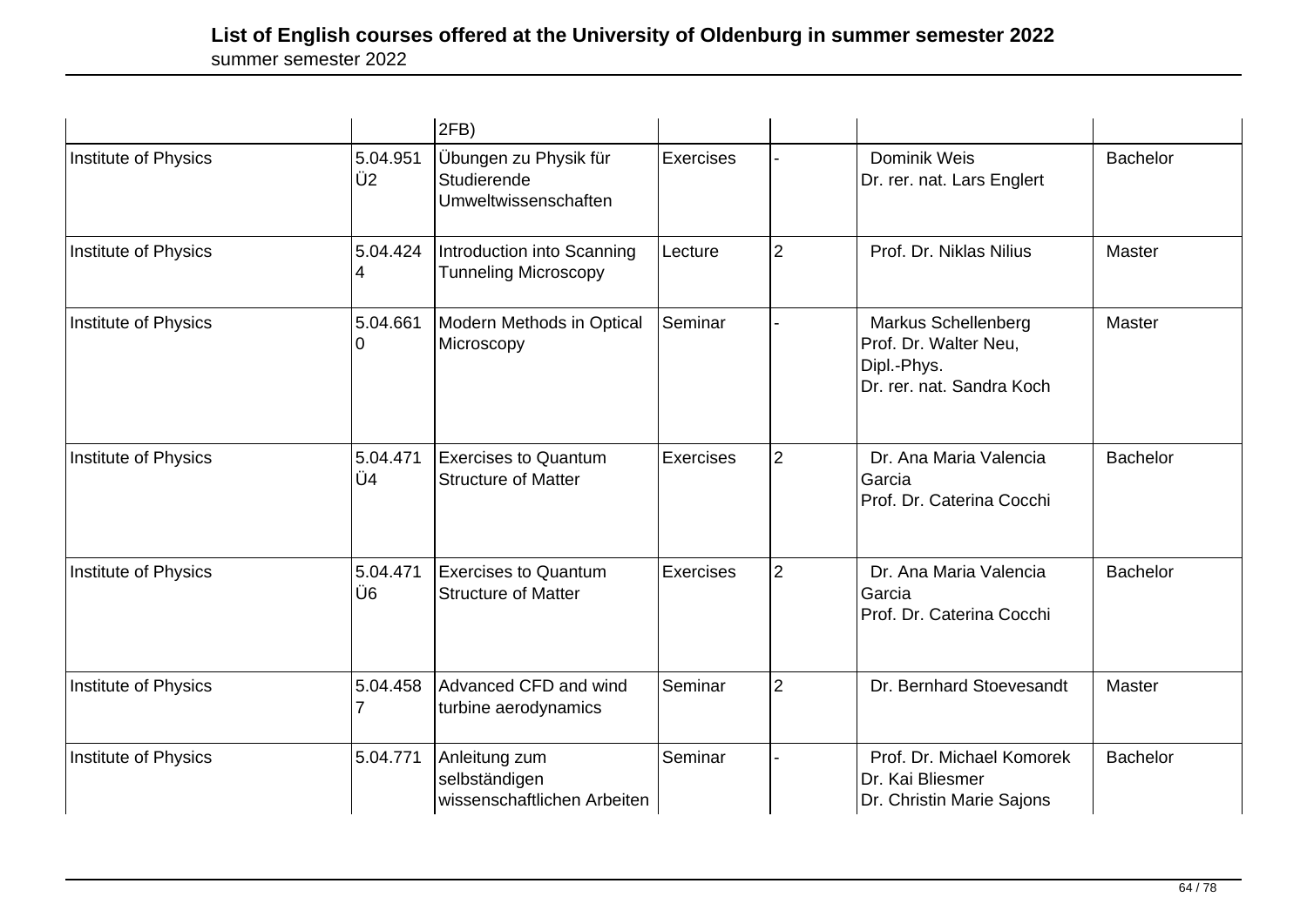| | | 2FB) | | | | |
|---|---|---|---|---|---|---|
| Institute of Physics | 5.04.951 Ü2 | Übungen zu Physik für Studierende Umweltwissenschaften | Exercises | - | Dominik Weis Dr. rer. nat. Lars Englert | Bachelor |
| Institute of Physics | 5.04.424 4 | Introduction into Scanning Tunneling Microscopy | Lecture | 2 | Prof. Dr. Niklas Nilius | Master |
| Institute of Physics | 5.04.661 0 | Modern Methods in Optical Microscopy | Seminar | - | Markus Schellenberg Prof. Dr. Walter Neu, Dipl.-Phys. Dr. rer. nat. Sandra Koch | Master |
| Institute of Physics | 5.04.471 Ü4 | Exercises to Quantum Structure of Matter | Exercises | 2 | Dr. Ana Maria Valencia Garcia Prof. Dr. Caterina Cocchi | Bachelor |
| Institute of Physics | 5.04.471 Ü6 | Exercises to Quantum Structure of Matter | Exercises | 2 | Dr. Ana Maria Valencia Garcia Prof. Dr. Caterina Cocchi | Bachelor |
| Institute of Physics | 5.04.458 7 | Advanced CFD and wind turbine aerodynamics | Seminar | 2 | Dr. Bernhard Stoevesandt | Master |
| Institute of Physics | 5.04.771 | Anleitung zum selbständigen wissenschaftlichen Arbeiten | Seminar | - | Prof. Dr. Michael Komorek Dr. Kai Bliesmer Dr. Christin Marie Sajons | Bachelor |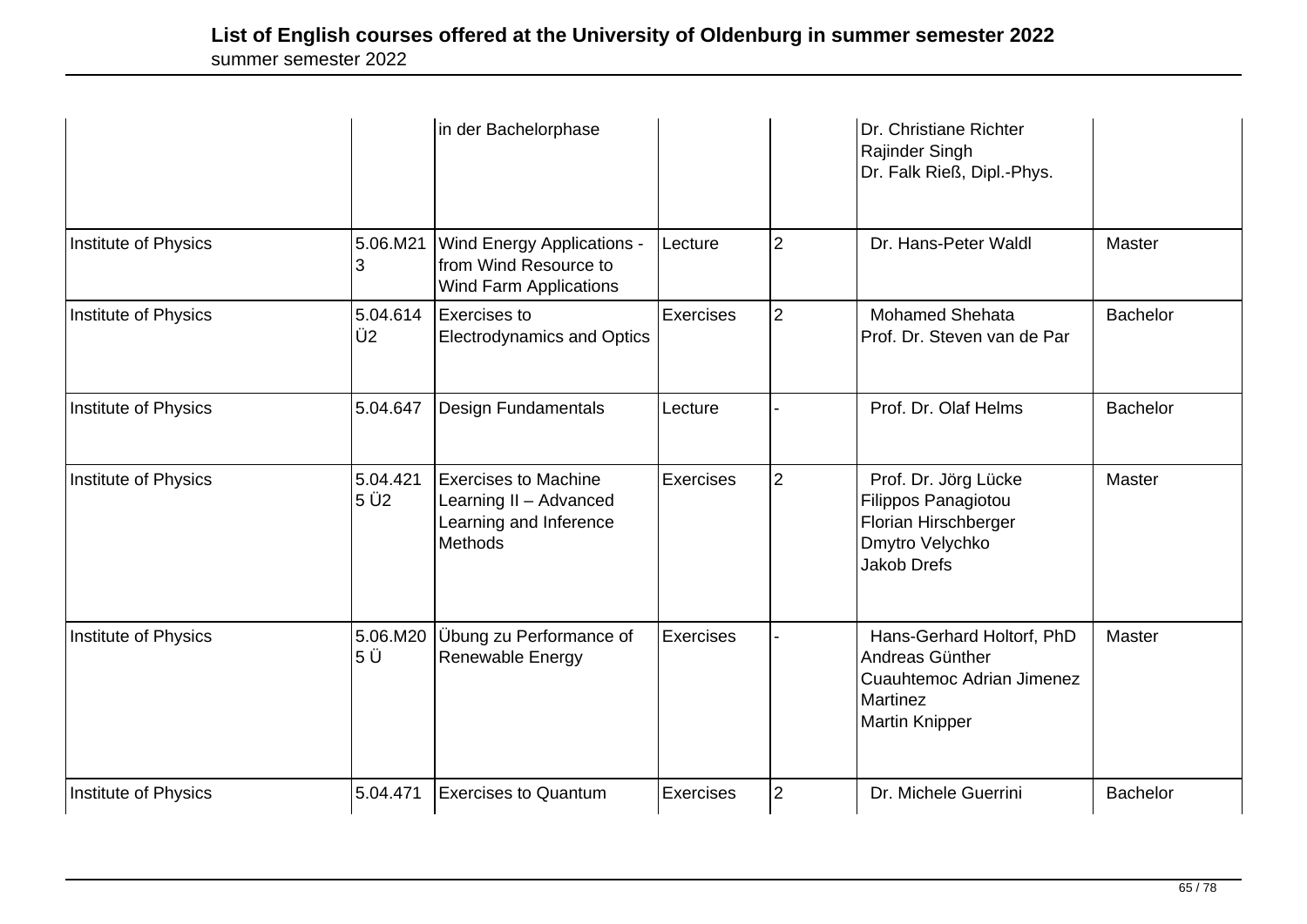# List of English courses offered at the University of Oldenburg in summer semester 2022

summer semester 2022

| | | | | | | |
|---|---|---|---|---|---|---|
| | | in der Bachelorphase | | | Dr. Christiane Richter<br>Rajinder Singh<br>Dr. Falk Rieß, Dipl.-Phys. | |
| Institute of Physics | 5.06.M213 | Wind Energy Applications - from Wind Resource to Wind Farm Applications | Lecture | 2 | Dr. Hans-Peter Waldl | Master |
| Institute of Physics | 5.04.614 Ü2 | Exercises to Electrodynamics and Optics | Exercises | 2 | Mohamed Shehata<br>Prof. Dr. Steven van de Par | Bachelor |
| Institute of Physics | 5.04.647 | Design Fundamentals | Lecture | - | Prof. Dr. Olaf Helms | Bachelor |
| Institute of Physics | 5.04.4215 Ü2 | Exercises to Machine Learning II – Advanced Learning and Inference Methods | Exercises | 2 | Prof. Dr. Jörg Lücke<br>Filippos Panagiotou<br>Florian Hirschberger<br>Dmytro Velychko<br>Jakob Drefs | Master |
| Institute of Physics | 5.06.M205 Ü | Übung zu Performance of Renewable Energy | Exercises | - | Hans-Gerhard Holtorf, PhD<br>Andreas Günther<br>Cuauhtemoc Adrian Jimenez Martinez<br>Martin Knipper | Master |
| Institute of Physics | 5.04.471 | Exercises to Quantum | Exercises | 2 | Dr. Michele Guerrini | Bachelor |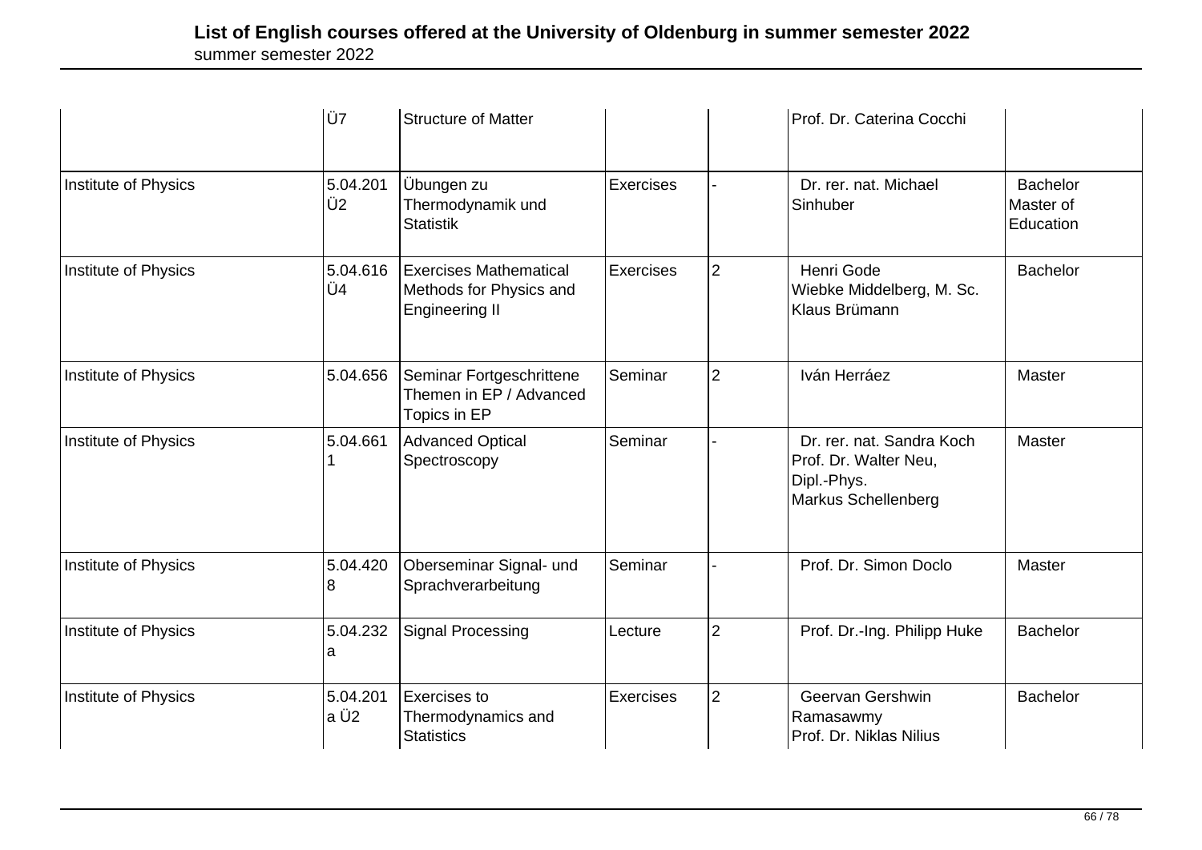**List of English courses offered at the University of Oldenburg in summer semester 2022**

summer semester 2022

| | | | | | | |
|---|---|---|---|---|---|---|
| | Ü7 | Structure of Matter | | | Prof. Dr. Caterina Cocchi | |
| Institute of Physics | 5.04.201 Ü2 | Übungen zu Thermodynamik und Statistik | Exercises | - | Dr. rer. nat. Michael Sinhuber | Bachelor Master of Education |
| Institute of Physics | 5.04.616 Ü4 | Exercises Mathematical Methods for Physics and Engineering II | Exercises | 2 | Henri Gode Wiebke Middelberg, M. Sc. Klaus Brümann | Bachelor |
| Institute of Physics | 5.04.656 | Seminar Fortgeschrittene Themen in EP / Advanced Topics in EP | Seminar | 2 | Iván Herráez | Master |
| Institute of Physics | 5.04.661 1 | Advanced Optical Spectroscopy | Seminar | - | Dr. rer. nat. Sandra Koch Prof. Dr. Walter Neu, Dipl.-Phys. Markus Schellenberg | Master |
| Institute of Physics | 5.04.420 8 | Oberseminar Signal- und Sprachverarbeitung | Seminar | - | Prof. Dr. Simon Doclo | Master |
| Institute of Physics | 5.04.232 a | Signal Processing | Lecture | 2 | Prof. Dr.-Ing. Philipp Huke | Bachelor |
| Institute of Physics | 5.04.201 a Ü2 | Exercises to Thermodynamics and Statistics | Exercises | 2 | Geervan Gershwin Ramasawmy Prof. Dr. Niklas Nilius | Bachelor |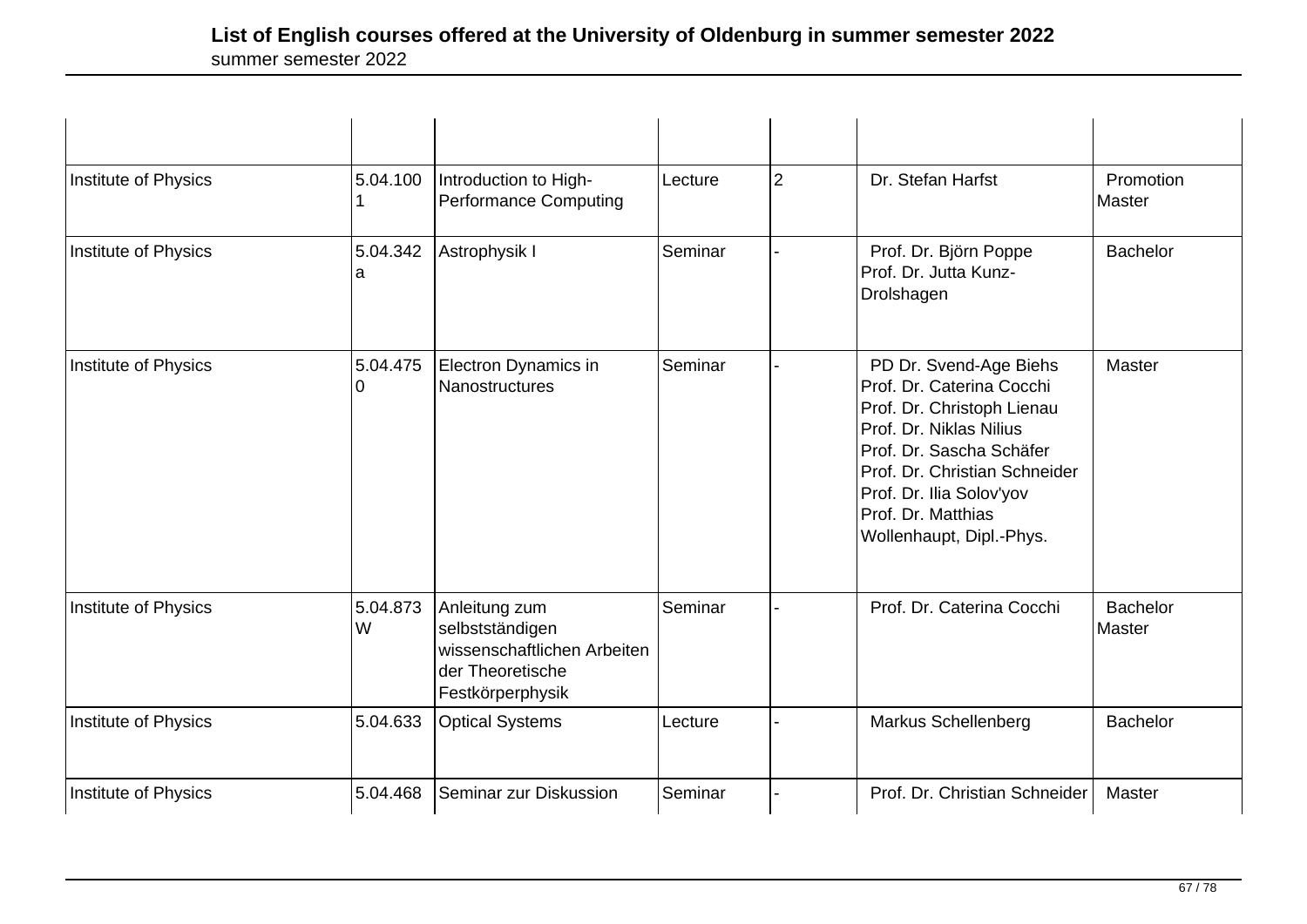| | | | | | | |
|---|---|---|---|---|---|---|
| Institute of Physics | 5.04.1001 | Introduction to High-Performance Computing | Lecture | 2 | Dr. Stefan Harfst | Promotion Master |
| Institute of Physics | 5.04.342a | Astrophysik I | Seminar | - | Prof. Dr. Björn Poppe Prof. Dr. Jutta Kunz-Drolshagen | Bachelor |
| Institute of Physics | 5.04.4750 | Electron Dynamics in Nanostructures | Seminar | - | PD Dr. Svend-Age Biehs Prof. Dr. Caterina Cocchi Prof. Dr. Christoph Lienau Prof. Dr. Niklas Nilius Prof. Dr. Sascha Schäfer Prof. Dr. Christian Schneider Prof. Dr. Ilia Solov'yov Prof. Dr. Matthias Wollenhaupt, Dipl.-Phys. | Master |
| Institute of Physics | 5.04.873W | Anleitung zum selbstständigen wissenschaftlichen Arbeiten der Theoretische Festkörperphysik | Seminar | - | Prof. Dr. Caterina Cocchi | Bachelor Master |
| Institute of Physics | 5.04.633 | Optical Systems | Lecture | - | Markus Schellenberg | Bachelor |
| Institute of Physics | 5.04.468 | Seminar zur Diskussion | Seminar | - | Prof. Dr. Christian Schneider | Master |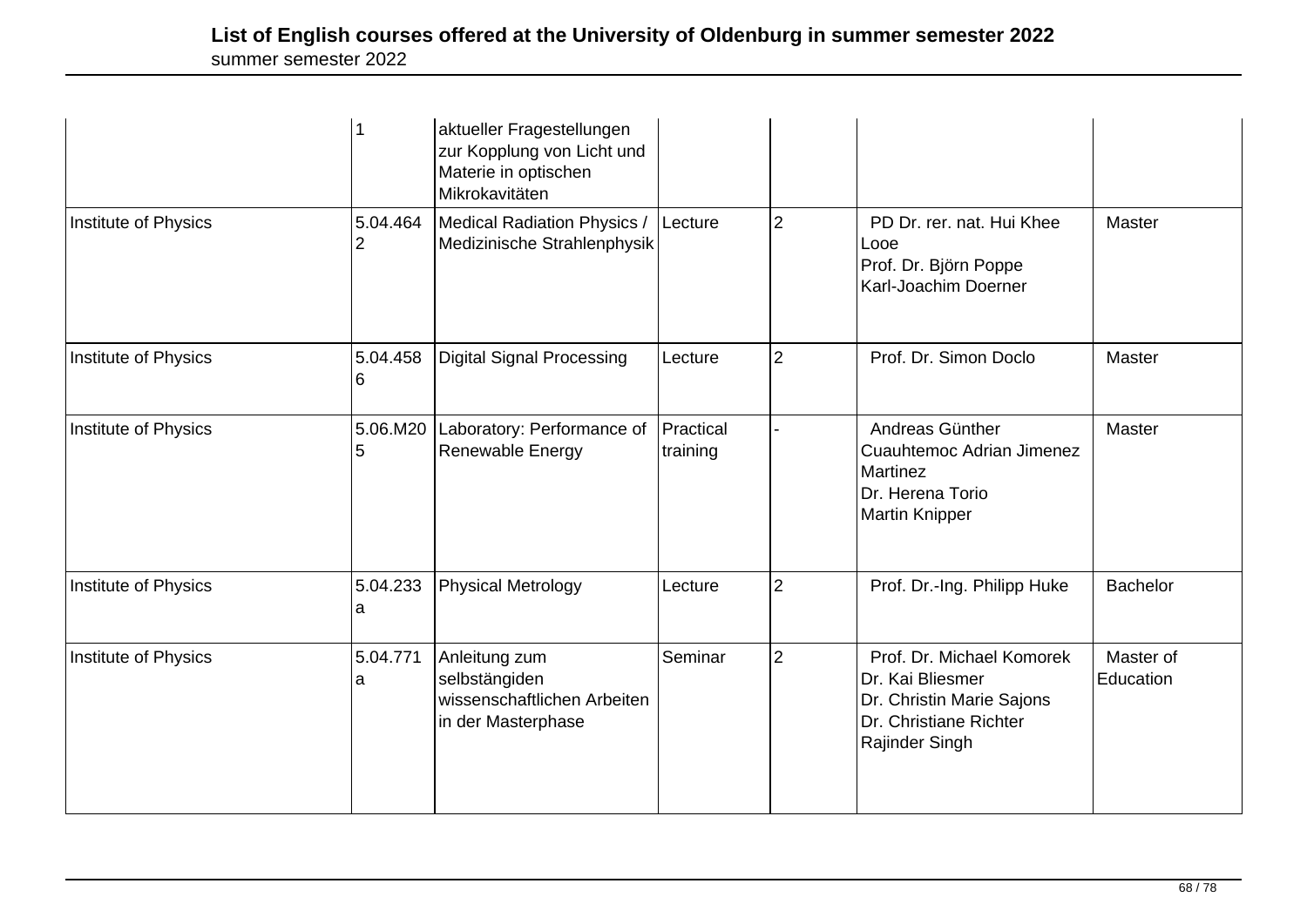| | 1 | aktueller Fragestellungen zur Kopplung von Licht und Materie in optischen Mikrokavitäten | | | | |
|---|---|---|---|---|---|---|
| Institute of Physics | 5.04.4642 | Medical Radiation Physics / Medizinische Strahlenphysik | Lecture | 2 | PD Dr. rer. nat. Hui Khee Looe<br>Prof. Dr. Björn Poppe<br>Karl-Joachim Doerner | Master |
| Institute of Physics | 5.04.4586 | Digital Signal Processing | Lecture | 2 | Prof. Dr. Simon Doclo | Master |
| Institute of Physics | 5.06.M205 | Laboratory: Performance of Renewable Energy | Practical training | - | Andreas Günther<br>Cuauhtemoc Adrian Jimenez Martinez<br>Dr. Herena Torio<br>Martin Knipper | Master |
| Institute of Physics | 5.04.233a | Physical Metrology | Lecture | 2 | Prof. Dr.-Ing. Philipp Huke | Bachelor |
| Institute of Physics | 5.04.771a | Anleitung zum selbstängiden wissenschaftlichen Arbeiten in der Masterphase | Seminar | 2 | Prof. Dr. Michael Komorek<br>Dr. Kai Bliesmer<br>Dr. Christin Marie Sajons<br>Dr. Christiane Richter<br>Rajinder Singh | Master of Education |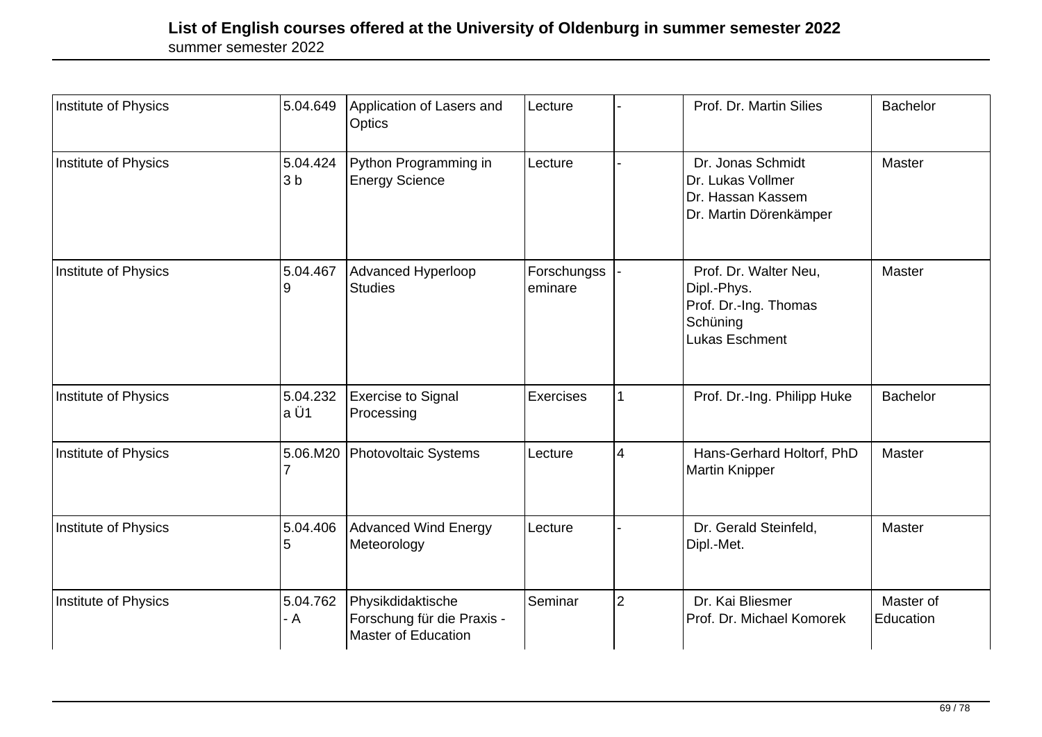# List of English courses offered at the University of Oldenburg in summer semester 2022

summer semester 2022

| | | | | | | |
|---|---|---|---|---|---|---|
| Institute of Physics | 5.04.649 | Application of Lasers and Optics | Lecture | - | Prof. Dr. Martin Silies | Bachelor |
| Institute of Physics | 5.04.4243 b | Python Programming in Energy Science | Lecture | - | Dr. Jonas Schmidt<br>Dr. Lukas Vollmer<br>Dr. Hassan Kassem<br>Dr. Martin Dörenkämper | Master |
| Institute of Physics | 5.04.4679 | Advanced Hyperloop Studies | Forschungsseminare | - | Prof. Dr. Walter Neu, Dipl.-Phys.<br>Prof. Dr.-Ing. Thomas Schüning<br>Lukas Eschment | Master |
| Institute of Physics | 5.04.232a Ü1 | Exercise to Signal Processing | Exercises | 1 | Prof. Dr.-Ing. Philipp Huke | Bachelor |
| Institute of Physics | 5.06.M207 | Photovoltaic Systems | Lecture | 4 | Hans-Gerhard Holtorf, PhD<br>Martin Knipper | Master |
| Institute of Physics | 5.04.4065 | Advanced Wind Energy Meteorology | Lecture | - | Dr. Gerald Steinfeld, Dipl.-Met. | Master |
| Institute of Physics | 5.04.762 - A | Physikdidaktische Forschung für die Praxis - Master of Education | Seminar | 2 | Dr. Kai Bliesmer<br>Prof. Dr. Michael Komorek | Master of Education |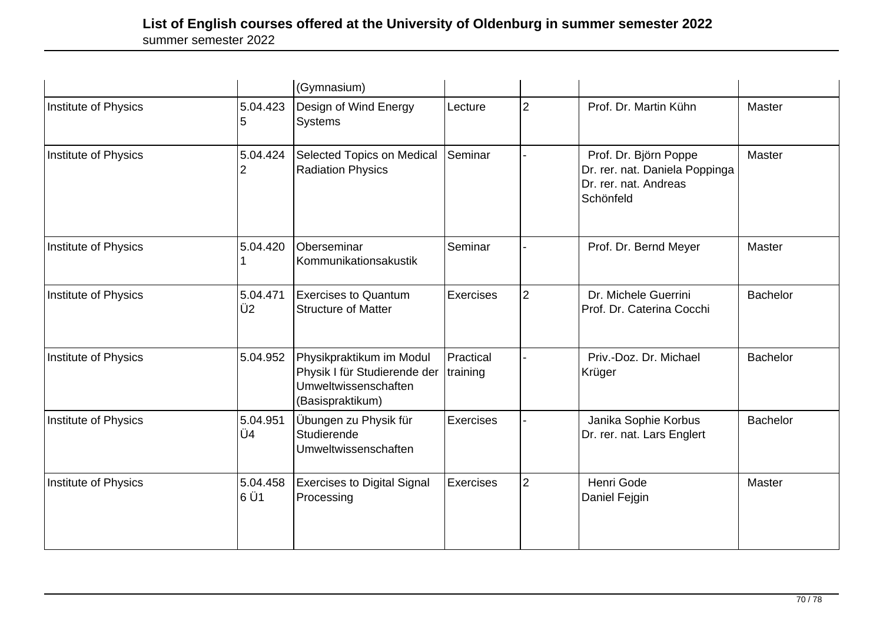| | | (Gymnasium) | | | | |
|---|---|---|---|---|---|---|
| Institute of Physics | 5.04.4235 | Design of Wind Energy Systems | Lecture | 2 | Prof. Dr. Martin Kühn | Master |
| Institute of Physics | 5.04.4242 | Selected Topics on Medical Radiation Physics | Seminar | - | Prof. Dr. Björn Poppe<br>Dr. rer. nat. Daniela Poppinga<br>Dr. rer. nat. Andreas Schönfeld | Master |
| Institute of Physics | 5.04.4201 | Oberseminar Kommunikationsakustik | Seminar | - | Prof. Dr. Bernd Meyer | Master |
| Institute of Physics | 5.04.471 Ü2 | Exercises to Quantum Structure of Matter | Exercises | 2 | Dr. Michele Guerrini<br>Prof. Dr. Caterina Cocchi | Bachelor |
| Institute of Physics | 5.04.952 | Physikpraktikum im Modul Physik I für Studierende der Umweltwissenschaften (Basispraktikum) | Practical training | - | Priv.-Doz. Dr. Michael Krüger | Bachelor |
| Institute of Physics | 5.04.951 Ü4 | Übungen zu Physik für Studierende Umweltwissenschaften | Exercises | - | Janika Sophie Korbus<br>Dr. rer. nat. Lars Englert | Bachelor |
| Institute of Physics | 5.04.4586 Ü1 | Exercises to Digital Signal Processing | Exercises | 2 | Henri Gode<br>Daniel Fejgin | Master |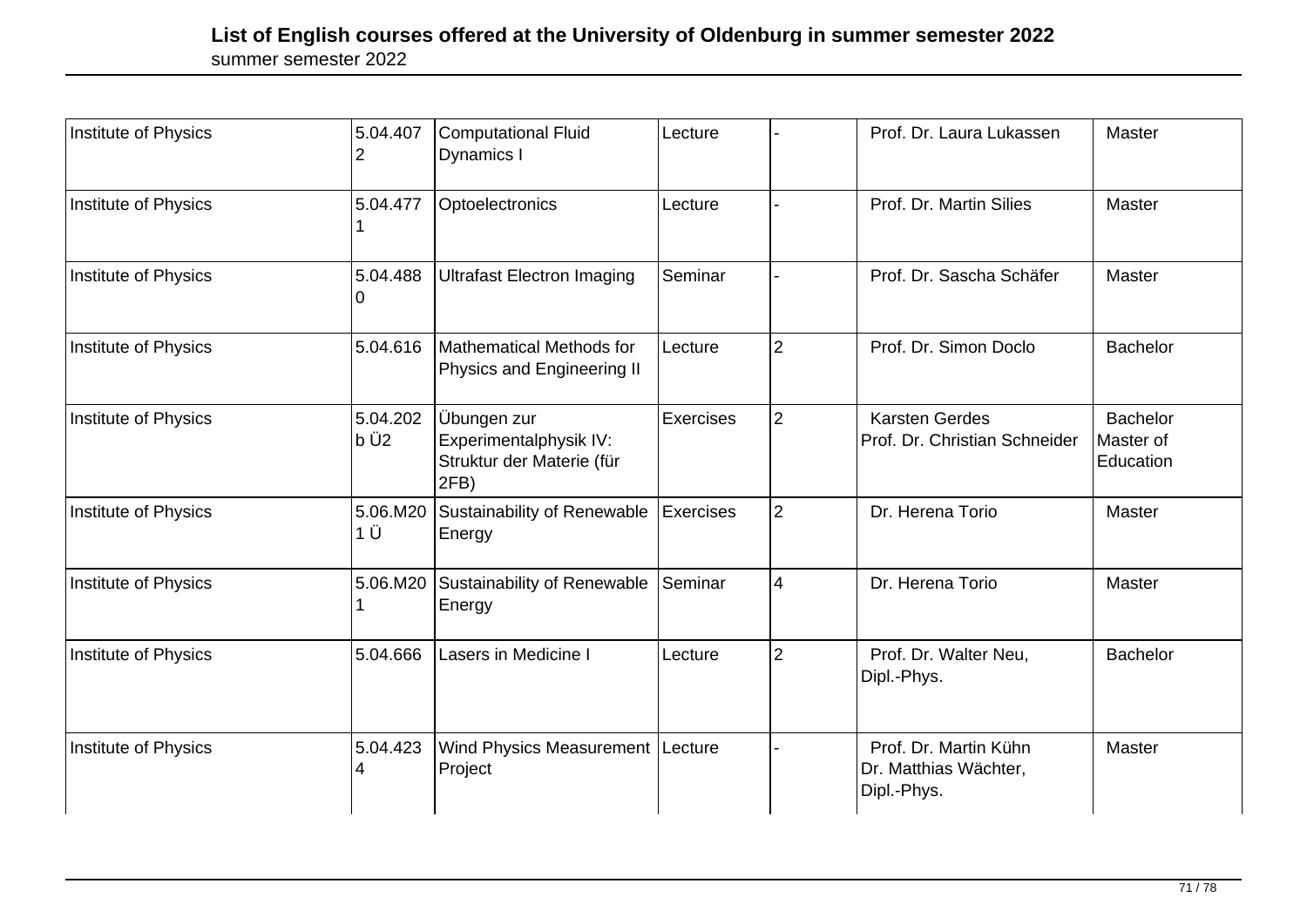# List of English courses offered at the University of Oldenburg in summer semester 2022

summer semester 2022

| | | | | | | |
|---|---|---|---|---|---|---|
| Institute of Physics | 5.04.4072 | Computational Fluid Dynamics I | Lecture | - | Prof. Dr. Laura Lukassen | Master |
| Institute of Physics | 5.04.4771 | Optoelectronics | Lecture | - | Prof. Dr. Martin Silies | Master |
| Institute of Physics | 5.04.4880 | Ultrafast Electron Imaging | Seminar | - | Prof. Dr. Sascha Schäfer | Master |
| Institute of Physics | 5.04.616 | Mathematical Methods for Physics and Engineering II | Lecture | 2 | Prof. Dr. Simon Doclo | Bachelor |
| Institute of Physics | 5.04.202b Ü2 | Übungen zur Experimentalphysik IV: Struktur der Materie (für 2FB) | Exercises | 2 | Karsten Gerdes<br>Prof. Dr. Christian Schneider | Bachelor<br>Master of Education |
| Institute of Physics | 5.06.M201 Ü | Sustainability of Renewable Energy | Exercises | 2 | Dr. Herena Torio | Master |
| Institute of Physics | 5.06.M201 | Sustainability of Renewable Energy | Seminar | 4 | Dr. Herena Torio | Master |
| Institute of Physics | 5.04.666 | Lasers in Medicine I | Lecture | 2 | Prof. Dr. Walter Neu, Dipl.-Phys. | Bachelor |
| Institute of Physics | 5.04.4234 | Wind Physics Measurement Project | Lecture | - | Prof. Dr. Martin Kühn<br>Dr. Matthias Wächter, Dipl.-Phys. | Master |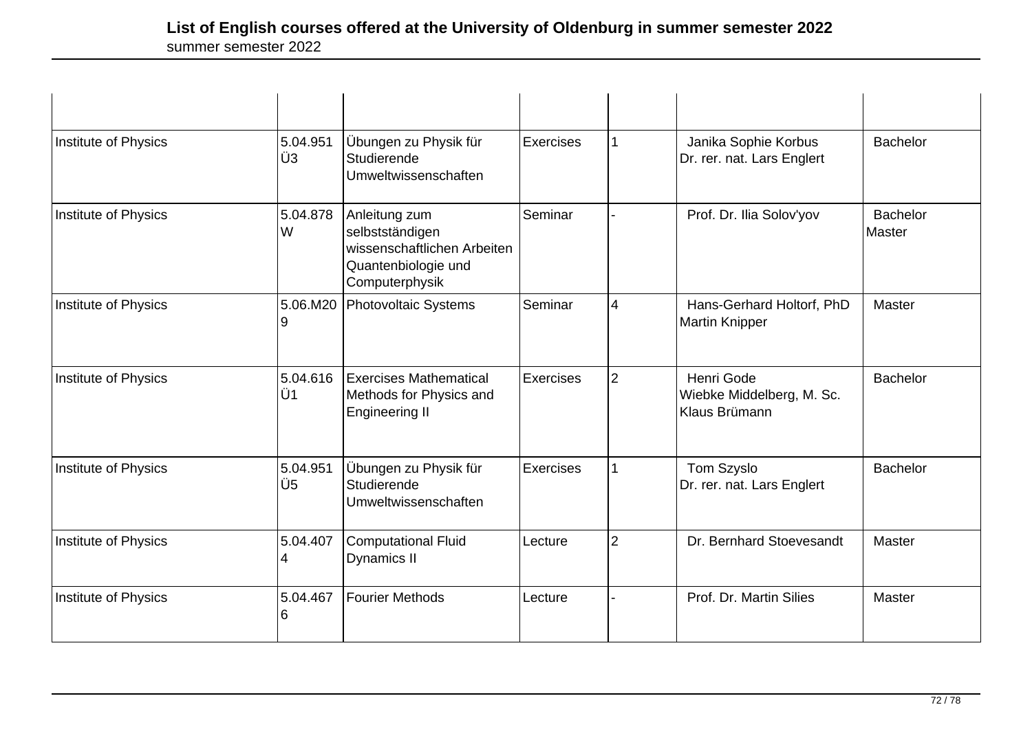| | | | | | | |
|---|---|---|---|---|---|---|
| Institute of Physics | 5.04.951 Ü3 | Übungen zu Physik für Studierende Umweltwissenschaften | Exercises | 1 | Janika Sophie Korbus<br>Dr. rer. nat. Lars Englert | Bachelor |
| Institute of Physics | 5.04.878 W | Anleitung zum selbstständigen wissenschaftlichen Arbeiten Quantenbiologie und Computerphysik | Seminar | - | Prof. Dr. Ilia Solov'yov | Bachelor<br>Master |
| Institute of Physics | 5.06.M209 | Photovoltaic Systems | Seminar | 4 | Hans-Gerhard Holtorf, PhD<br>Martin Knipper | Master |
| Institute of Physics | 5.04.616 Ü1 | Exercises Mathematical Methods for Physics and Engineering II | Exercises | 2 | Henri Gode<br>Wiebke Middelberg, M. Sc.<br>Klaus Brümann | Bachelor |
| Institute of Physics | 5.04.951 Ü5 | Übungen zu Physik für Studierende Umweltwissenschaften | Exercises | 1 | Tom Szyslo<br>Dr. rer. nat. Lars Englert | Bachelor |
| Institute of Physics | 5.04.4074 | Computational Fluid Dynamics II | Lecture | 2 | Dr. Bernhard Stoevesandt | Master |
| Institute of Physics | 5.04.4676 | Fourier Methods | Lecture | - | Prof. Dr. Martin Silies | Master |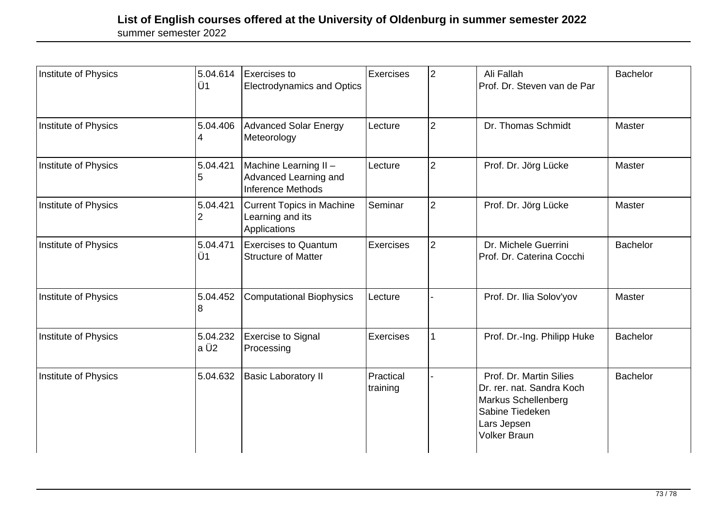# List of English courses offered at the University of Oldenburg in summer semester 2022

summer semester 2022

| | | | | | | |
|---|---|---|---|---|---|---|
| Institute of Physics | 5.04.614 Ü1 | Exercises to Electrodynamics and Optics | Exercises | 2 | Ali Fallah<br>Prof. Dr. Steven van de Par | Bachelor |
| Institute of Physics | 5.04.406 4 | Advanced Solar Energy Meteorology | Lecture | 2 | Dr. Thomas Schmidt | Master |
| Institute of Physics | 5.04.421 5 | Machine Learning II – Advanced Learning and Inference Methods | Lecture | 2 | Prof. Dr. Jörg Lücke | Master |
| Institute of Physics | 5.04.421 2 | Current Topics in Machine Learning and its Applications | Seminar | 2 | Prof. Dr. Jörg Lücke | Master |
| Institute of Physics | 5.04.471 Ü1 | Exercises to Quantum Structure of Matter | Exercises | 2 | Dr. Michele Guerrini<br>Prof. Dr. Caterina Cocchi | Bachelor |
| Institute of Physics | 5.04.452 8 | Computational Biophysics | Lecture | - | Prof. Dr. Ilia Solov'yov | Master |
| Institute of Physics | 5.04.232 a Ü2 | Exercise to Signal Processing | Exercises | 1 | Prof. Dr.-Ing. Philipp Huke | Bachelor |
| Institute of Physics | 5.04.632 | Basic Laboratory II | Practical training | - | Prof. Dr. Martin Silies<br>Dr. rer. nat. Sandra Koch<br>Markus Schellenberg<br>Sabine Tiedeken<br>Lars Jepsen<br>Volker Braun | Bachelor |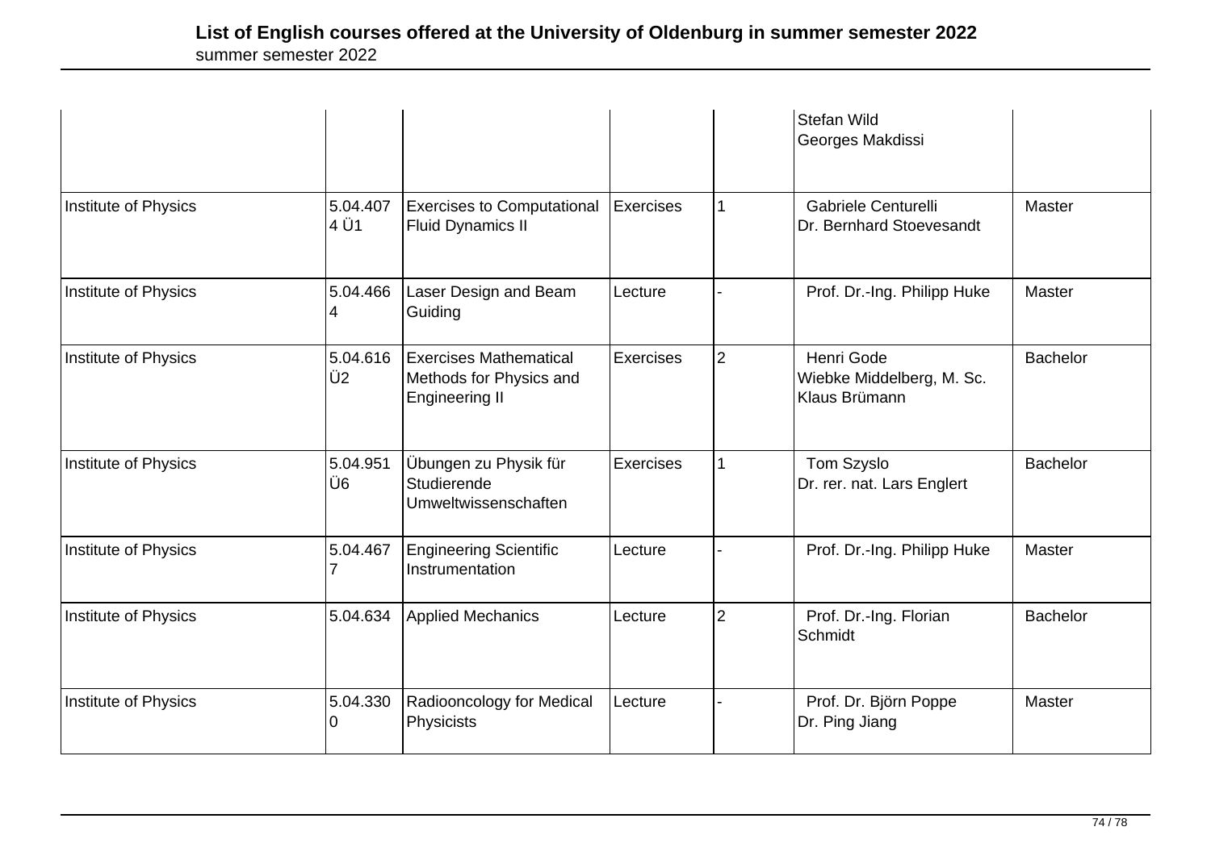| | | | | | | |
|---|---|---|---|---|---|---|
| | | | | | Stefan Wild<br>Georges Makdissi | |
| Institute of Physics | 5.04.4074 Ü1 | Exercises to Computational Fluid Dynamics II | Exercises | 1 | Gabriele Centurelli<br>Dr. Bernhard Stoevesandt | Master |
| Institute of Physics | 5.04.4664 | Laser Design and Beam Guiding | Lecture | - | Prof. Dr.-Ing. Philipp Huke | Master |
| Institute of Physics | 5.04.616 Ü2 | Exercises Mathematical Methods for Physics and Engineering II | Exercises | 2 | Henri Gode<br>Wiebke Middelberg, M. Sc.<br>Klaus Brümann | Bachelor |
| Institute of Physics | 5.04.951 Ü6 | Übungen zu Physik für Studierende Umweltwissenschaften | Exercises | 1 | Tom Szyslo<br>Dr. rer. nat. Lars Englert | Bachelor |
| Institute of Physics | 5.04.4677 | Engineering Scientific Instrumentation | Lecture | - | Prof. Dr.-Ing. Philipp Huke | Master |
| Institute of Physics | 5.04.634 | Applied Mechanics | Lecture | 2 | Prof. Dr.-Ing. Florian Schmidt | Bachelor |
| Institute of Physics | 5.04.3300 | Radiooncology for Medical Physicists | Lecture | - | Prof. Dr. Björn Poppe<br>Dr. Ping Jiang | Master |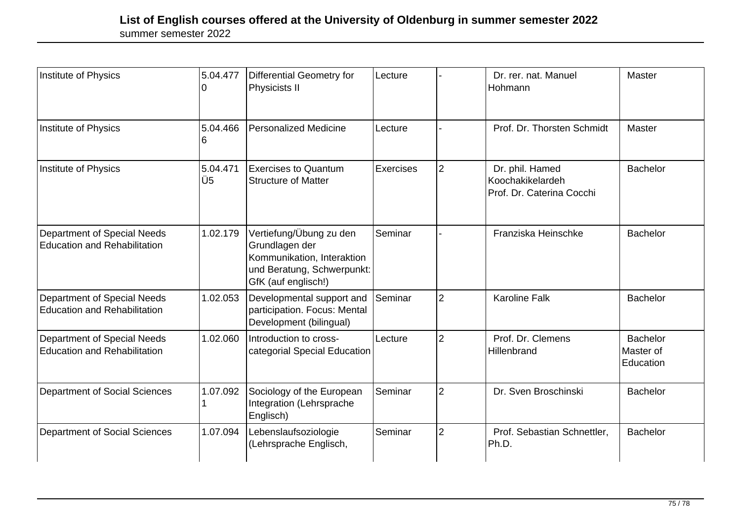# List of English courses offered at the University of Oldenburg in summer semester 2022

summer semester 2022

| | | | | | | |
|---|---|---|---|---|---|---|
| Institute of Physics | 5.04.4770 | Differential Geometry for Physicists II | Lecture | - | Dr. rer. nat. Manuel Hohmann | Master |
| Institute of Physics | 5.04.4666 | Personalized Medicine | Lecture | - | Prof. Dr. Thorsten Schmidt | Master |
| Institute of Physics | 5.04.471Ü5 | Exercises to Quantum Structure of Matter | Exercises | 2 | Dr. phil. Hamed Koochakikelardeh<br>Prof. Dr. Caterina Cocchi | Bachelor |
| Department of Special Needs Education and Rehabilitation | 1.02.179 | Vertiefung/Übung zu den Grundlagen der Kommunikation, Interaktion und Beratung, Schwerpunkt: GfK (auf englisch!) | Seminar | - | Franziska Heinschke | Bachelor |
| Department of Special Needs Education and Rehabilitation | 1.02.053 | Developmental support and participation. Focus: Mental Development (bilingual) | Seminar | 2 | Karoline Falk | Bachelor |
| Department of Special Needs Education and Rehabilitation | 1.02.060 | Introduction to cross-categorial Special Education | Lecture | 2 | Prof. Dr. Clemens Hillenbrand | Bachelor<br>Master of Education |
| Department of Social Sciences | 1.07.0921 | Sociology of the European Integration (Lehrsprache Englisch) | Seminar | 2 | Dr. Sven Broschinski | Bachelor |
| Department of Social Sciences | 1.07.094 | Lebenslaufsoziologie (Lehrsprache Englisch, | Seminar | 2 | Prof. Sebastian Schnettler, Ph.D. | Bachelor |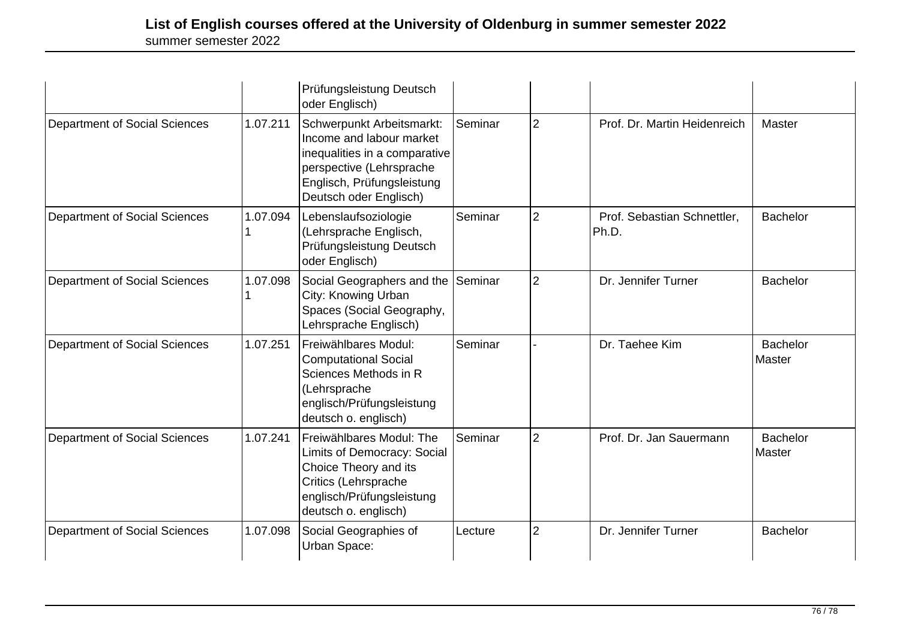| | | | | | | |
|---|---|---|---|---|---|---|
| | | Prüfungsleistung Deutsch oder Englisch) | | | | |
| Department of Social Sciences | 1.07.211 | Schwerpunkt Arbeitsmarkt: Income and labour market inequalities in a comparative perspective (Lehrsprache Englisch, Prüfungsleistung Deutsch oder Englisch) | Seminar | 2 | Prof. Dr. Martin Heidenreich | Master |
| Department of Social Sciences | 1.07.0941 | Lebenslaufsoziologie (Lehrsprache Englisch, Prüfungsleistung Deutsch oder Englisch) | Seminar | 2 | Prof. Sebastian Schnettler, Ph.D. | Bachelor |
| Department of Social Sciences | 1.07.0981 | Social Geographers and the City: Knowing Urban Spaces (Social Geography, Lehrsprache Englisch) | Seminar | 2 | Dr. Jennifer Turner | Bachelor |
| Department of Social Sciences | 1.07.251 | Freiwählbares Modul: Computational Social Sciences Methods in R (Lehrsprache englisch/Prüfungsleistung deutsch o. englisch) | Seminar | - | Dr. Taehee Kim | Bachelor Master |
| Department of Social Sciences | 1.07.241 | Freiwählbares Modul: The Limits of Democracy: Social Choice Theory and its Critics (Lehrsprache englisch/Prüfungsleistung deutsch o. englisch) | Seminar | 2 | Prof. Dr. Jan Sauermann | Bachelor Master |
| Department of Social Sciences | 1.07.098 | Social Geographies of Urban Space: | Lecture | 2 | Dr. Jennifer Turner | Bachelor |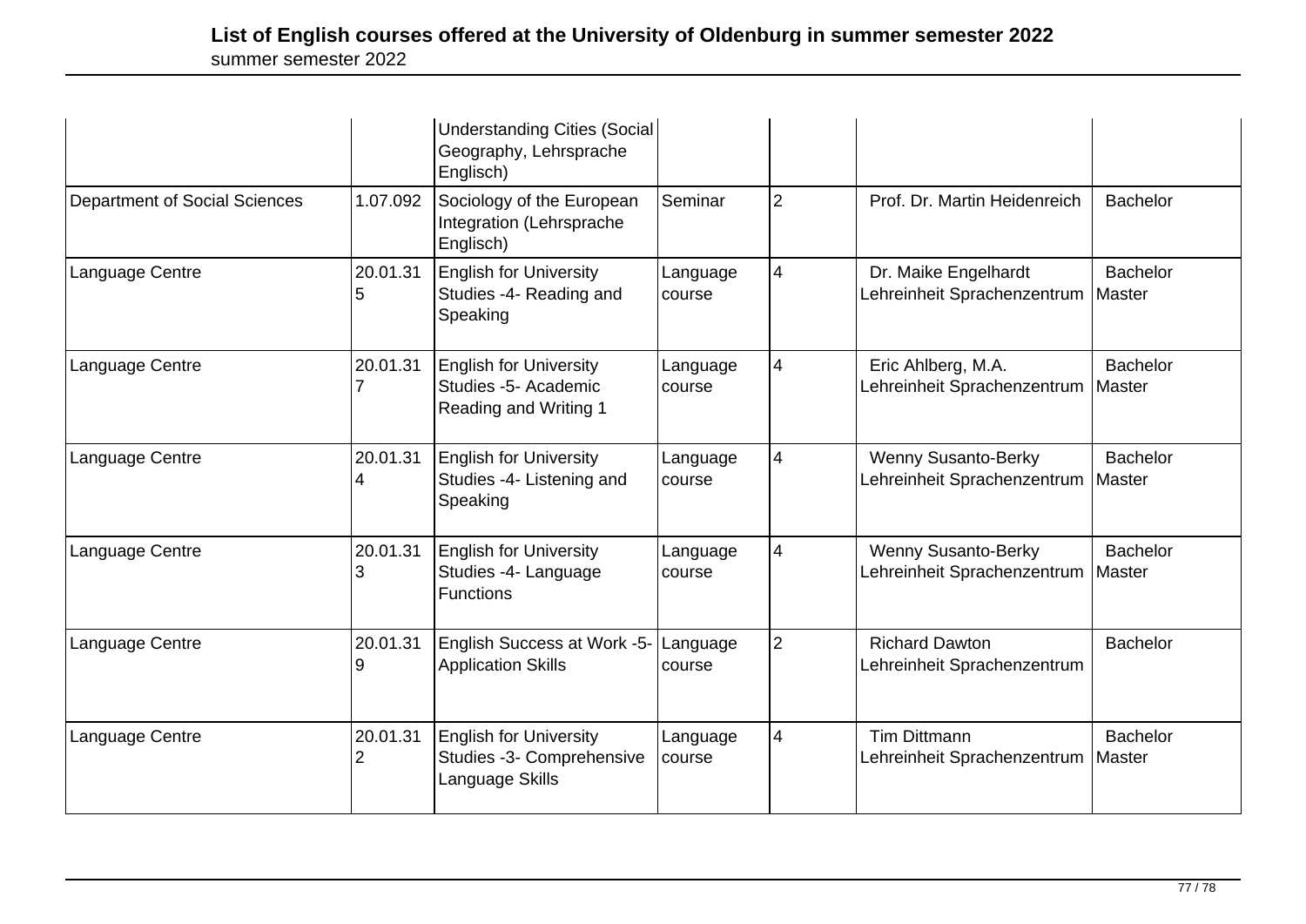| | | | | | | |
|---|---|---|---|---|---|---|
| | | Understanding Cities (Social Geography, Lehrsprache Englisch) | | | | |
| Department of Social Sciences | 1.07.092 | Sociology of the European Integration (Lehrsprache Englisch) | Seminar | 2 | Prof. Dr. Martin Heidenreich | Bachelor |
| Language Centre | 20.01.315 | English for University Studies -4- Reading and Speaking | Language course | 4 | Dr. Maike Engelhardt Lehreinheit Sprachenzentrum | Bachelor Master |
| Language Centre | 20.01.317 | English for University Studies -5- Academic Reading and Writing 1 | Language course | 4 | Eric Ahlberg, M.A. Lehreinheit Sprachenzentrum | Bachelor Master |
| Language Centre | 20.01.314 | English for University Studies -4- Listening and Speaking | Language course | 4 | Wenny Susanto-Berky Lehreinheit Sprachenzentrum | Bachelor Master |
| Language Centre | 20.01.313 | English for University Studies -4- Language Functions | Language course | 4 | Wenny Susanto-Berky Lehreinheit Sprachenzentrum | Bachelor Master |
| Language Centre | 20.01.319 | English Success at Work -5- Application Skills | Language course | 2 | Richard Dawton Lehreinheit Sprachenzentrum | Bachelor |
| Language Centre | 20.01.312 | English for University Studies -3- Comprehensive Language Skills | Language course | 4 | Tim Dittmann Lehreinheit Sprachenzentrum | Bachelor Master |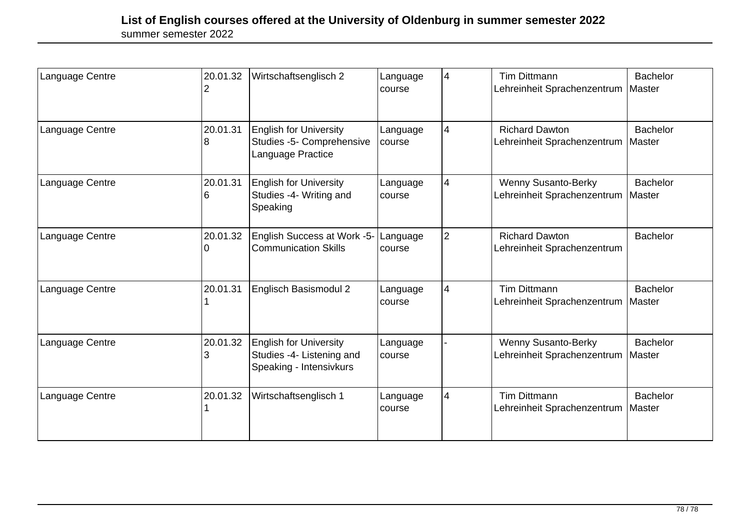**List of English courses offered at the University of Oldenburg in summer semester 2022**
summer semester 2022

| | | | | | | |
|---|---|---|---|---|---|---|
| Language Centre | 20.01.322 | Wirtschaftsenglisch 2 | Language course | 4 | Tim Dittmann Lehreinheit Sprachenzentrum | Bachelor Master |
| Language Centre | 20.01.318 | English for University Studies -5- Comprehensive Language Practice | Language course | 4 | Richard Dawton Lehreinheit Sprachenzentrum | Bachelor Master |
| Language Centre | 20.01.316 | English for University Studies -4- Writing and Speaking | Language course | 4 | Wenny Susanto-Berky Lehreinheit Sprachenzentrum | Bachelor Master |
| Language Centre | 20.01.320 | English Success at Work -5- Communication Skills | Language course | 2 | Richard Dawton Lehreinheit Sprachenzentrum | Bachelor |
| Language Centre | 20.01.311 | Englisch Basismodul 2 | Language course | 4 | Tim Dittmann Lehreinheit Sprachenzentrum | Bachelor Master |
| Language Centre | 20.01.323 | English for University Studies -4- Listening and Speaking - Intensivkurs | Language course | - | Wenny Susanto-Berky Lehreinheit Sprachenzentrum | Bachelor Master |
| Language Centre | 20.01.321 | Wirtschaftsenglisch 1 | Language course | 4 | Tim Dittmann Lehreinheit Sprachenzentrum | Bachelor Master |